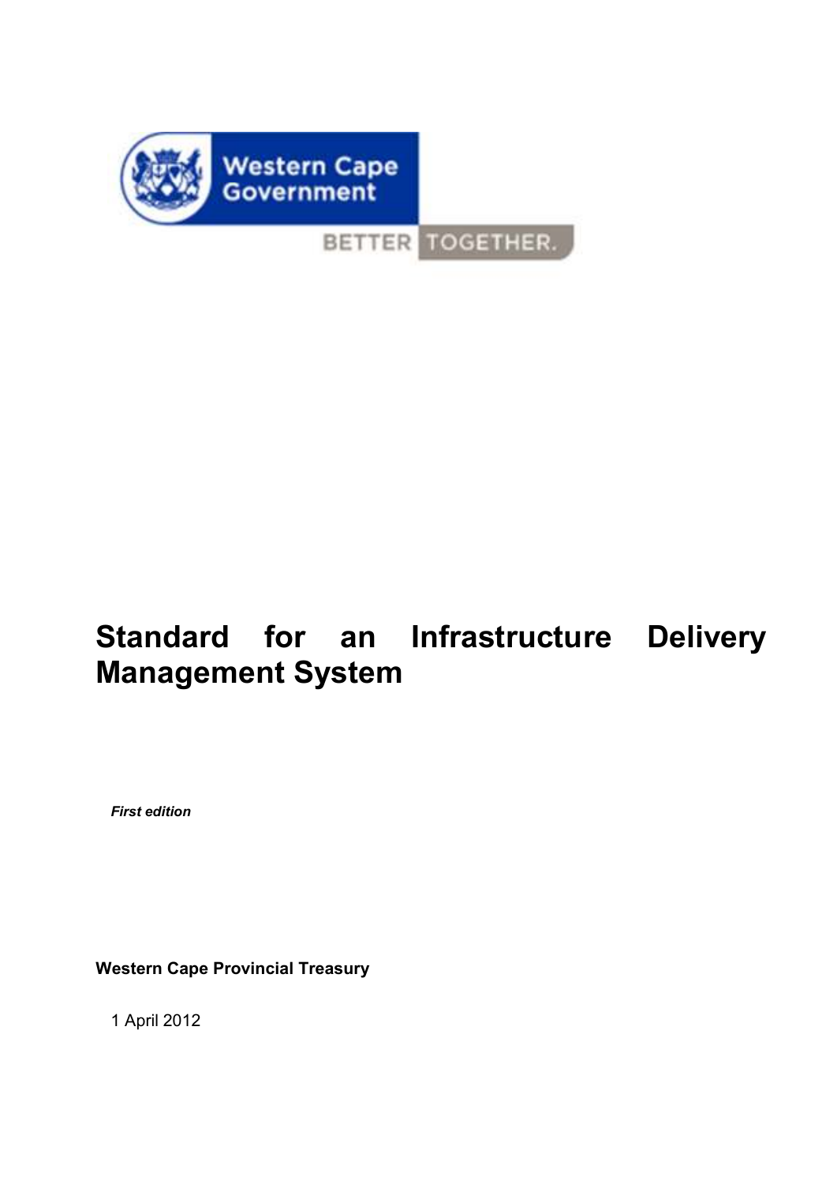Western Cape Government

BETTER TOGETHER.

# Standard for an Infrastructure Delivery Management System

***First edition***

**Western Cape Provincial Treasury**

1 April 2012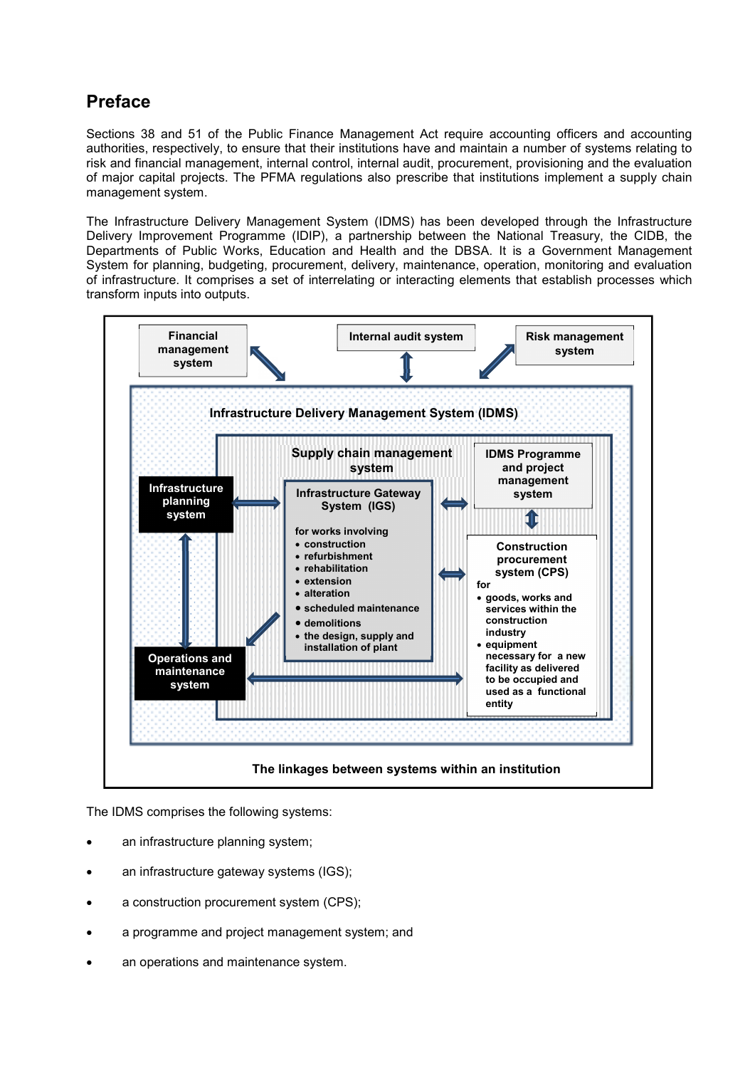# Preface

Sections 38 and 51 of the Public Finance Management Act require accounting officers and accounting authorities, respectively, to ensure that their institutions have and maintain a number of systems relating to risk and financial management, internal control, internal audit, procurement, provisioning and the evaluation of major capital projects. The PFMA regulations also prescribe that institutions implement a supply chain management system.

The Infrastructure Delivery Management System (IDMS) has been developed through the Infrastructure Delivery Improvement Programme (IDIP), a partnership between the National Treasury, the CIDB, the Departments of Public Works, Education and Health and the DBSA. It is a Government Management System for planning, budgeting, procurement, delivery, maintenance, operation, monitoring and evaluation of infrastructure. It comprises a set of interrelating or interacting elements that establish processes which transform inputs into outputs.

**Financial management system** | **Internal audit system** | **Risk management system**

**Infrastructure Delivery Management System (IDMS)**

**Supply chain management system**

**Infrastructure planning system**

**Infrastructure Gateway System (IGS)**

for works involving
- construction
- refurbishment
- rehabilitation
- extension
- alteration
- scheduled maintenance
- demolitions
- the design, supply and installation of plant

**IDMS Programme and project management system**

**Construction procurement system (CPS)**

for
- goods, works and services within the construction industry
- equipment necessary for a new facility as delivered to be occupied and used as a functional entity

**Operations and maintenance system**

**The linkages between systems within an institution**

The IDMS comprises the following systems:

- an infrastructure planning system;
- an infrastructure gateway systems (IGS);
- a construction procurement system (CPS);
- a programme and project management system; and
- an operations and maintenance system.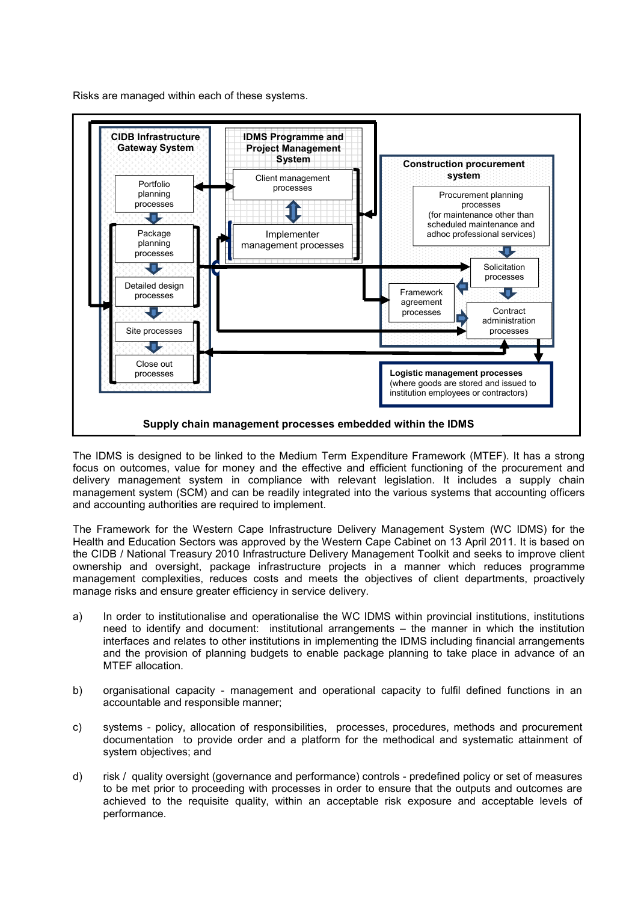Risks are managed within each of these systems.

**CIDB Infrastructure Gateway System**

- Portfolio planning processes
- Package planning processes
- Detailed design processes
- Site processes
- Close out processes

**IDMS Programme and Project Management System**

- Client management processes
- Implementer management processes

**Construction procurement system**

- Procurement planning processes (for maintenance other than scheduled maintenance and adhoc professional services)
- Solicitation processes
- Framework agreement processes
- Contract administration processes

**Logistic management processes** (where goods are stored and issued to institution employees or contractors)

**Supply chain management processes embedded within the IDMS**

The IDMS is designed to be linked to the Medium Term Expenditure Framework (MTEF). It has a strong focus on outcomes, value for money and the effective and efficient functioning of the procurement and delivery management system in compliance with relevant legislation. It includes a supply chain management system (SCM) and can be readily integrated into the various systems that accounting officers and accounting authorities are required to implement.

The Framework for the Western Cape Infrastructure Delivery Management System (WC IDMS) for the Health and Education Sectors was approved by the Western Cape Cabinet on 13 April 2011. It is based on the CIDB / National Treasury 2010 Infrastructure Delivery Management Toolkit and seeks to improve client ownership and oversight, package infrastructure projects in a manner which reduces programme management complexities, reduces costs and meets the objectives of client departments, proactively manage risks and ensure greater efficiency in service delivery.

a) In order to institutionalise and operationalise the WC IDMS within provincial institutions, institutions need to identify and document: institutional arrangements – the manner in which the institution interfaces and relates to other institutions in implementing the IDMS including financial arrangements and the provision of planning budgets to enable package planning to take place in advance of an MTEF allocation.

b) organisational capacity - management and operational capacity to fulfil defined functions in an accountable and responsible manner;

c) systems - policy, allocation of responsibilities, processes, procedures, methods and procurement documentation to provide order and a platform for the methodical and systematic attainment of system objectives; and

d) risk / quality oversight (governance and performance) controls - predefined policy or set of measures to be met prior to proceeding with processes in order to ensure that the outputs and outcomes are achieved to the requisite quality, within an acceptable risk exposure and acceptable levels of performance.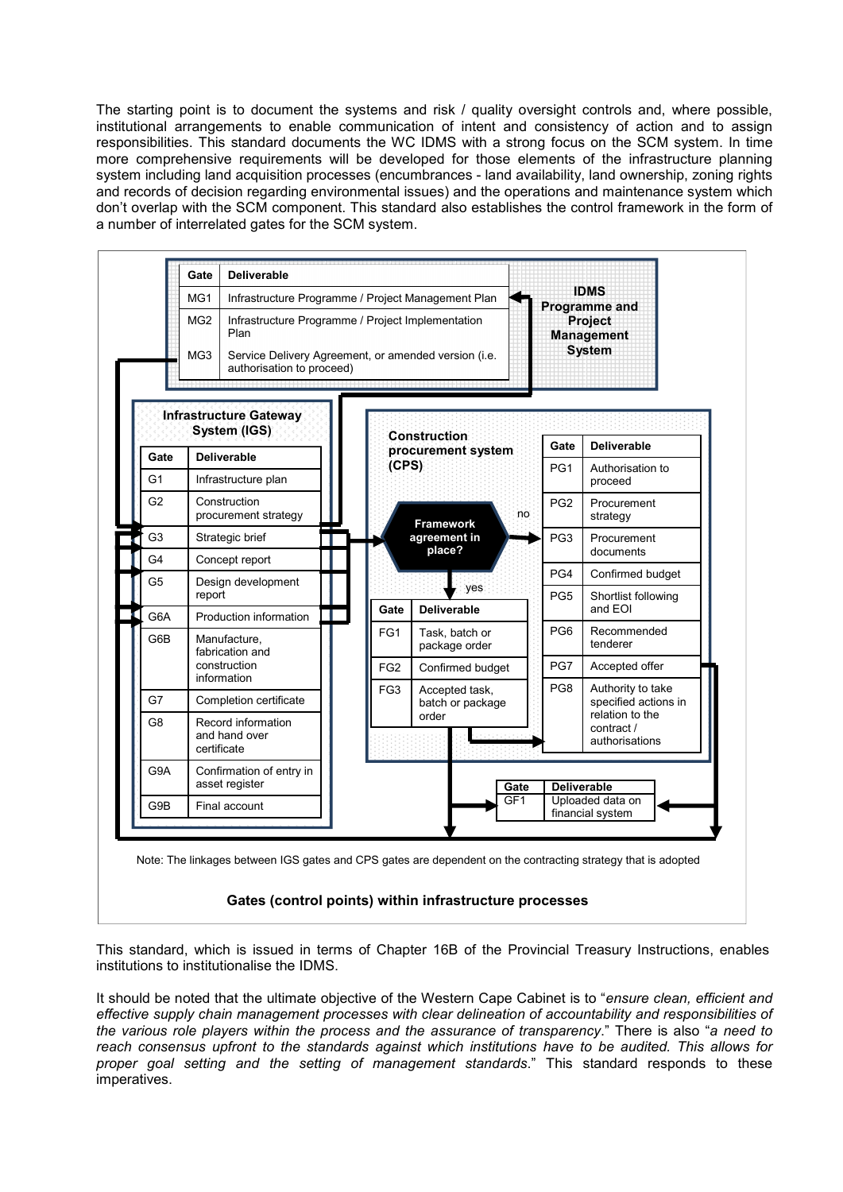The starting point is to document the systems and risk / quality oversight controls and, where possible, institutional arrangements to enable communication of intent and consistency of action and to assign responsibilities. This standard documents the WC IDMS with a strong focus on the SCM system. In time more comprehensive requirements will be developed for those elements of the infrastructure planning system including land acquisition processes (encumbrances - land availability, land ownership, zoning rights and records of decision regarding environmental issues) and the operations and maintenance system which don't overlap with the SCM component. This standard also establishes the control framework in the form of a number of interrelated gates for the SCM system.

**IDMS Programme and Project Management System**

| Gate | Deliverable |
|---|---|
| MG1 | Infrastructure Programme / Project Management Plan |
| MG2 | Infrastructure Programme / Project Implementation Plan |
| MG3 | Service Delivery Agreement, or amended version (i.e. authorisation to proceed) |

**Infrastructure Gateway System (IGS)**

| Gate | Deliverable |
|---|---|
| G1 | Infrastructure plan |
| G2 | Construction procurement strategy |
| G3 | Strategic brief |
| G4 | Concept report |
| G5 | Design development report |
| G6A | Production information |
| G6B | Manufacture, fabrication and construction information |
| G7 | Completion certificate |
| G8 | Record information and hand over certificate |
| G9A | Confirmation of entry in asset register |
| G9B | Final account |

**Construction procurement system (CPS)**

Framework agreement in place? (yes / no)

| Gate | Deliverable |
|---|---|
| FG1 | Task, batch or package order |
| FG2 | Confirmed budget |
| FG3 | Accepted task, batch or package order |

| Gate | Deliverable |
|---|---|
| PG1 | Authorisation to proceed |
| PG2 | Procurement strategy |
| PG3 | Procurement documents |
| PG4 | Confirmed budget |
| PG5 | Shortlist following and EOI |
| PG6 | Recommended tenderer |
| PG7 | Accepted offer |
| PG8 | Authority to take specified actions in relation to the contract / authorisations |

| Gate | Deliverable |
|---|---|
| GF1 | Uploaded data on financial system |

Note: The linkages between IGS gates and CPS gates are dependent on the contracting strategy that is adopted

**Gates (control points) within infrastructure processes**

This standard, which is issued in terms of Chapter 16B of the Provincial Treasury Instructions, enables institutions to institutionalise the IDMS.

It should be noted that the ultimate objective of the Western Cape Cabinet is to "*ensure clean, efficient and effective supply chain management processes with clear delineation of accountability and responsibilities of the various role players within the process and the assurance of transparency*." There is also "*a need to reach consensus upfront to the standards against which institutions have to be audited. This allows for proper goal setting and the setting of management standards*." This standard responds to these imperatives.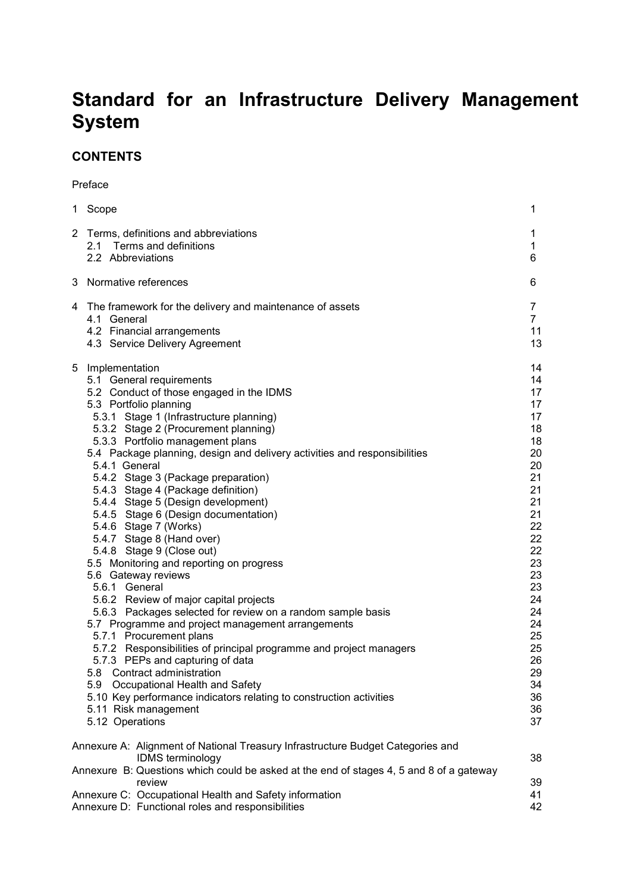# Standard for an Infrastructure Delivery Management System

## CONTENTS

Preface

| | |
|---|---|
| 1 Scope | 1 |
| 2 Terms, definitions and abbreviations | 1 |
| 2.1 Terms and definitions | 1 |
| 2.2 Abbreviations | 6 |
| 3 Normative references | 6 |
| 4 The framework for the delivery and maintenance of assets | 7 |
| 4.1 General | 7 |
| 4.2 Financial arrangements | 11 |
| 4.3 Service Delivery Agreement | 13 |
| 5 Implementation | 14 |
| 5.1 General requirements | 14 |
| 5.2 Conduct of those engaged in the IDMS | 17 |
| 5.3 Portfolio planning | 17 |
| 5.3.1 Stage 1 (Infrastructure planning) | 17 |
| 5.3.2 Stage 2 (Procurement planning) | 18 |
| 5.3.3 Portfolio management plans | 18 |
| 5.4 Package planning, design and delivery activities and responsibilities | 20 |
| 5.4.1 General | 20 |
| 5.4.2 Stage 3 (Package preparation) | 21 |
| 5.4.3 Stage 4 (Package definition) | 21 |
| 5.4.4 Stage 5 (Design development) | 21 |
| 5.4.5 Stage 6 (Design documentation) | 21 |
| 5.4.6 Stage 7 (Works) | 22 |
| 5.4.7 Stage 8 (Hand over) | 22 |
| 5.4.8 Stage 9 (Close out) | 22 |
| 5.5 Monitoring and reporting on progress | 23 |
| 5.6 Gateway reviews | 23 |
| 5.6.1 General | 23 |
| 5.6.2 Review of major capital projects | 24 |
| 5.6.3 Packages selected for review on a random sample basis | 24 |
| 5.7 Programme and project management arrangements | 24 |
| 5.7.1 Procurement plans | 25 |
| 5.7.2 Responsibilities of principal programme and project managers | 25 |
| 5.7.3 PEPs and capturing of data | 26 |
| 5.8 Contract administration | 29 |
| 5.9 Occupational Health and Safety | 34 |
| 5.10 Key performance indicators relating to construction activities | 36 |
| 5.11 Risk management | 36 |
| 5.12 Operations | 37 |
| Annexure A: Alignment of National Treasury Infrastructure Budget Categories and IDMS terminology | 38 |
| Annexure B: Questions which could be asked at the end of stages 4, 5 and 8 of a gateway review | 39 |
| Annexure C: Occupational Health and Safety information | 41 |
| Annexure D: Functional roles and responsibilities | 42 |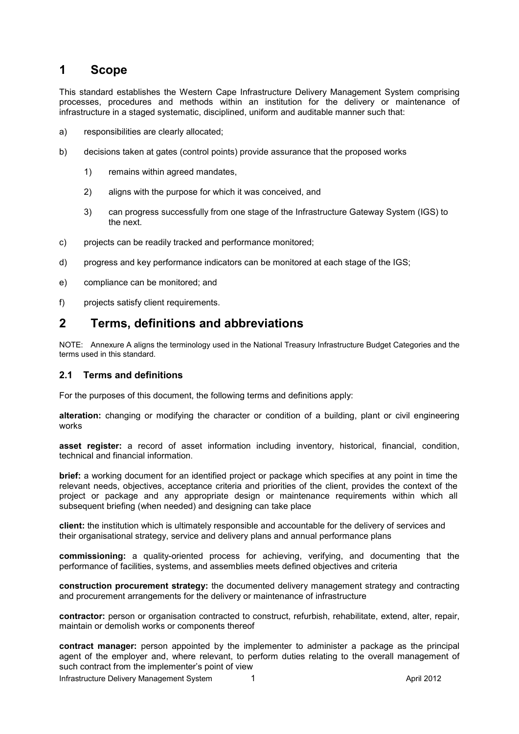# 1 Scope

This standard establishes the Western Cape Infrastructure Delivery Management System comprising processes, procedures and methods within an institution for the delivery or maintenance of infrastructure in a staged systematic, disciplined, uniform and auditable manner such that:

a) responsibilities are clearly allocated;

b) decisions taken at gates (control points) provide assurance that the proposed works

   1) remains within agreed mandates,

   2) aligns with the purpose for which it was conceived, and

   3) can progress successfully from one stage of the Infrastructure Gateway System (IGS) to the next.

c) projects can be readily tracked and performance monitored;

d) progress and key performance indicators can be monitored at each stage of the IGS;

e) compliance can be monitored; and

f) projects satisfy client requirements.

# 2 Terms, definitions and abbreviations

NOTE: Annexure A aligns the terminology used in the National Treasury Infrastructure Budget Categories and the terms used in this standard.

## 2.1 Terms and definitions

For the purposes of this document, the following terms and definitions apply:

**alteration:** changing or modifying the character or condition of a building, plant or civil engineering works

**asset register:** a record of asset information including inventory, historical, financial, condition, technical and financial information.

**brief:** a working document for an identified project or package which specifies at any point in time the relevant needs, objectives, acceptance criteria and priorities of the client, provides the context of the project or package and any appropriate design or maintenance requirements within which all subsequent briefing (when needed) and designing can take place

**client:** the institution which is ultimately responsible and accountable for the delivery of services and their organisational strategy, service and delivery plans and annual performance plans

**commissioning:** a quality-oriented process for achieving, verifying, and documenting that the performance of facilities, systems, and assemblies meets defined objectives and criteria

**construction procurement strategy:** the documented delivery management strategy and contracting and procurement arrangements for the delivery or maintenance of infrastructure

**contractor:** person or organisation contracted to construct, refurbish, rehabilitate, extend, alter, repair, maintain or demolish works or components thereof

**contract manager:** person appointed by the implementer to administer a package as the principal agent of the employer and, where relevant, to perform duties relating to the overall management of such contract from the implementer's point of view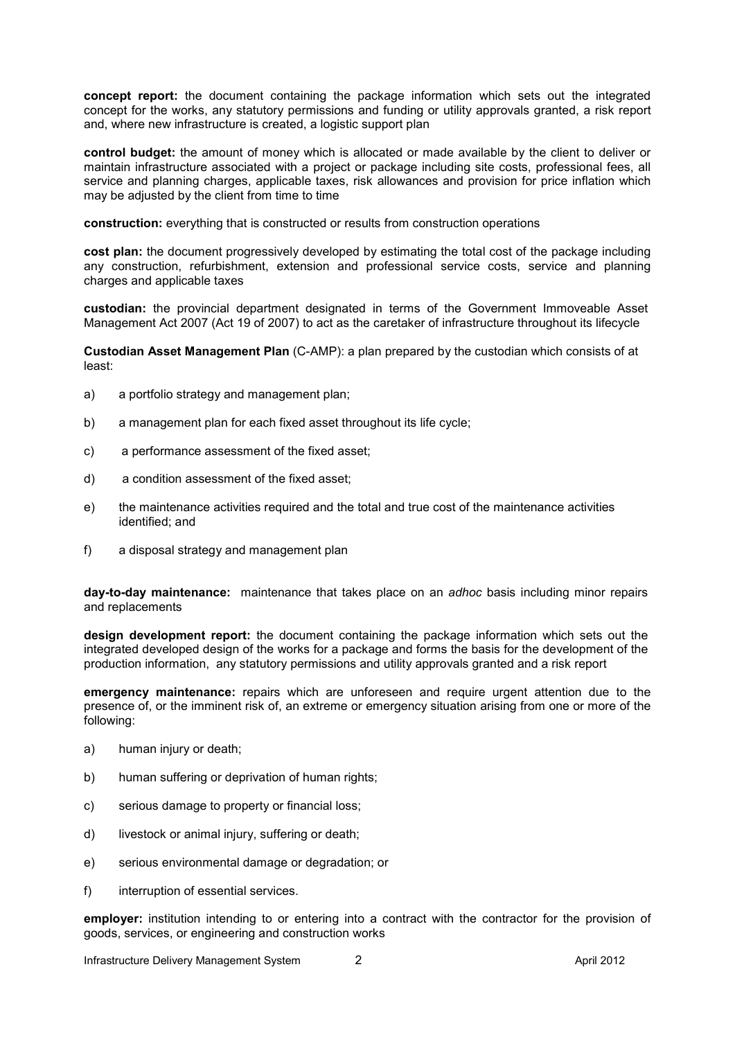**concept report:** the document containing the package information which sets out the integrated concept for the works, any statutory permissions and funding or utility approvals granted, a risk report and, where new infrastructure is created, a logistic support plan

**control budget:** the amount of money which is allocated or made available by the client to deliver or maintain infrastructure associated with a project or package including site costs, professional fees, all service and planning charges, applicable taxes, risk allowances and provision for price inflation which may be adjusted by the client from time to time

**construction:** everything that is constructed or results from construction operations

**cost plan:** the document progressively developed by estimating the total cost of the package including any construction, refurbishment, extension and professional service costs, service and planning charges and applicable taxes

**custodian:** the provincial department designated in terms of the Government Immoveable Asset Management Act 2007 (Act 19 of 2007) to act as the caretaker of infrastructure throughout its lifecycle

**Custodian Asset Management Plan** (C-AMP): a plan prepared by the custodian which consists of at least:

a) a portfolio strategy and management plan;

b) a management plan for each fixed asset throughout its life cycle;

c) a performance assessment of the fixed asset;

d) a condition assessment of the fixed asset;

e) the maintenance activities required and the total and true cost of the maintenance activities identified; and

f) a disposal strategy and management plan

**day-to-day maintenance:** maintenance that takes place on an *adhoc* basis including minor repairs and replacements

**design development report:** the document containing the package information which sets out the integrated developed design of the works for a package and forms the basis for the development of the production information, any statutory permissions and utility approvals granted and a risk report

**emergency maintenance:** repairs which are unforeseen and require urgent attention due to the presence of, or the imminent risk of, an extreme or emergency situation arising from one or more of the following:

a) human injury or death;

b) human suffering or deprivation of human rights;

c) serious damage to property or financial loss;

d) livestock or animal injury, suffering or death;

e) serious environmental damage or degradation; or

f) interruption of essential services.

**employer:** institution intending to or entering into a contract with the contractor for the provision of goods, services, or engineering and construction works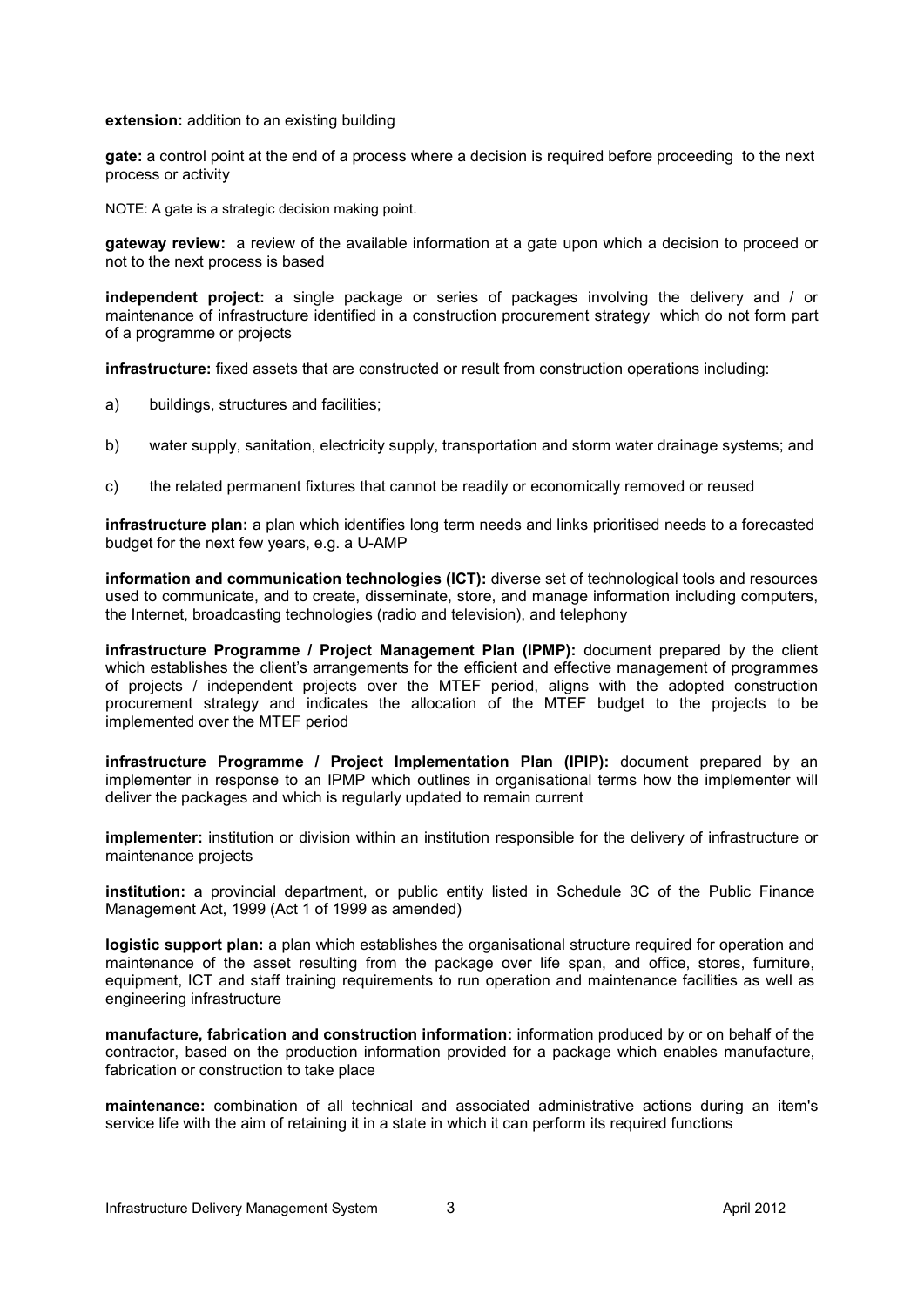**extension:** addition to an existing building

**gate:** a control point at the end of a process where a decision is required before proceeding to the next process or activity

NOTE: A gate is a strategic decision making point.

**gateway review:** a review of the available information at a gate upon which a decision to proceed or not to the next process is based

**independent project:** a single package or series of packages involving the delivery and / or maintenance of infrastructure identified in a construction procurement strategy which do not form part of a programme or projects

**infrastructure:** fixed assets that are constructed or result from construction operations including:

a) buildings, structures and facilities;

b) water supply, sanitation, electricity supply, transportation and storm water drainage systems; and

c) the related permanent fixtures that cannot be readily or economically removed or reused

**infrastructure plan:** a plan which identifies long term needs and links prioritised needs to a forecasted budget for the next few years, e.g. a U-AMP

**information and communication technologies (ICT):** diverse set of technological tools and resources used to communicate, and to create, disseminate, store, and manage information including computers, the Internet, broadcasting technologies (radio and television), and telephony

**infrastructure Programme / Project Management Plan (IPMP):** document prepared by the client which establishes the client's arrangements for the efficient and effective management of programmes of projects / independent projects over the MTEF period, aligns with the adopted construction procurement strategy and indicates the allocation of the MTEF budget to the projects to be implemented over the MTEF period

**infrastructure Programme / Project Implementation Plan (IPIP):** document prepared by an implementer in response to an IPMP which outlines in organisational terms how the implementer will deliver the packages and which is regularly updated to remain current

**implementer:** institution or division within an institution responsible for the delivery of infrastructure or maintenance projects

**institution:** a provincial department, or public entity listed in Schedule 3C of the Public Finance Management Act, 1999 (Act 1 of 1999 as amended)

**logistic support plan:** a plan which establishes the organisational structure required for operation and maintenance of the asset resulting from the package over life span, and office, stores, furniture, equipment, ICT and staff training requirements to run operation and maintenance facilities as well as engineering infrastructure

**manufacture, fabrication and construction information:** information produced by or on behalf of the contractor, based on the production information provided for a package which enables manufacture, fabrication or construction to take place

**maintenance:** combination of all technical and associated administrative actions during an item's service life with the aim of retaining it in a state in which it can perform its required functions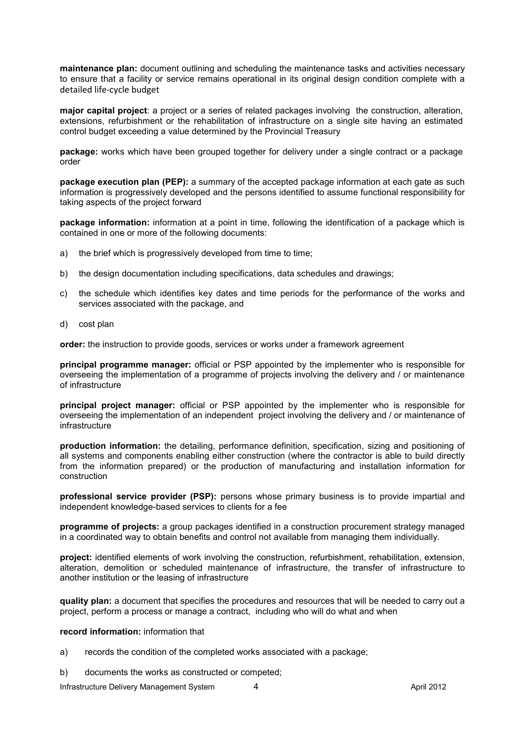**maintenance plan:** document outlining and scheduling the maintenance tasks and activities necessary to ensure that a facility or service remains operational in its original design condition complete with a detailed life-cycle budget

**major capital project**: a project or a series of related packages involving the construction, alteration, extensions, refurbishment or the rehabilitation of infrastructure on a single site having an estimated control budget exceeding a value determined by the Provincial Treasury

**package:** works which have been grouped together for delivery under a single contract or a package order

**package execution plan (PEP):** a summary of the accepted package information at each gate as such information is progressively developed and the persons identified to assume functional responsibility for taking aspects of the project forward

**package information:** information at a point in time, following the identification of a package which is contained in one or more of the following documents:

a) the brief which is progressively developed from time to time;

b) the design documentation including specifications, data schedules and drawings;

c) the schedule which identifies key dates and time periods for the performance of the works and services associated with the package, and

d) cost plan

**order:** the instruction to provide goods, services or works under a framework agreement

**principal programme manager:** official or PSP appointed by the implementer who is responsible for overseeing the implementation of a programme of projects involving the delivery and / or maintenance of infrastructure

**principal project manager:** official or PSP appointed by the implementer who is responsible for overseeing the implementation of an independent project involving the delivery and / or maintenance of infrastructure

**production information:** the detailing, performance definition, specification, sizing and positioning of all systems and components enabling either construction (where the contractor is able to build directly from the information prepared) or the production of manufacturing and installation information for construction

**professional service provider (PSP):** persons whose primary business is to provide impartial and independent knowledge-based services to clients for a fee

**programme of projects:** a group packages identified in a construction procurement strategy managed in a coordinated way to obtain benefits and control not available from managing them individually.

**project:** identified elements of work involving the construction, refurbishment, rehabilitation, extension, alteration, demolition or scheduled maintenance of infrastructure, the transfer of infrastructure to another institution or the leasing of infrastructure

**quality plan:** a document that specifies the procedures and resources that will be needed to carry out a project, perform a process or manage a contract, including who will do what and when

**record information:** information that

a) records the condition of the completed works associated with a package;

b) documents the works as constructed or competed;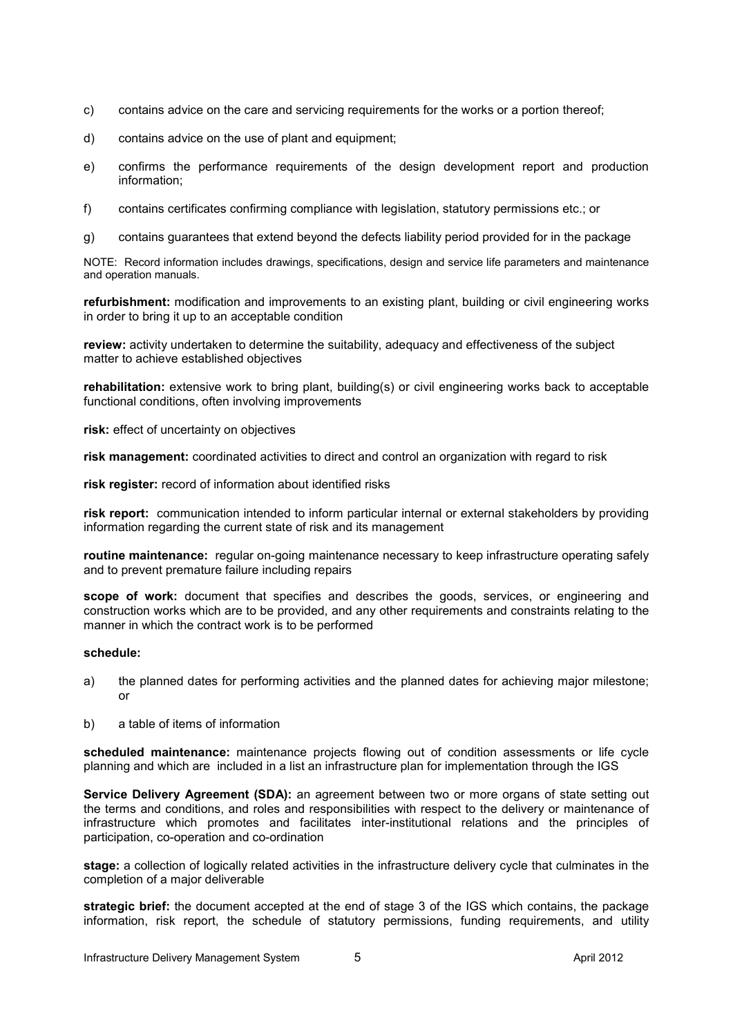c) contains advice on the care and servicing requirements for the works or a portion thereof;

d) contains advice on the use of plant and equipment;

e) confirms the performance requirements of the design development report and production information;

f) contains certificates confirming compliance with legislation, statutory permissions etc.; or

g) contains guarantees that extend beyond the defects liability period provided for in the package

NOTE: Record information includes drawings, specifications, design and service life parameters and maintenance and operation manuals.

**refurbishment:** modification and improvements to an existing plant, building or civil engineering works in order to bring it up to an acceptable condition

**review:** activity undertaken to determine the suitability, adequacy and effectiveness of the subject matter to achieve established objectives

**rehabilitation:** extensive work to bring plant, building(s) or civil engineering works back to acceptable functional conditions, often involving improvements

**risk:** effect of uncertainty on objectives

**risk management:** coordinated activities to direct and control an organization with regard to risk

**risk register:** record of information about identified risks

**risk report:** communication intended to inform particular internal or external stakeholders by providing information regarding the current state of risk and its management

**routine maintenance:** regular on-going maintenance necessary to keep infrastructure operating safely and to prevent premature failure including repairs

**scope of work:** document that specifies and describes the goods, services, or engineering and construction works which are to be provided, and any other requirements and constraints relating to the manner in which the contract work is to be performed

**schedule:**

a) the planned dates for performing activities and the planned dates for achieving major milestone; or

b) a table of items of information

**scheduled maintenance:** maintenance projects flowing out of condition assessments or life cycle planning and which are included in a list an infrastructure plan for implementation through the IGS

**Service Delivery Agreement (SDA):** an agreement between two or more organs of state setting out the terms and conditions, and roles and responsibilities with respect to the delivery or maintenance of infrastructure which promotes and facilitates inter-institutional relations and the principles of participation, co-operation and co-ordination

**stage:** a collection of logically related activities in the infrastructure delivery cycle that culminates in the completion of a major deliverable

**strategic brief:** the document accepted at the end of stage 3 of the IGS which contains, the package information, risk report, the schedule of statutory permissions, funding requirements, and utility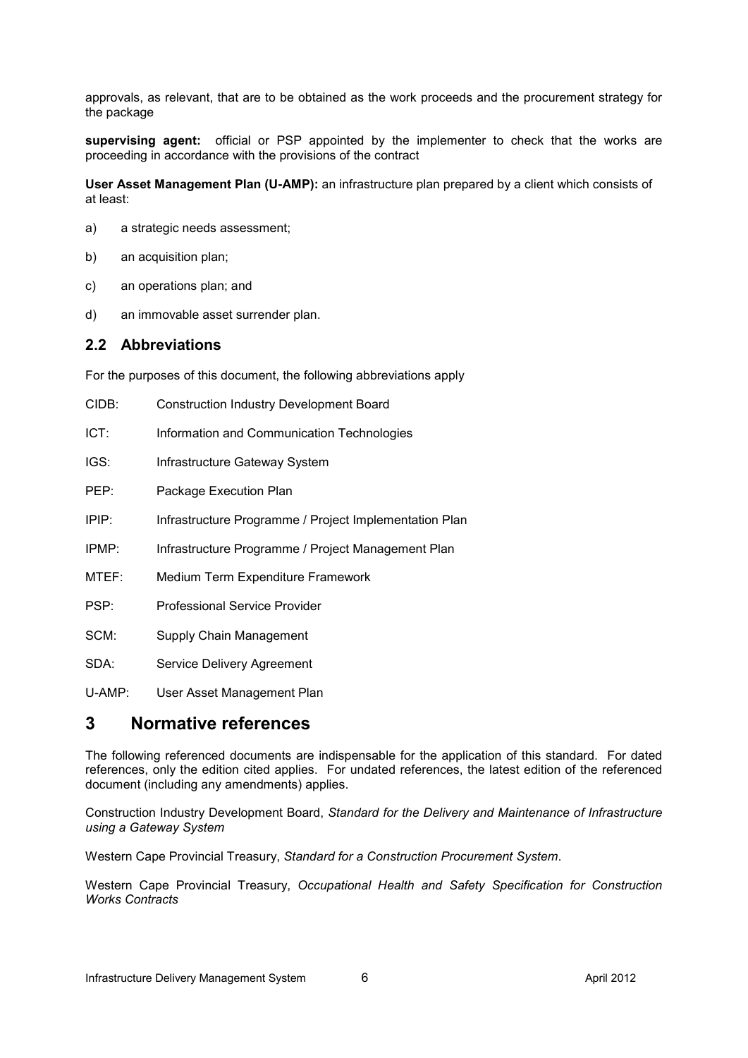approvals, as relevant, that are to be obtained as the work proceeds and the procurement strategy for the package

**supervising agent:** official or PSP appointed by the implementer to check that the works are proceeding in accordance with the provisions of the contract

**User Asset Management Plan (U-AMP):** an infrastructure plan prepared by a client which consists of at least:

a) a strategic needs assessment;

b) an acquisition plan;

c) an operations plan; and

d) an immovable asset surrender plan.

## 2.2 Abbreviations

For the purposes of this document, the following abbreviations apply

CIDB: Construction Industry Development Board

ICT: Information and Communication Technologies

IGS: Infrastructure Gateway System

PEP: Package Execution Plan

IPIP: Infrastructure Programme / Project Implementation Plan

IPMP: Infrastructure Programme / Project Management Plan

MTEF: Medium Term Expenditure Framework

PSP: Professional Service Provider

SCM: Supply Chain Management

SDA: Service Delivery Agreement

U-AMP: User Asset Management Plan

# 3 Normative references

The following referenced documents are indispensable for the application of this standard. For dated references, only the edition cited applies. For undated references, the latest edition of the referenced document (including any amendments) applies.

Construction Industry Development Board, *Standard for the Delivery and Maintenance of Infrastructure using a Gateway System*

Western Cape Provincial Treasury, *Standard for a Construction Procurement System*.

Western Cape Provincial Treasury, *Occupational Health and Safety Specification for Construction Works Contracts*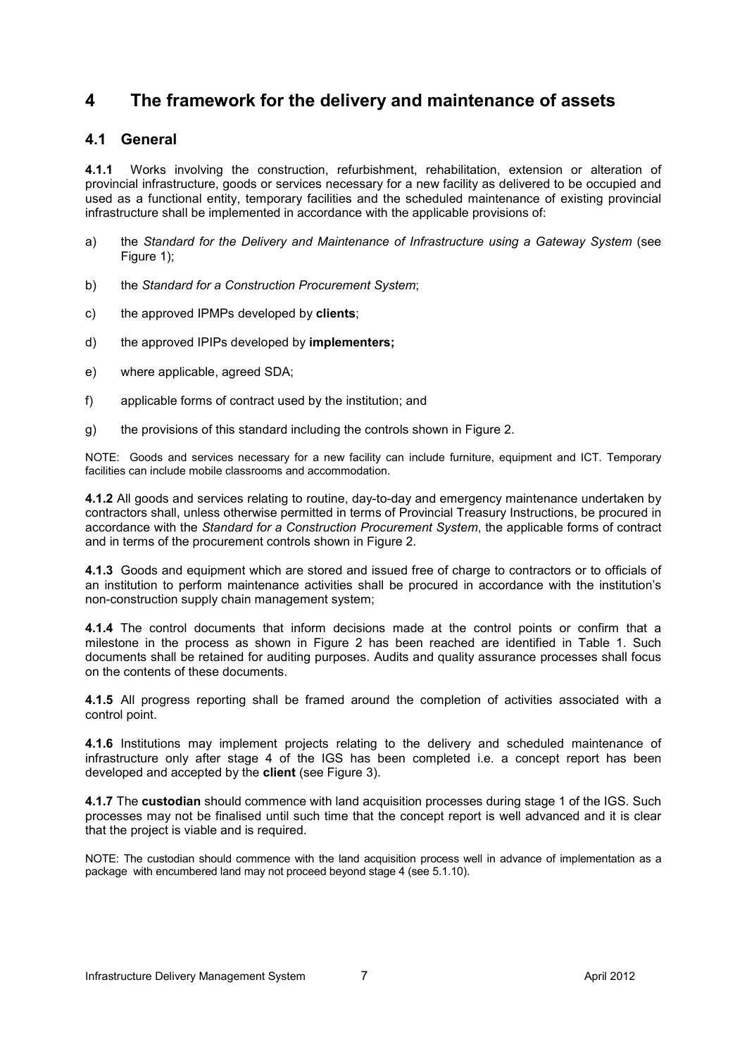# 4 The framework for the delivery and maintenance of assets

## 4.1 General

**4.1.1** Works involving the construction, refurbishment, rehabilitation, extension or alteration of provincial infrastructure, goods or services necessary for a new facility as delivered to be occupied and used as a functional entity, temporary facilities and the scheduled maintenance of existing provincial infrastructure shall be implemented in accordance with the applicable provisions of:

a) the *Standard for the Delivery and Maintenance of Infrastructure using a Gateway System* (see Figure 1);

b) the *Standard for a Construction Procurement System*;

c) the approved IPMPs developed by **clients**;

d) the approved IPIPs developed by **implementers;**

e) where applicable, agreed SDA;

f) applicable forms of contract used by the institution; and

g) the provisions of this standard including the controls shown in Figure 2.

NOTE: Goods and services necessary for a new facility can include furniture, equipment and ICT. Temporary facilities can include mobile classrooms and accommodation.

**4.1.2** All goods and services relating to routine, day-to-day and emergency maintenance undertaken by contractors shall, unless otherwise permitted in terms of Provincial Treasury Instructions, be procured in accordance with the *Standard for a Construction Procurement System*, the applicable forms of contract and in terms of the procurement controls shown in Figure 2.

**4.1.3** Goods and equipment which are stored and issued free of charge to contractors or to officials of an institution to perform maintenance activities shall be procured in accordance with the institution's non-construction supply chain management system;

**4.1.4** The control documents that inform decisions made at the control points or confirm that a milestone in the process as shown in Figure 2 has been reached are identified in Table 1. Such documents shall be retained for auditing purposes. Audits and quality assurance processes shall focus on the contents of these documents.

**4.1.5** All progress reporting shall be framed around the completion of activities associated with a control point.

**4.1.6** Institutions may implement projects relating to the delivery and scheduled maintenance of infrastructure only after stage 4 of the IGS has been completed i.e. a concept report has been developed and accepted by the **client** (see Figure 3).

**4.1.7** The **custodian** should commence with land acquisition processes during stage 1 of the IGS. Such processes may not be finalised until such time that the concept report is well advanced and it is clear that the project is viable and is required.

NOTE: The custodian should commence with the land acquisition process well in advance of implementation as a package with encumbered land may not proceed beyond stage 4 (see 5.1.10).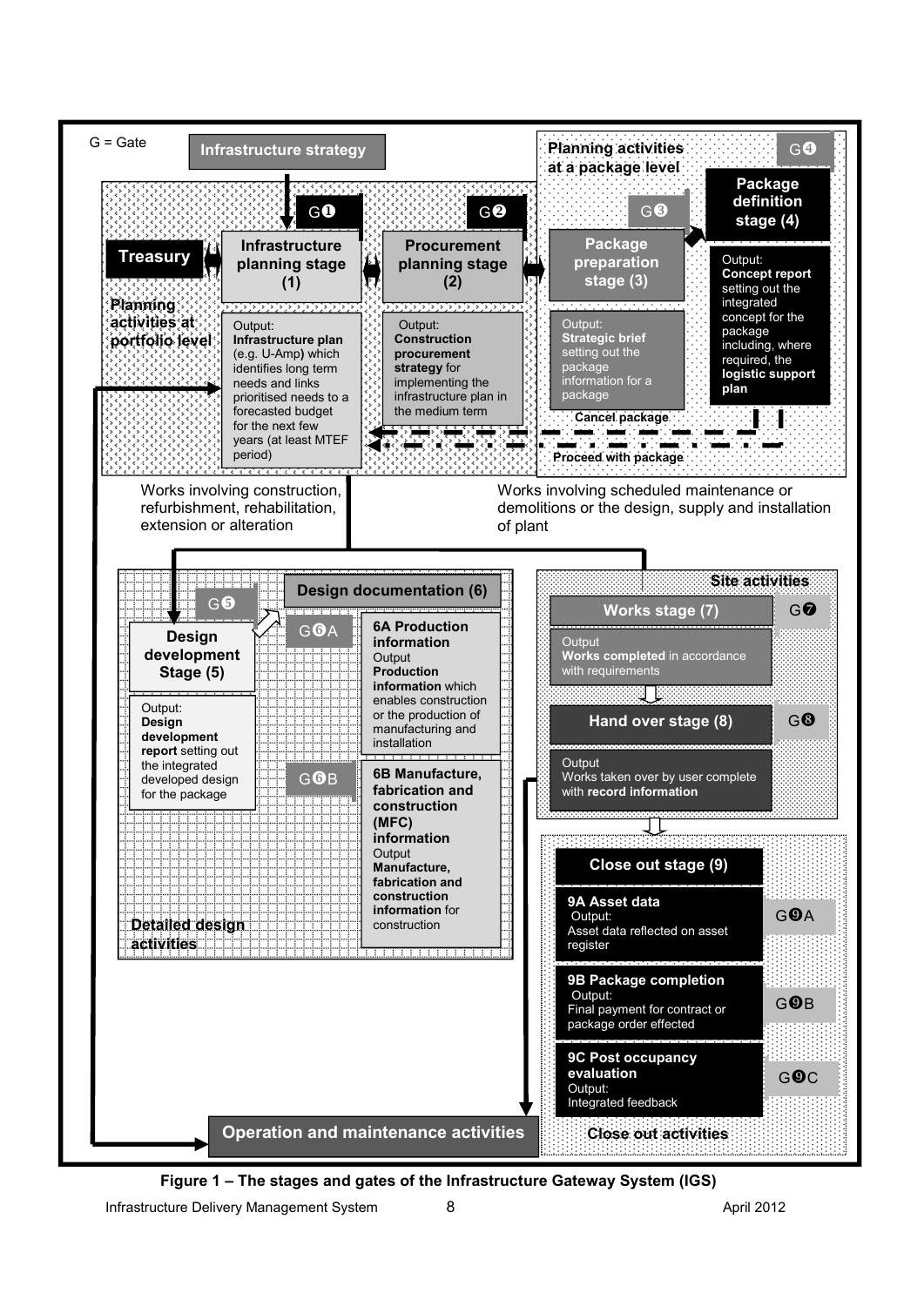G = Gate

**Infrastructure strategy**

**Planning activities at portfolio level**

**Treasury**

G❶ **Infrastructure planning stage (1)**

Output: **Infrastructure plan** (e.g. U-Amp) which identifies long term needs and links prioritised needs to a forecasted budget for the next few years (at least MTEF period)

G❷ **Procurement planning stage (2)**

Output: **Construction procurement strategy** for implementing the infrastructure plan in the medium term

**Planning activities at a package level**

G❸ **Package preparation stage (3)**

Output: **Strategic brief** setting out the package information for a package

G❹ **Package definition stage (4)**

Output: **Concept report** setting out the integrated concept for the package including, where required, the **logistic support plan**

Cancel package

Proceed with package

Works involving construction, refurbishment, rehabilitation, extension or alteration

Works involving scheduled maintenance or demolitions or the design, supply and installation of plant

**Detailed design activities**

G❺ **Design development Stage (5)**

Output: **Design development report** setting out the integrated developed design for the package

**Design documentation (6)**

G❻A **6A Production information**
Output
**Production information** which enables construction or the production of manufacturing and installation

G❻B **6B Manufacture, fabrication and construction (MFC) information**
Output
**Manufacture, fabrication and construction information** for construction

**Site activities**

G❼ **Works stage (7)**

Output
**Works completed** in accordance with requirements

G❽ **Hand over stage (8)**

Output
Works taken over by user complete with **record information**

**Close out activities**

**Close out stage (9)**

G❾A **9A Asset data**
Output:
Asset data reflected on asset register

G❾B **9B Package completion**
Output:
Final payment for contract or package order effected

G❾C **9C Post occupancy evaluation**
Output:
Integrated feedback

**Operation and maintenance activities**

**Figure 1 – The stages and gates of the Infrastructure Gateway System (IGS)**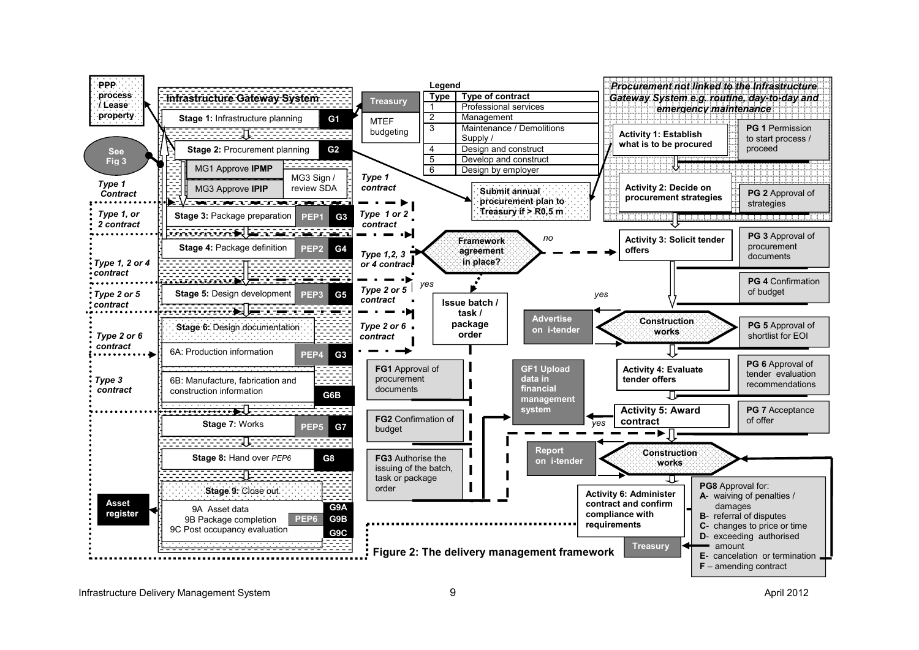**Legend**

| Type | Type of contract |
|---|---|
| 1 | Professional services |
| 2 | Management |
| 3 | Maintenance / Demolitions Supply / |
| 4 | Design and construct |
| 5 | Develop and construct |
| 6 | Design by employer |

**Infrastructure Gateway System**

- **Stage 1:** Infrastructure planning — G1
- **Stage 2:** Procurement planning — G2
  - MG1 Approve **IPMP**
  - MG3 Approve **IPIP**
  - MG3 Sign / review SDA
- **Stage 3:** Package preparation — PEP1 — G3
- **Stage 4:** Package definition — PEP2 — G4
- **Stage 5:** Design development — PEP3 — G5
- **Stage 6:** Design documentation
  - 6A: Production information — PEP4 — G3
  - 6B: Manufacture, fabrication and construction information — G6B
- **Stage 7:** Works — PEP5 — G7
- **Stage 8:** Hand over *PEP6* — G8
- **Stage 9:** Close out
  - 9A Asset data — G9A
  - 9B Package completion — PEP6 — G9B
  - 9C Post occupancy evaluation — G9C

PPP process / Lease property

See Fig 3

*Type 1 Contract*

*Type 1, or 2 contract*

*Type 1, 2 or 4 contract*

*Type 2 or 5 contract*

*Type 2 or 6 contract*

*Type 3 contract*

Asset register

**Treasury**

MTEF budgeting

*Type 1 contract*

Submit annual procurement plan to Treasury if > R0,5 m

*Type 1 or 2 contract*

*Type 1,2, 3 or 4 contract*

Framework agreement in place? — *no* / *yes*

*Type 2 or 5 contract*

*Type 2 or 6 contract*

Issue batch / task / package order

**FG1** Approval of procurement documents

**FG2** Confirmation of budget

**FG3** Authorise the issuing of the batch, task or package order

**GF1 Upload data in financial management system**

Advertise on i-tender

Report on i-tender

*Procurement not linked to the Infrastructure Gateway System e.g. routine, day-to-day and emergency maintenance*

- **Activity 1: Establish what is to be procured** — **PG 1** Permission to start process / proceed
- **Activity 2: Decide on procurement strategies** — **PG 2** Approval of strategies
- **Activity 3: Solicit tender offers** — **PG 3** Approval of procurement documents
  - **PG 4** Confirmation of budget
- Construction works — *yes* — **PG 5** Approval of shortlist for EOI
- **Activity 4: Evaluate tender offers** — **PG 6** Approval of tender evaluation recommendations
- **Activity 5: Award contract** — *yes* — **PG 7** Acceptance of offer
- Construction works
- **Activity 6: Administer contract and confirm compliance with requirements**

**PG8** Approval for:

- **A**- waiving of penalties / damages
- **B**- referral of disputes
- **C**- changes to price or time
- **D**- exceeding authorised amount
- **E**- cancelation or termination
- **F** – amending contract

**Treasury**

**Figure 2: The delivery management framework**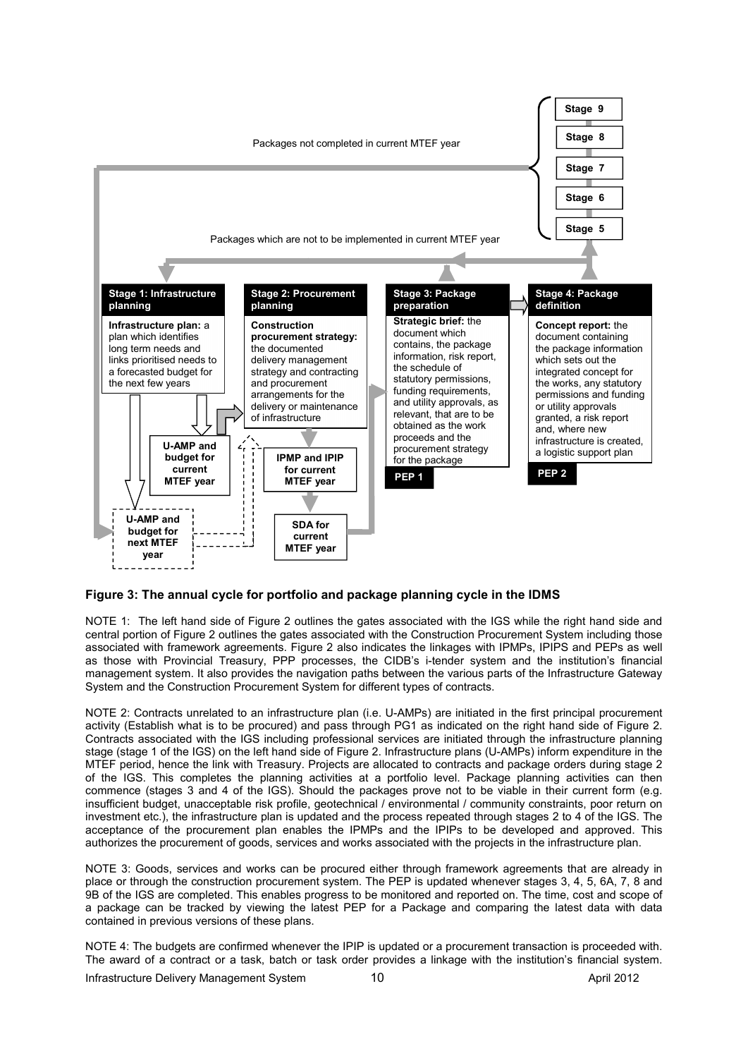Packages not completed in current MTEF year

Stage 9
Stage 8
Stage 7
Stage 6
Stage 5

Packages which are not to be implemented in current MTEF year

**Stage 1: Infrastructure planning**

**Infrastructure plan:** a plan which identifies long term needs and links prioritised needs to a forecasted budget for the next few years

U-AMP and budget for current MTEF year

U-AMP and budget for next MTEF year

**Stage 2: Procurement planning**

**Construction procurement strategy:** the documented delivery management strategy and contracting and procurement arrangements for the delivery or maintenance of infrastructure

IPMP and IPIP for current MTEF year

SDA for current MTEF year

**Stage 3: Package preparation**

**Strategic brief:** the document which contains, the package information, risk report, the schedule of statutory permissions, funding requirements, and utility approvals, as relevant, that are to be obtained as the work proceeds and the procurement strategy for the package

PEP 1

**Stage 4: Package definition**

**Concept report:** the document containing the package information which sets out the integrated concept for the works, any statutory permissions and funding or utility approvals granted, a risk report and, where new infrastructure is created, a logistic support plan

PEP 2

**Figure 3: The annual cycle for portfolio and package planning cycle in the IDMS**

NOTE 1: The left hand side of Figure 2 outlines the gates associated with the IGS while the right hand side and central portion of Figure 2 outlines the gates associated with the Construction Procurement System including those associated with framework agreements. Figure 2 also indicates the linkages with IPMPs, IPIPS and PEPs as well as those with Provincial Treasury, PPP processes, the CIDB's i-tender system and the institution's financial management system. It also provides the navigation paths between the various parts of the Infrastructure Gateway System and the Construction Procurement System for different types of contracts.

NOTE 2: Contracts unrelated to an infrastructure plan (i.e. U-AMPs) are initiated in the first principal procurement activity (Establish what is to be procured) and pass through PG1 as indicated on the right hand side of Figure 2. Contracts associated with the IGS including professional services are initiated through the infrastructure planning stage (stage 1 of the IGS) on the left hand side of Figure 2. Infrastructure plans (U-AMPs) inform expenditure in the MTEF period, hence the link with Treasury. Projects are allocated to contracts and package orders during stage 2 of the IGS. This completes the planning activities at a portfolio level. Package planning activities can then commence (stages 3 and 4 of the IGS). Should the packages prove not to be viable in their current form (e.g. insufficient budget, unacceptable risk profile, geotechnical / environmental / community constraints, poor return on investment etc.), the infrastructure plan is updated and the process repeated through stages 2 to 4 of the IGS. The acceptance of the procurement plan enables the IPMPs and the IPIPs to be developed and approved. This authorizes the procurement of goods, services and works associated with the projects in the infrastructure plan.

NOTE 3: Goods, services and works can be procured either through framework agreements that are already in place or through the construction procurement system. The PEP is updated whenever stages 3, 4, 5, 6A, 7, 8 and 9B of the IGS are completed. This enables progress to be monitored and reported on. The time, cost and scope of a package can be tracked by viewing the latest PEP for a Package and comparing the latest data with data contained in previous versions of these plans.

NOTE 4: The budgets are confirmed whenever the IPIP is updated or a procurement transaction is proceeded with. The award of a contract or a task, batch or task order provides a linkage with the institution's financial system.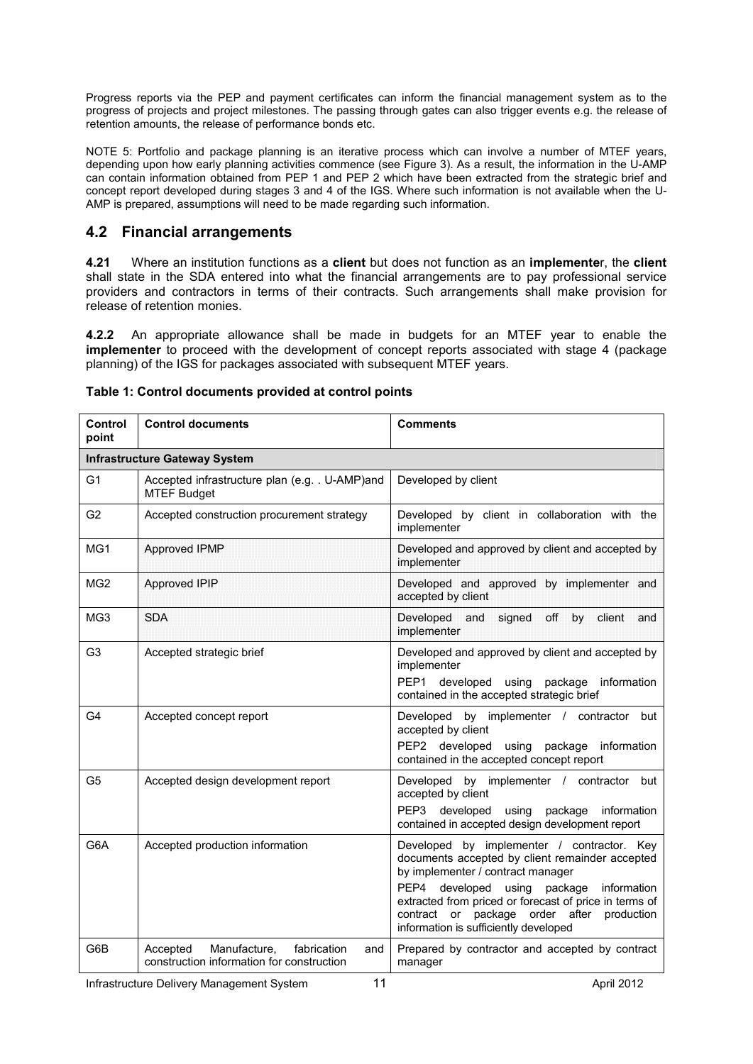Progress reports via the PEP and payment certificates can inform the financial management system as to the progress of projects and project milestones. The passing through gates can also trigger events e.g. the release of retention amounts, the release of performance bonds etc.

NOTE 5: Portfolio and package planning is an iterative process which can involve a number of MTEF years, depending upon how early planning activities commence (see Figure 3). As a result, the information in the U-AMP can contain information obtained from PEP 1 and PEP 2 which have been extracted from the strategic brief and concept report developed during stages 3 and 4 of the IGS. Where such information is not available when the U-AMP is prepared, assumptions will need to be made regarding such information.

## 4.2 Financial arrangements

**4.21** Where an institution functions as a **client** but does not function as an **implemente**r, the **client** shall state in the SDA entered into what the financial arrangements are to pay professional service providers and contractors in terms of their contracts. Such arrangements shall make provision for release of retention monies.

**4.2.2** An appropriate allowance shall be made in budgets for an MTEF year to enable the **implementer** to proceed with the development of concept reports associated with stage 4 (package planning) of the IGS for packages associated with subsequent MTEF years.

**Table 1: Control documents provided at control points**

| Control point | Control documents | Comments |
|---|---|---|
| **Infrastructure Gateway System** | | |
| G1 | Accepted infrastructure plan (e.g. . U-AMP)and MTEF Budget | Developed by client |
| G2 | Accepted construction procurement strategy | Developed by client in collaboration with the implementer |
| MG1 | Approved IPMP | Developed and approved by client and accepted by implementer |
| MG2 | Approved IPIP | Developed and approved by implementer and accepted by client |
| MG3 | SDA | Developed and signed off by client and implementer |
| G3 | Accepted strategic brief | Developed and approved by client and accepted by implementer<br>PEP1 developed using package information contained in the accepted strategic brief |
| G4 | Accepted concept report | Developed by implementer / contractor but accepted by client<br>PEP2 developed using package information contained in the accepted concept report |
| G5 | Accepted design development report | Developed by implementer / contractor but accepted by client<br>PEP3 developed using package information contained in accepted design development report |
| G6A | Accepted production information | Developed by implementer / contractor. Key documents accepted by client remainder accepted by implementer / contract manager<br>PEP4 developed using package information extracted from priced or forecast of price in terms of contract or package order after production information is sufficiently developed |
| G6B | Accepted Manufacture, fabrication and construction information for construction | Prepared by contractor and accepted by contract manager |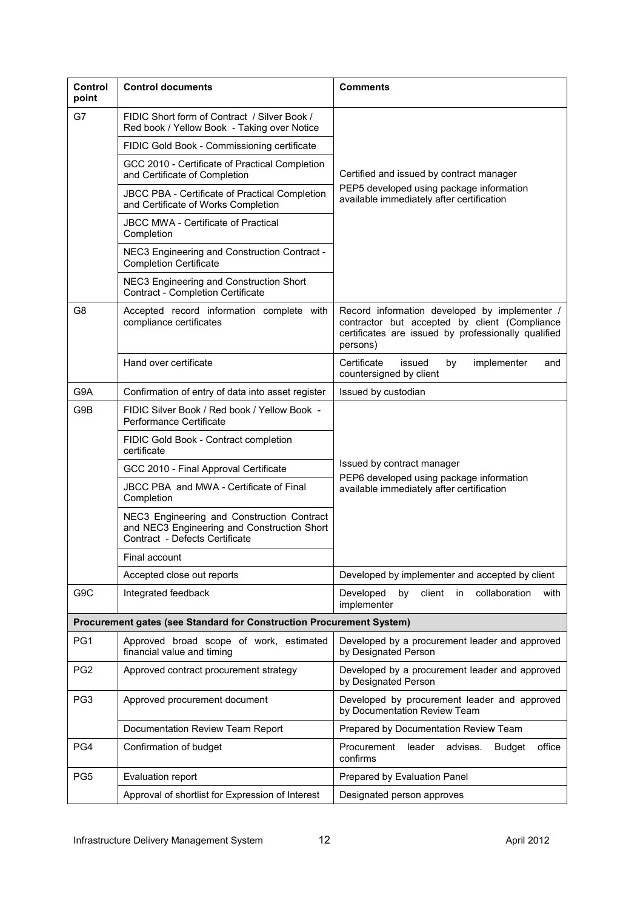| Control point | Control documents | Comments |
|---|---|---|
| G7 | FIDIC Short form of Contract / Silver Book / Red book / Yellow Book - Taking over Notice | Certified and issued by contract manager<br>PEP5 developed using package information available immediately after certification |
| | FIDIC Gold Book - Commissioning certificate | |
| | GCC 2010 - Certificate of Practical Completion and Certificate of Completion | |
| | JBCC PBA - Certificate of Practical Completion and Certificate of Works Completion | |
| | JBCC MWA - Certificate of Practical Completion | |
| | NEC3 Engineering and Construction Contract - Completion Certificate | |
| | NEC3 Engineering and Construction Short Contract - Completion Certificate | |
| G8 | Accepted record information complete with compliance certificates | Record information developed by implementer / contractor but accepted by client (Compliance certificates are issued by professionally qualified persons) |
| | Hand over certificate | Certificate issued by implementer and countersigned by client |
| G9A | Confirmation of entry of data into asset register | Issued by custodian |
| G9B | FIDIC Silver Book / Red book / Yellow Book - Performance Certificate | Issued by contract manager<br>PEP6 developed using package information available immediately after certification |
| | FIDIC Gold Book - Contract completion certificate | |
| | GCC 2010 - Final Approval Certificate | |
| | JBCC PBA and MWA - Certificate of Final Completion | |
| | NEC3 Engineering and Construction Contract and NEC3 Engineering and Construction Short Contract - Defects Certificate | |
| | Final account | |
| | Accepted close out reports | Developed by implementer and accepted by client |
| G9C | Integrated feedback | Developed by client in collaboration with implementer |
| **Procurement gates (see Standard for Construction Procurement System)** | | |
| PG1 | Approved broad scope of work, estimated financial value and timing | Developed by a procurement leader and approved by Designated Person |
| PG2 | Approved contract procurement strategy | Developed by a procurement leader and approved by Designated Person |
| PG3 | Approved procurement document | Developed by procurement leader and approved by Documentation Review Team |
| | Documentation Review Team Report | Prepared by Documentation Review Team |
| PG4 | Confirmation of budget | Procurement leader advises. Budget office confirms |
| PG5 | Evaluation report | Prepared by Evaluation Panel |
| | Approval of shortlist for Expression of Interest | Designated person approves |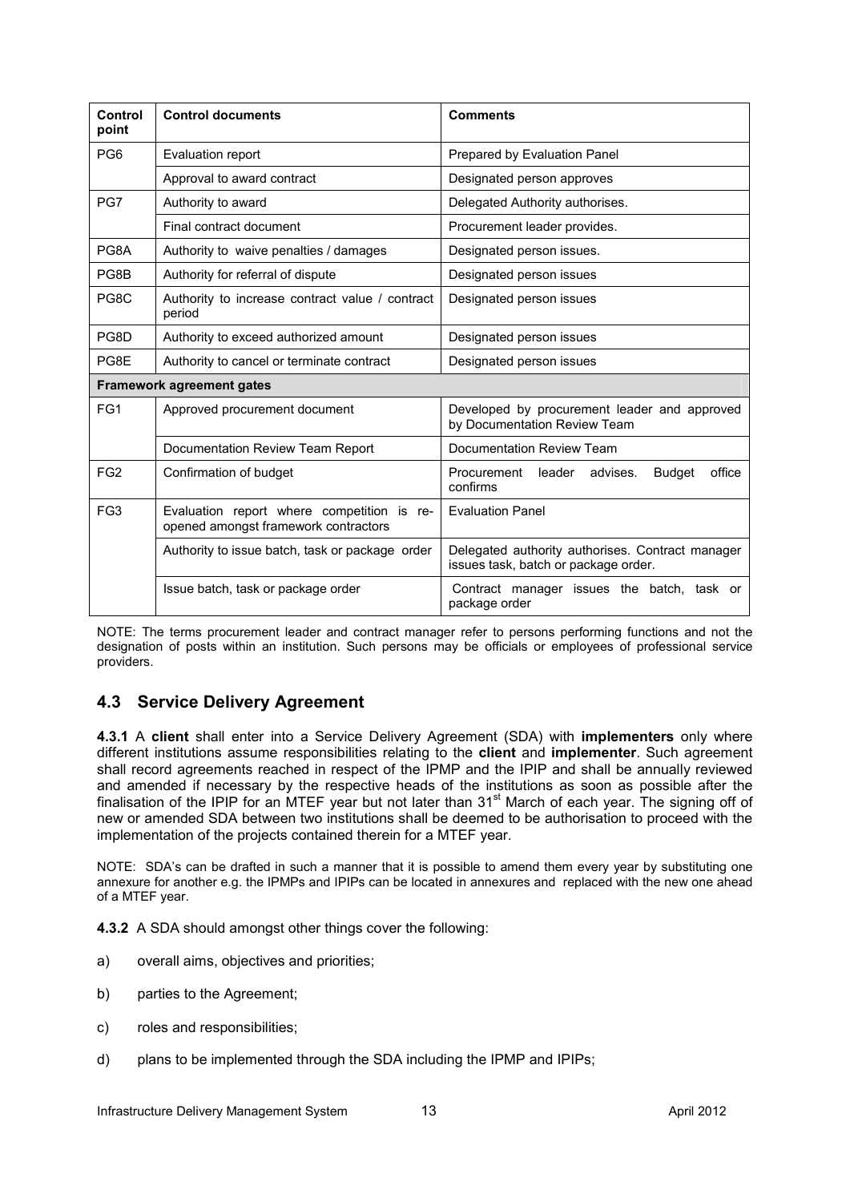| Control point | Control documents | Comments |
| --- | --- | --- |
| PG6 | Evaluation report | Prepared by Evaluation Panel |
| | Approval to award contract | Designated person approves |
| PG7 | Authority to award | Delegated Authority authorises. |
| | Final contract document | Procurement leader provides. |
| PG8A | Authority to waive penalties / damages | Designated person issues. |
| PG8B | Authority for referral of dispute | Designated person issues |
| PG8C | Authority to increase contract value / contract period | Designated person issues |
| PG8D | Authority to exceed authorized amount | Designated person issues |
| PG8E | Authority to cancel or terminate contract | Designated person issues |
| **Framework agreement gates** | | |
| FG1 | Approved procurement document | Developed by procurement leader and approved by Documentation Review Team |
| | Documentation Review Team Report | Documentation Review Team |
| FG2 | Confirmation of budget | Procurement leader advises. Budget office confirms |
| FG3 | Evaluation report where competition is re-opened amongst framework contractors | Evaluation Panel |
| | Authority to issue batch, task or package order | Delegated authority authorises. Contract manager issues task, batch or package order. |
| | Issue batch, task or package order | Contract manager issues the batch, task or package order |

NOTE: The terms procurement leader and contract manager refer to persons performing functions and not the designation of posts within an institution. Such persons may be officials or employees of professional service providers.

## 4.3 Service Delivery Agreement

**4.3.1** A **client** shall enter into a Service Delivery Agreement (SDA) with **implementers** only where different institutions assume responsibilities relating to the **client** and **implementer**. Such agreement shall record agreements reached in respect of the IPMP and the IPIP and shall be annually reviewed and amended if necessary by the respective heads of the institutions as soon as possible after the finalisation of the IPIP for an MTEF year but not later than 31st March of each year. The signing off of new or amended SDA between two institutions shall be deemed to be authorisation to proceed with the implementation of the projects contained therein for a MTEF year.

NOTE: SDA's can be drafted in such a manner that it is possible to amend them every year by substituting one annexure for another e.g. the IPMPs and IPIPs can be located in annexures and replaced with the new one ahead of a MTEF year.

**4.3.2** A SDA should amongst other things cover the following:

a) overall aims, objectives and priorities;

b) parties to the Agreement;

c) roles and responsibilities;

d) plans to be implemented through the SDA including the IPMP and IPIPs;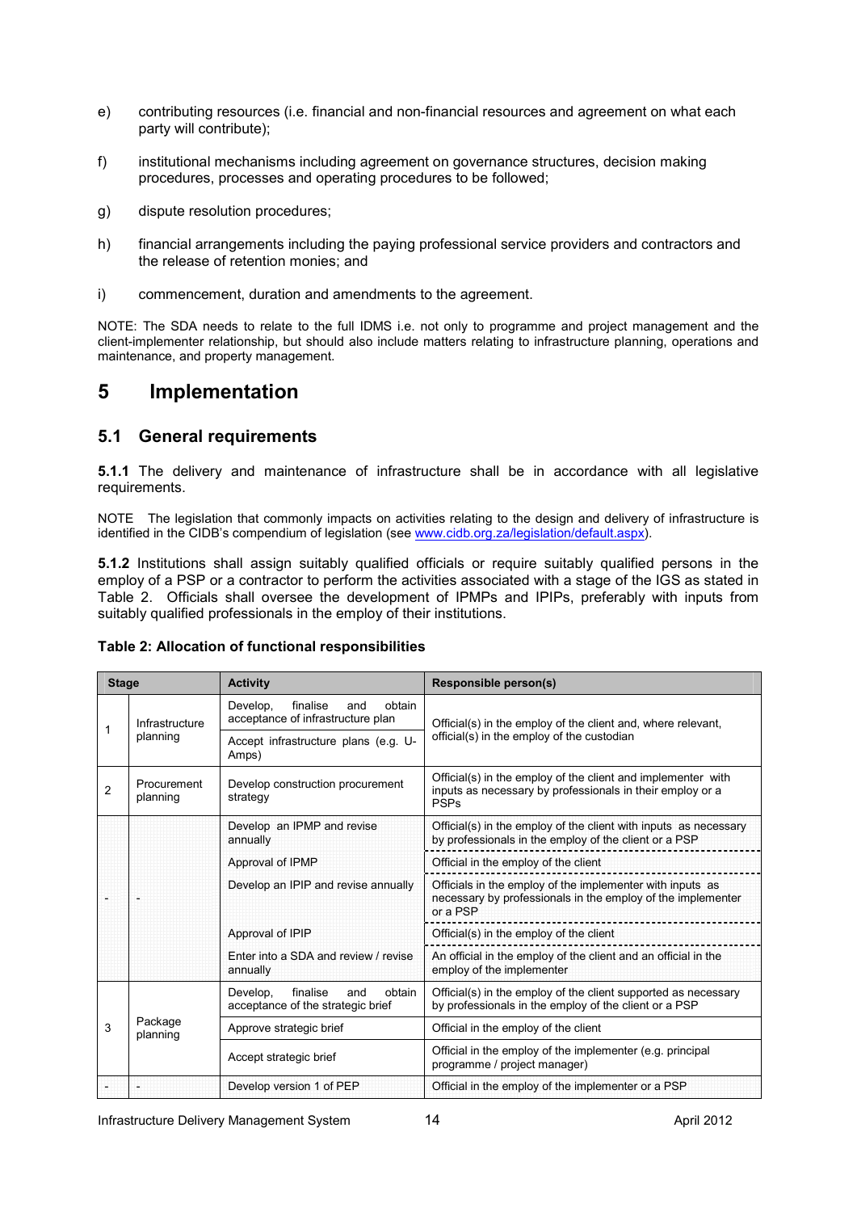e) contributing resources (i.e. financial and non-financial resources and agreement on what each party will contribute);

f) institutional mechanisms including agreement on governance structures, decision making procedures, processes and operating procedures to be followed;

g) dispute resolution procedures;

h) financial arrangements including the paying professional service providers and contractors and the release of retention monies; and

i) commencement, duration and amendments to the agreement.

NOTE: The SDA needs to relate to the full IDMS i.e. not only to programme and project management and the client-implementer relationship, but should also include matters relating to infrastructure planning, operations and maintenance, and property management.

# 5 Implementation

## 5.1 General requirements

**5.1.1** The delivery and maintenance of infrastructure shall be in accordance with all legislative requirements.

NOTE The legislation that commonly impacts on activities relating to the design and delivery of infrastructure is identified in the CIDB's compendium of legislation (see www.cidb.org.za/legislation/default.aspx).

**5.1.2** Institutions shall assign suitably qualified officials or require suitably qualified persons in the employ of a PSP or a contractor to perform the activities associated with a stage of the IGS as stated in Table 2. Officials shall oversee the development of IPMPs and IPIPs, preferably with inputs from suitably qualified professionals in the employ of their institutions.

**Table 2: Allocation of functional responsibilities**

| Stage | | Activity | Responsible person(s) |
|---|---|---|---|
| 1 | Infrastructure planning | Develop, finalise and obtain acceptance of infrastructure plan | Official(s) in the employ of the client and, where relevant, official(s) in the employ of the custodian |
| | | Accept infrastructure plans (e.g. U-Amps) | |
| 2 | Procurement planning | Develop construction procurement strategy | Official(s) in the employ of the client and implementer with inputs as necessary by professionals in their employ or a PSPs |
| - | - | Develop an IPMP and revise annually | Official(s) in the employ of the client with inputs as necessary by professionals in the employ of the client or a PSP |
| | | Approval of IPMP | Official in the employ of the client |
| | | Develop an IPIP and revise annually | Officials in the employ of the implementer with inputs as necessary by professionals in the employ of the implementer or a PSP |
| | | Approval of IPIP | Official(s) in the employ of the client |
| | | Enter into a SDA and review / revise annually | An official in the employ of the client and an official in the employ of the implementer |
| 3 | Package planning | Develop, finalise and obtain acceptance of the strategic brief | Official(s) in the employ of the client supported as necessary by professionals in the employ of the client or a PSP |
| | | Approve strategic brief | Official in the employ of the client |
| | | Accept strategic brief | Official in the employ of the implementer (e.g. principal programme / project manager) |
| - | - | Develop version 1 of PEP | Official in the employ of the implementer or a PSP |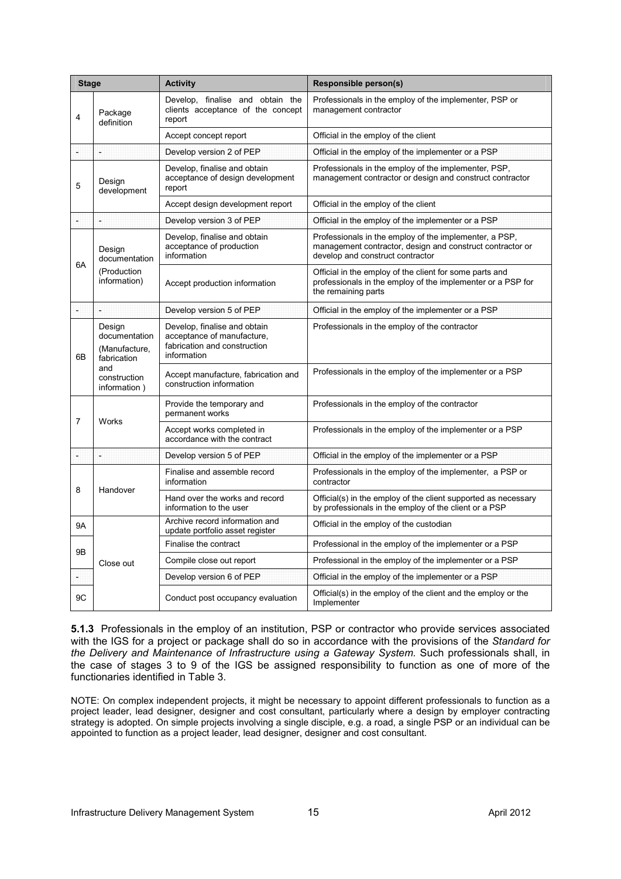| Stage | | Activity | Responsible person(s) |
|---|---|---|---|
| 4 | Package definition | Develop, finalise and obtain the clients acceptance of the concept report | Professionals in the employ of the implementer, PSP or management contractor |
| | | Accept concept report | Official in the employ of the client |
| - | - | Develop version 2 of PEP | Official in the employ of the implementer or a PSP |
| 5 | Design development | Develop, finalise and obtain acceptance of design development report | Professionals in the employ of the implementer, PSP, management contractor or design and construct contractor |
| | | Accept design development report | Official in the employ of the client |
| - | - | Develop version 3 of PEP | Official in the employ of the implementer or a PSP |
| 6A | Design documentation (Production information) | Develop, finalise and obtain acceptance of production information | Professionals in the employ of the implementer, a PSP, management contractor, design and construct contractor or develop and construct contractor |
| | | Accept production information | Official in the employ of the client for some parts and professionals in the employ of the implementer or a PSP for the remaining parts |
| - | - | Develop version 5 of PEP | Official in the employ of the implementer or a PSP |
| 6B | Design documentation (Manufacture, fabrication and construction information ) | Develop, finalise and obtain acceptance of manufacture, fabrication and construction information | Professionals in the employ of the contractor |
| | | Accept manufacture, fabrication and construction information | Professionals in the employ of the implementer or a PSP |
| 7 | Works | Provide the temporary and permanent works | Professionals in the employ of the contractor |
| | | Accept works completed in accordance with the contract | Professionals in the employ of the implementer or a PSP |
| - | - | Develop version 5 of PEP | Official in the employ of the implementer or a PSP |
| 8 | Handover | Finalise and assemble record information | Professionals in the employ of the implementer, a PSP or contractor |
| | | Hand over the works and record information to the user | Official(s) in the employ of the client supported as necessary by professionals in the employ of the client or a PSP |
| 9A | Close out | Archive record information and update portfolio asset register | Official in the employ of the custodian |
| 9B | | Finalise the contract | Professional in the employ of the implementer or a PSP |
| | | Compile close out report | Professional in the employ of the implementer or a PSP |
| - | | Develop version 6 of PEP | Official in the employ of the implementer or a PSP |
| 9C | | Conduct post occupancy evaluation | Official(s) in the employ of the client and the employ or the Implementer |

**5.1.3** Professionals in the employ of an institution, PSP or contractor who provide services associated with the IGS for a project or package shall do so in accordance with the provisions of the *Standard for the Delivery and Maintenance of Infrastructure using a Gateway System.* Such professionals shall, in the case of stages 3 to 9 of the IGS be assigned responsibility to function as one of more of the functionaries identified in Table 3.

NOTE: On complex independent projects, it might be necessary to appoint different professionals to function as a project leader, lead designer, designer and cost consultant, particularly where a design by employer contracting strategy is adopted. On simple projects involving a single disciple, e.g. a road, a single PSP or an individual can be appointed to function as a project leader, lead designer, designer and cost consultant.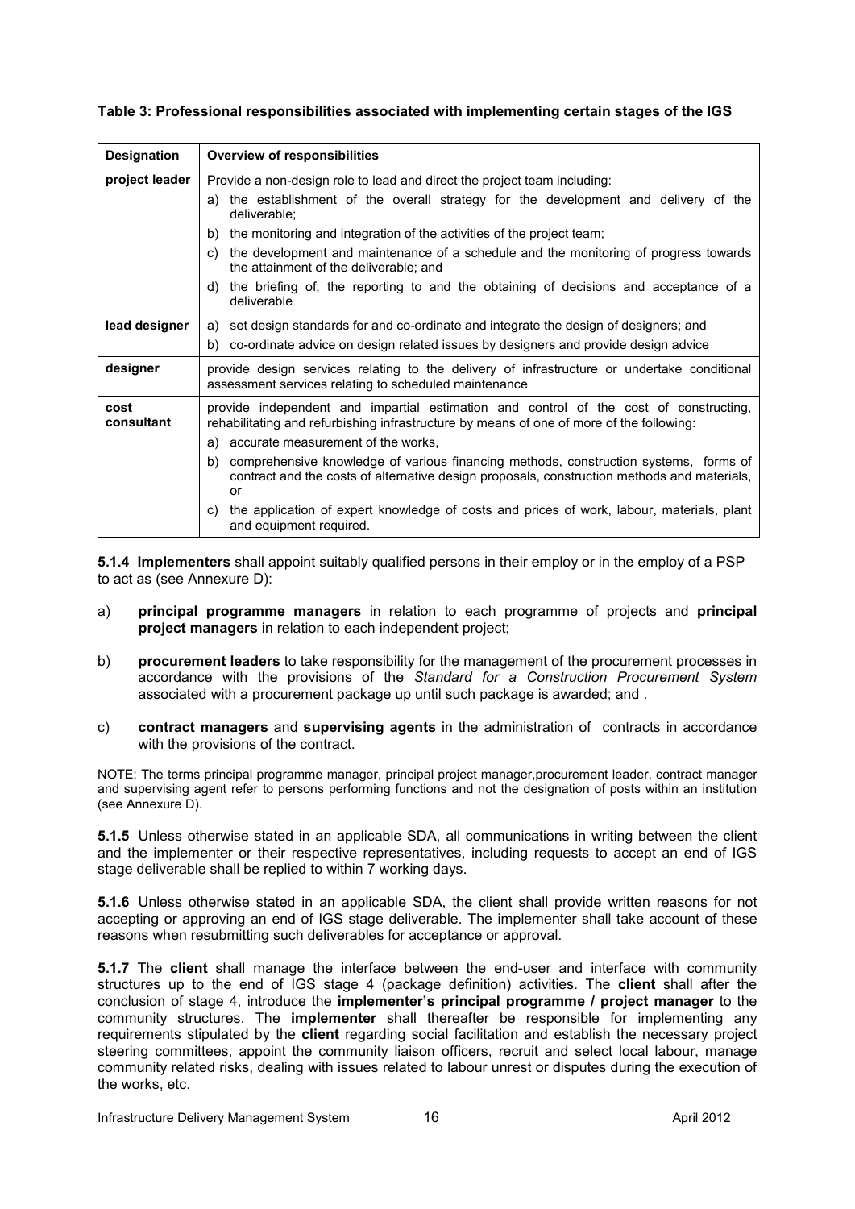**Table 3: Professional responsibilities associated with implementing certain stages of the IGS**

| Designation | Overview of responsibilities |
|---|---|
| **project leader** | Provide a non-design role to lead and direct the project team including:<br>a) the establishment of the overall strategy for the development and delivery of the deliverable;<br>b) the monitoring and integration of the activities of the project team;<br>c) the development and maintenance of a schedule and the monitoring of progress towards the attainment of the deliverable; and<br>d) the briefing of, the reporting to and the obtaining of decisions and acceptance of a deliverable |
| **lead designer** | a) set design standards for and co-ordinate and integrate the design of designers; and<br>b) co-ordinate advice on design related issues by designers and provide design advice |
| **designer** | provide design services relating to the delivery of infrastructure or undertake conditional assessment services relating to scheduled maintenance |
| **cost consultant** | provide independent and impartial estimation and control of the cost of constructing, rehabilitating and refurbishing infrastructure by means of one of more of the following:<br>a) accurate measurement of the works,<br>b) comprehensive knowledge of various financing methods, construction systems, forms of contract and the costs of alternative design proposals, construction methods and materials, or<br>c) the application of expert knowledge of costs and prices of work, labour, materials, plant and equipment required. |

**5.1.4 Implementers** shall appoint suitably qualified persons in their employ or in the employ of a PSP to act as (see Annexure D):

a) **principal programme managers** in relation to each programme of projects and **principal project managers** in relation to each independent project;

b) **procurement leaders** to take responsibility for the management of the procurement processes in accordance with the provisions of the *Standard for a Construction Procurement System* associated with a procurement package up until such package is awarded; and .

c) **contract managers** and **supervising agents** in the administration of contracts in accordance with the provisions of the contract.

NOTE: The terms principal programme manager, principal project manager,procurement leader, contract manager and supervising agent refer to persons performing functions and not the designation of posts within an institution (see Annexure D).

**5.1.5** Unless otherwise stated in an applicable SDA, all communications in writing between the client and the implementer or their respective representatives, including requests to accept an end of IGS stage deliverable shall be replied to within 7 working days.

**5.1.6** Unless otherwise stated in an applicable SDA, the client shall provide written reasons for not accepting or approving an end of IGS stage deliverable. The implementer shall take account of these reasons when resubmitting such deliverables for acceptance or approval.

**5.1.7** The **client** shall manage the interface between the end-user and interface with community structures up to the end of IGS stage 4 (package definition) activities. The **client** shall after the conclusion of stage 4, introduce the **implementer's principal programme / project manager** to the community structures. The **implementer** shall thereafter be responsible for implementing any requirements stipulated by the **client** regarding social facilitation and establish the necessary project steering committees, appoint the community liaison officers, recruit and select local labour, manage community related risks, dealing with issues related to labour unrest or disputes during the execution of the works, etc.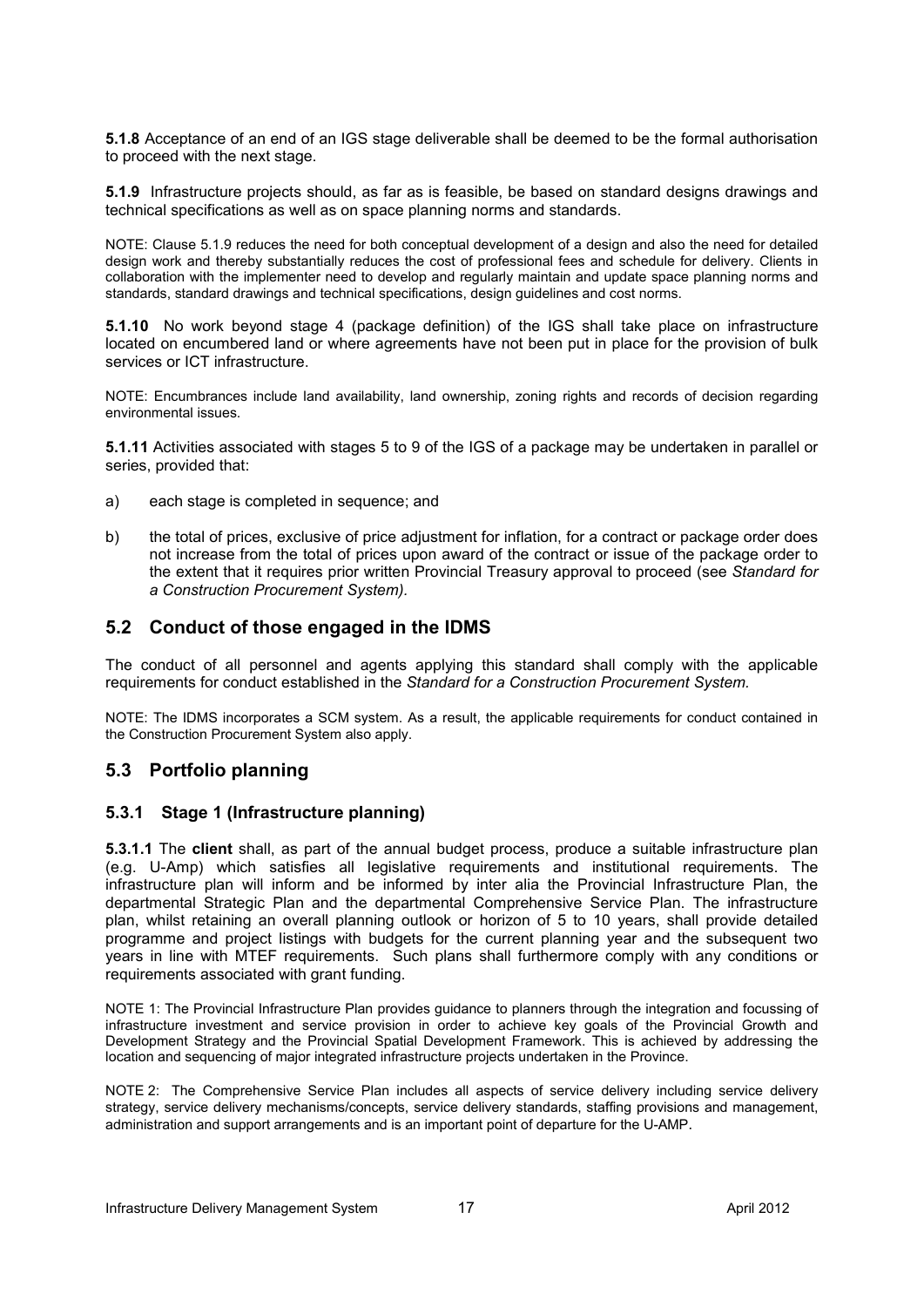**5.1.8** Acceptance of an end of an IGS stage deliverable shall be deemed to be the formal authorisation to proceed with the next stage.

**5.1.9** Infrastructure projects should, as far as is feasible, be based on standard designs drawings and technical specifications as well as on space planning norms and standards.

NOTE: Clause 5.1.9 reduces the need for both conceptual development of a design and also the need for detailed design work and thereby substantially reduces the cost of professional fees and schedule for delivery. Clients in collaboration with the implementer need to develop and regularly maintain and update space planning norms and standards, standard drawings and technical specifications, design guidelines and cost norms.

**5.1.10** No work beyond stage 4 (package definition) of the IGS shall take place on infrastructure located on encumbered land or where agreements have not been put in place for the provision of bulk services or ICT infrastructure.

NOTE: Encumbrances include land availability, land ownership, zoning rights and records of decision regarding environmental issues.

**5.1.11** Activities associated with stages 5 to 9 of the IGS of a package may be undertaken in parallel or series, provided that:

a) each stage is completed in sequence; and

b) the total of prices, exclusive of price adjustment for inflation, for a contract or package order does not increase from the total of prices upon award of the contract or issue of the package order to the extent that it requires prior written Provincial Treasury approval to proceed (see *Standard for a Construction Procurement System)*.

## 5.2 Conduct of those engaged in the IDMS

The conduct of all personnel and agents applying this standard shall comply with the applicable requirements for conduct established in the *Standard for a Construction Procurement System*.

NOTE: The IDMS incorporates a SCM system. As a result, the applicable requirements for conduct contained in the Construction Procurement System also apply.

## 5.3 Portfolio planning

### 5.3.1 Stage 1 (Infrastructure planning)

**5.3.1.1** The **client** shall, as part of the annual budget process, produce a suitable infrastructure plan (e.g. U-Amp) which satisfies all legislative requirements and institutional requirements. The infrastructure plan will inform and be informed by inter alia the Provincial Infrastructure Plan, the departmental Strategic Plan and the departmental Comprehensive Service Plan. The infrastructure plan, whilst retaining an overall planning outlook or horizon of 5 to 10 years, shall provide detailed programme and project listings with budgets for the current planning year and the subsequent two years in line with MTEF requirements. Such plans shall furthermore comply with any conditions or requirements associated with grant funding.

NOTE 1: The Provincial Infrastructure Plan provides guidance to planners through the integration and focussing of infrastructure investment and service provision in order to achieve key goals of the Provincial Growth and Development Strategy and the Provincial Spatial Development Framework. This is achieved by addressing the location and sequencing of major integrated infrastructure projects undertaken in the Province.

NOTE 2: The Comprehensive Service Plan includes all aspects of service delivery including service delivery strategy, service delivery mechanisms/concepts, service delivery standards, staffing provisions and management, administration and support arrangements and is an important point of departure for the U-AMP.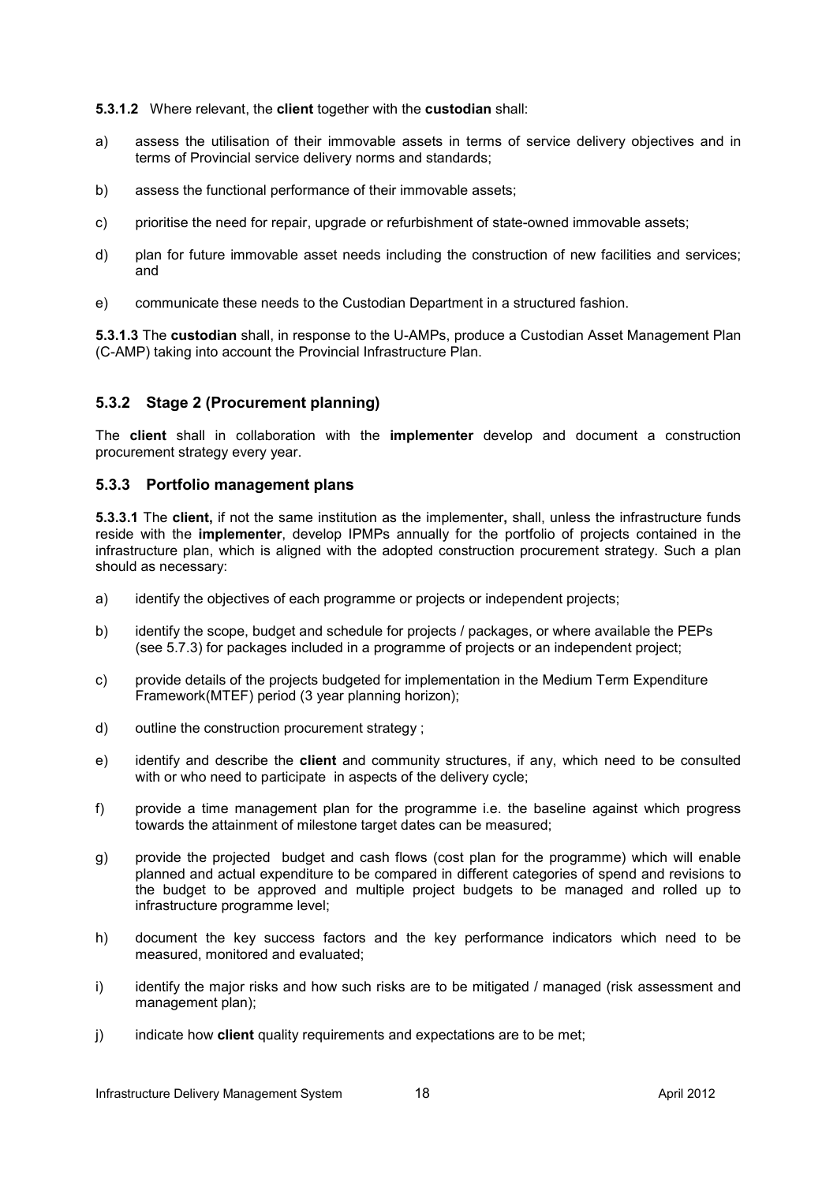**5.3.1.2** Where relevant, the **client** together with the **custodian** shall:

a) assess the utilisation of their immovable assets in terms of service delivery objectives and in terms of Provincial service delivery norms and standards;

b) assess the functional performance of their immovable assets;

c) prioritise the need for repair, upgrade or refurbishment of state-owned immovable assets;

d) plan for future immovable asset needs including the construction of new facilities and services; and

e) communicate these needs to the Custodian Department in a structured fashion.

**5.3.1.3** The **custodian** shall, in response to the U-AMPs, produce a Custodian Asset Management Plan (C-AMP) taking into account the Provincial Infrastructure Plan.

### 5.3.2 Stage 2 (Procurement planning)

The **client** shall in collaboration with the **implementer** develop and document a construction procurement strategy every year.

### 5.3.3 Portfolio management plans

**5.3.3.1** The **client,** if not the same institution as the implementer**,** shall, unless the infrastructure funds reside with the **implementer**, develop IPMPs annually for the portfolio of projects contained in the infrastructure plan, which is aligned with the adopted construction procurement strategy. Such a plan should as necessary:

a) identify the objectives of each programme or projects or independent projects;

b) identify the scope, budget and schedule for projects / packages, or where available the PEPs (see 5.7.3) for packages included in a programme of projects or an independent project;

c) provide details of the projects budgeted for implementation in the Medium Term Expenditure Framework(MTEF) period (3 year planning horizon);

d) outline the construction procurement strategy ;

e) identify and describe the **client** and community structures, if any, which need to be consulted with or who need to participate in aspects of the delivery cycle;

f) provide a time management plan for the programme i.e. the baseline against which progress towards the attainment of milestone target dates can be measured;

g) provide the projected budget and cash flows (cost plan for the programme) which will enable planned and actual expenditure to be compared in different categories of spend and revisions to the budget to be approved and multiple project budgets to be managed and rolled up to infrastructure programme level;

h) document the key success factors and the key performance indicators which need to be measured, monitored and evaluated;

i) identify the major risks and how such risks are to be mitigated / managed (risk assessment and management plan);

j) indicate how **client** quality requirements and expectations are to be met;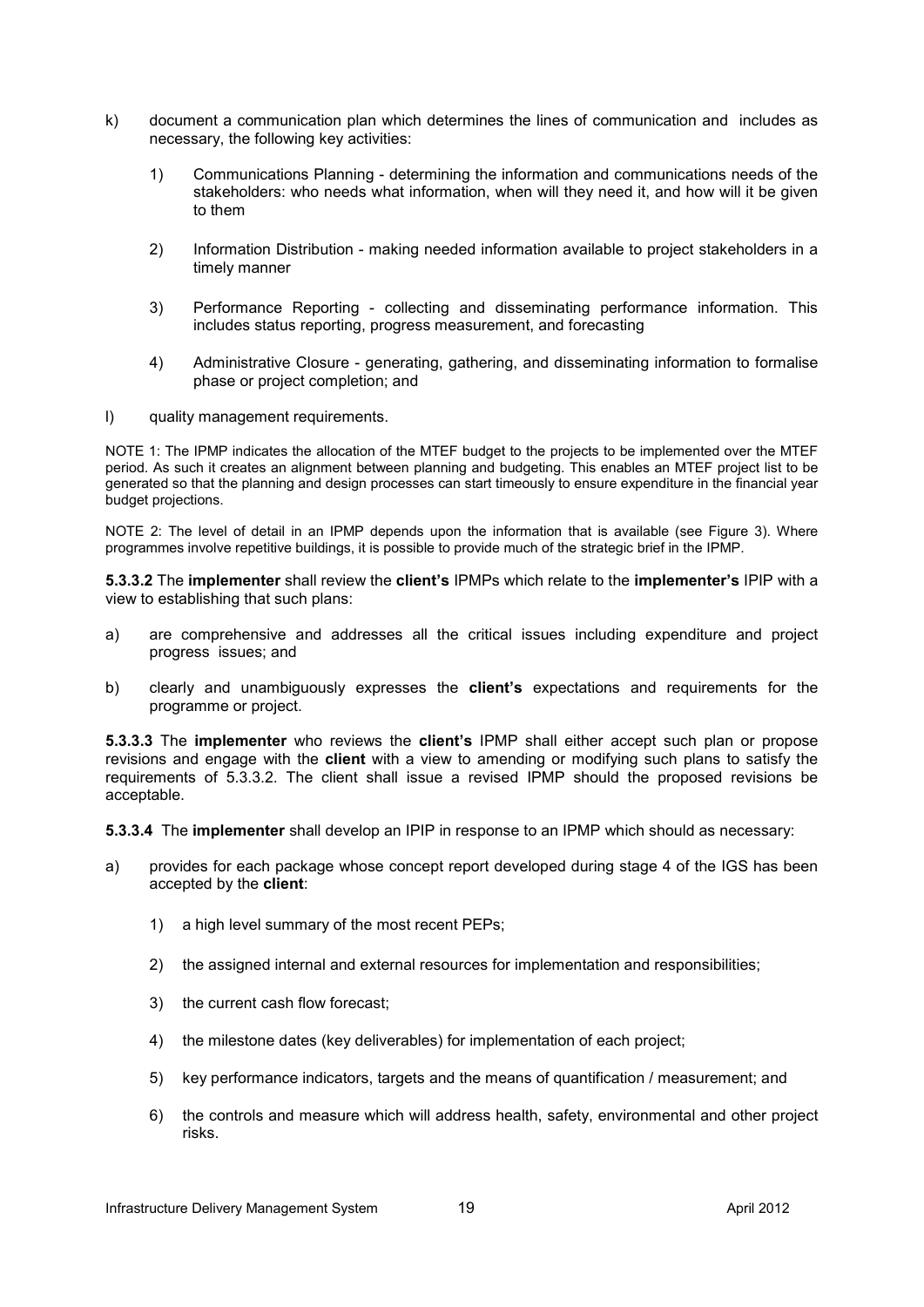k) document a communication plan which determines the lines of communication and includes as necessary, the following key activities:

   1) Communications Planning - determining the information and communications needs of the stakeholders: who needs what information, when will they need it, and how will it be given to them

   2) Information Distribution - making needed information available to project stakeholders in a timely manner

   3) Performance Reporting - collecting and disseminating performance information. This includes status reporting, progress measurement, and forecasting

   4) Administrative Closure - generating, gathering, and disseminating information to formalise phase or project completion; and

l) quality management requirements.

NOTE 1: The IPMP indicates the allocation of the MTEF budget to the projects to be implemented over the MTEF period. As such it creates an alignment between planning and budgeting. This enables an MTEF project list to be generated so that the planning and design processes can start timeously to ensure expenditure in the financial year budget projections.

NOTE 2: The level of detail in an IPMP depends upon the information that is available (see Figure 3). Where programmes involve repetitive buildings, it is possible to provide much of the strategic brief in the IPMP.

**5.3.3.2** The **implementer** shall review the **client's** IPMPs which relate to the **implementer's** IPIP with a view to establishing that such plans:

a) are comprehensive and addresses all the critical issues including expenditure and project progress issues; and

b) clearly and unambiguously expresses the **client's** expectations and requirements for the programme or project.

**5.3.3.3** The **implementer** who reviews the **client's** IPMP shall either accept such plan or propose revisions and engage with the **client** with a view to amending or modifying such plans to satisfy the requirements of 5.3.3.2. The client shall issue a revised IPMP should the proposed revisions be acceptable.

**5.3.3.4** The **implementer** shall develop an IPIP in response to an IPMP which should as necessary:

a) provides for each package whose concept report developed during stage 4 of the IGS has been accepted by the **client**:

   1) a high level summary of the most recent PEPs;

   2) the assigned internal and external resources for implementation and responsibilities;

   3) the current cash flow forecast;

   4) the milestone dates (key deliverables) for implementation of each project;

   5) key performance indicators, targets and the means of quantification / measurement; and

   6) the controls and measure which will address health, safety, environmental and other project risks.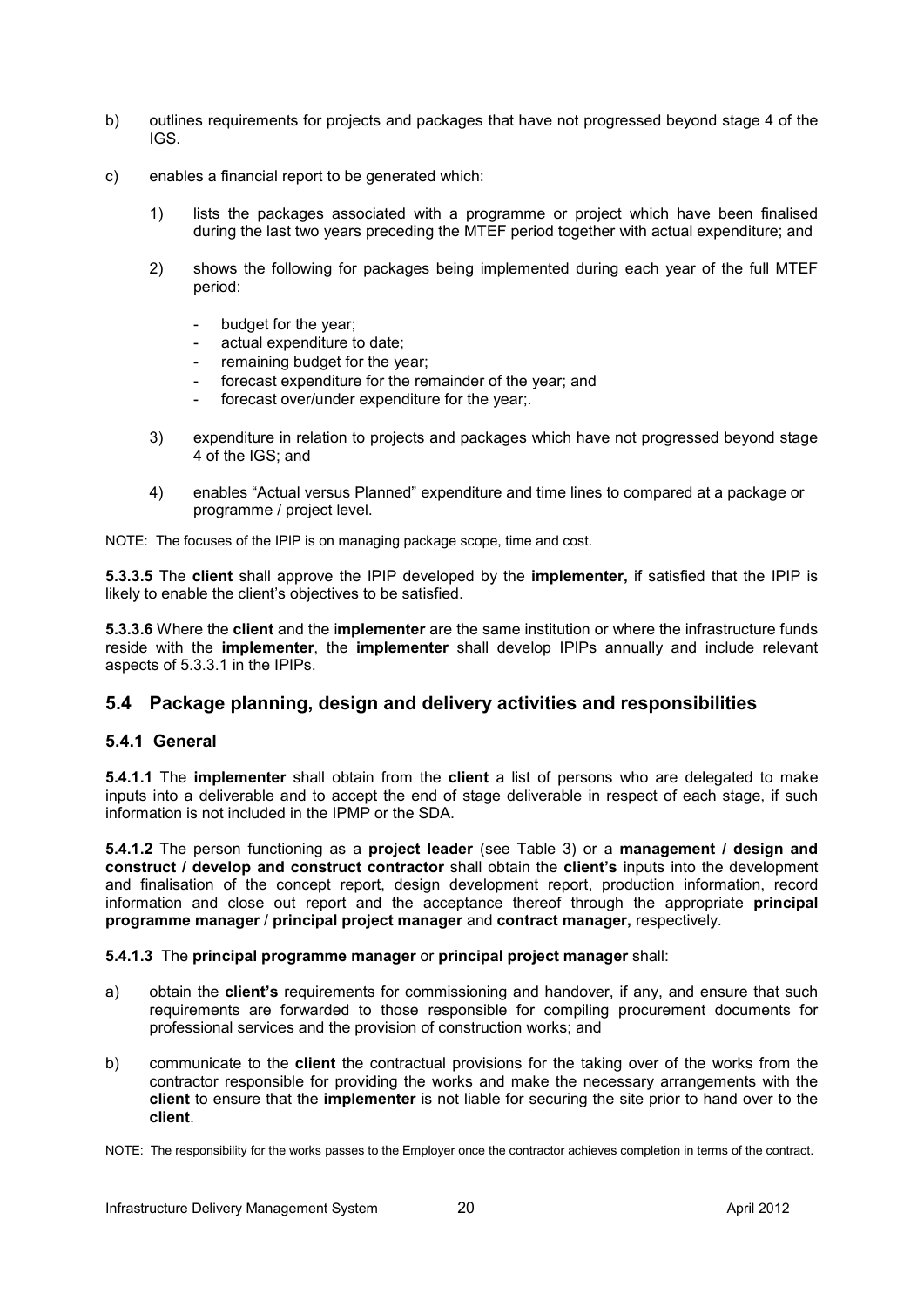b) outlines requirements for projects and packages that have not progressed beyond stage 4 of the IGS.

c) enables a financial report to be generated which:

   1) lists the packages associated with a programme or project which have been finalised during the last two years preceding the MTEF period together with actual expenditure; and

   2) shows the following for packages being implemented during each year of the full MTEF period:

      - budget for the year;
      - actual expenditure to date;
      - remaining budget for the year;
      - forecast expenditure for the remainder of the year; and
      - forecast over/under expenditure for the year;.

   3) expenditure in relation to projects and packages which have not progressed beyond stage 4 of the IGS; and

   4) enables "Actual versus Planned" expenditure and time lines to compared at a package or programme / project level.

NOTE: The focuses of the IPIP is on managing package scope, time and cost.

**5.3.3.5** The **client** shall approve the IPIP developed by the **implementer,** if satisfied that the IPIP is likely to enable the client's objectives to be satisfied.

**5.3.3.6** Where the **client** and the i**mplementer** are the same institution or where the infrastructure funds reside with the **implementer**, the **implementer** shall develop IPIPs annually and include relevant aspects of 5.3.3.1 in the IPIPs.

## 5.4 Package planning, design and delivery activities and responsibilities

### 5.4.1 General

**5.4.1.1** The **implementer** shall obtain from the **client** a list of persons who are delegated to make inputs into a deliverable and to accept the end of stage deliverable in respect of each stage, if such information is not included in the IPMP or the SDA.

**5.4.1.2** The person functioning as a **project leader** (see Table 3) or a **management / design and construct / develop and construct contractor** shall obtain the **client's** inputs into the development and finalisation of the concept report, design development report, production information, record information and close out report and the acceptance thereof through the appropriate **principal programme manager** / **principal project manager** and **contract manager,** respectively.

**5.4.1.3** The **principal programme manager** or **principal project manager** shall:

a) obtain the **client's** requirements for commissioning and handover, if any, and ensure that such requirements are forwarded to those responsible for compiling procurement documents for professional services and the provision of construction works; and

b) communicate to the **client** the contractual provisions for the taking over of the works from the contractor responsible for providing the works and make the necessary arrangements with the **client** to ensure that the **implementer** is not liable for securing the site prior to hand over to the **client**.

NOTE: The responsibility for the works passes to the Employer once the contractor achieves completion in terms of the contract.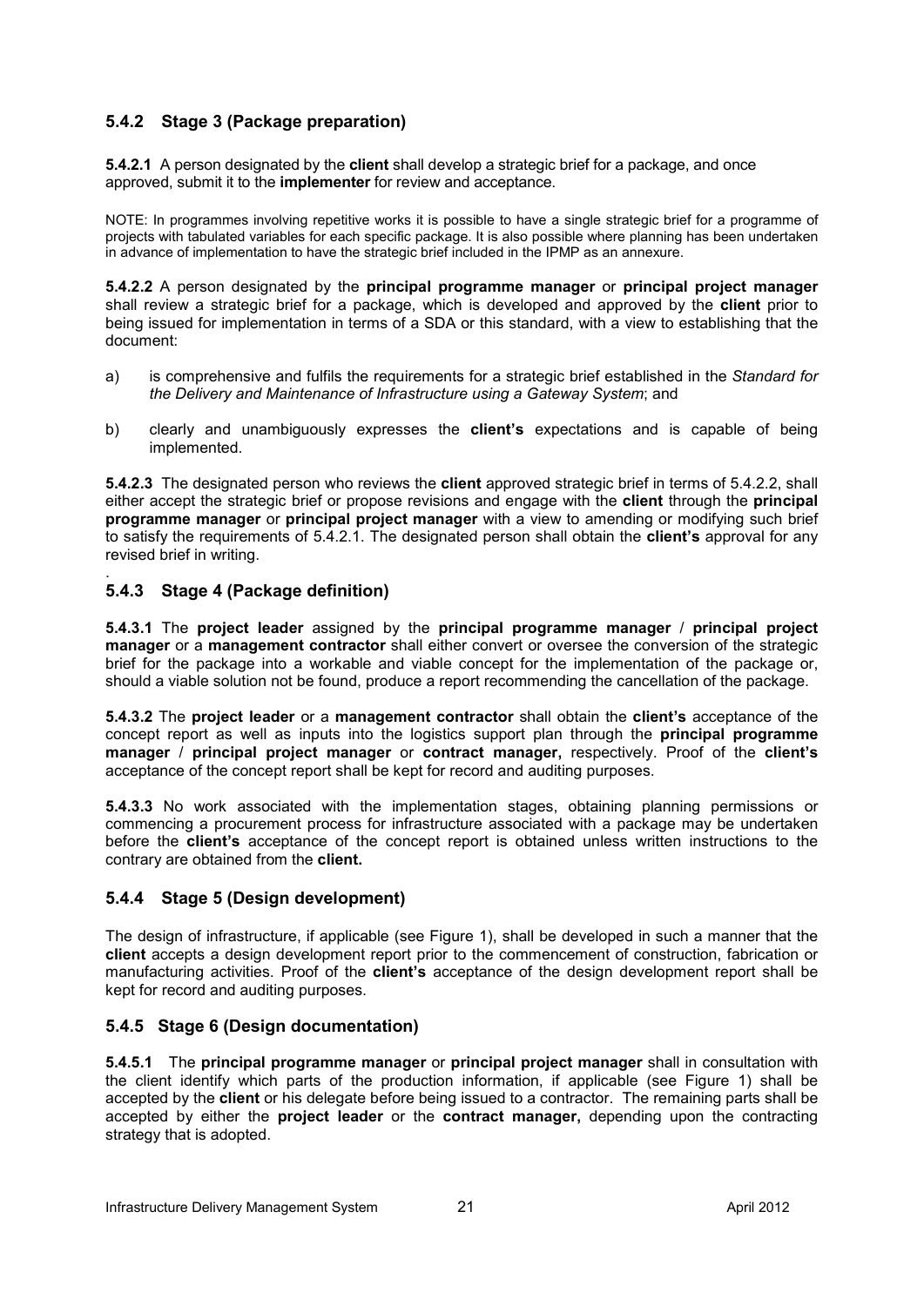### 5.4.2 Stage 3 (Package preparation)

**5.4.2.1** A person designated by the **client** shall develop a strategic brief for a package, and once approved, submit it to the **implementer** for review and acceptance.

NOTE: In programmes involving repetitive works it is possible to have a single strategic brief for a programme of projects with tabulated variables for each specific package. It is also possible where planning has been undertaken in advance of implementation to have the strategic brief included in the IPMP as an annexure.

**5.4.2.2** A person designated by the **principal programme manager** or **principal project manager** shall review a strategic brief for a package, which is developed and approved by the **client** prior to being issued for implementation in terms of a SDA or this standard, with a view to establishing that the document:

a) is comprehensive and fulfils the requirements for a strategic brief established in the *Standard for the Delivery and Maintenance of Infrastructure using a Gateway System*; and

b) clearly and unambiguously expresses the **client's** expectations and is capable of being implemented.

**5.4.2.3** The designated person who reviews the **client** approved strategic brief in terms of 5.4.2.2, shall either accept the strategic brief or propose revisions and engage with the **client** through the **principal programme manager** or **principal project manager** with a view to amending or modifying such brief to satisfy the requirements of 5.4.2.1. The designated person shall obtain the **client's** approval for any revised brief in writing.

### 5.4.3 Stage 4 (Package definition)

**5.4.3.1** The **project leader** assigned by the **principal programme manager** / **principal project manager** or a **management contractor** shall either convert or oversee the conversion of the strategic brief for the package into a workable and viable concept for the implementation of the package or, should a viable solution not be found, produce a report recommending the cancellation of the package.

**5.4.3.2** The **project leader** or a **management contractor** shall obtain the **client's** acceptance of the concept report as well as inputs into the logistics support plan through the **principal programme manager** / **principal project manager** or **contract manager,** respectively. Proof of the **client's** acceptance of the concept report shall be kept for record and auditing purposes.

**5.4.3.3** No work associated with the implementation stages, obtaining planning permissions or commencing a procurement process for infrastructure associated with a package may be undertaken before the **client's** acceptance of the concept report is obtained unless written instructions to the contrary are obtained from the **client.**

### 5.4.4 Stage 5 (Design development)

The design of infrastructure, if applicable (see Figure 1), shall be developed in such a manner that the **client** accepts a design development report prior to the commencement of construction, fabrication or manufacturing activities. Proof of the **client's** acceptance of the design development report shall be kept for record and auditing purposes.

### 5.4.5 Stage 6 (Design documentation)

**5.4.5.1** The **principal programme manager** or **principal project manager** shall in consultation with the client identify which parts of the production information, if applicable (see Figure 1) shall be accepted by the **client** or his delegate before being issued to a contractor. The remaining parts shall be accepted by either the **project leader** or the **contract manager,** depending upon the contracting strategy that is adopted.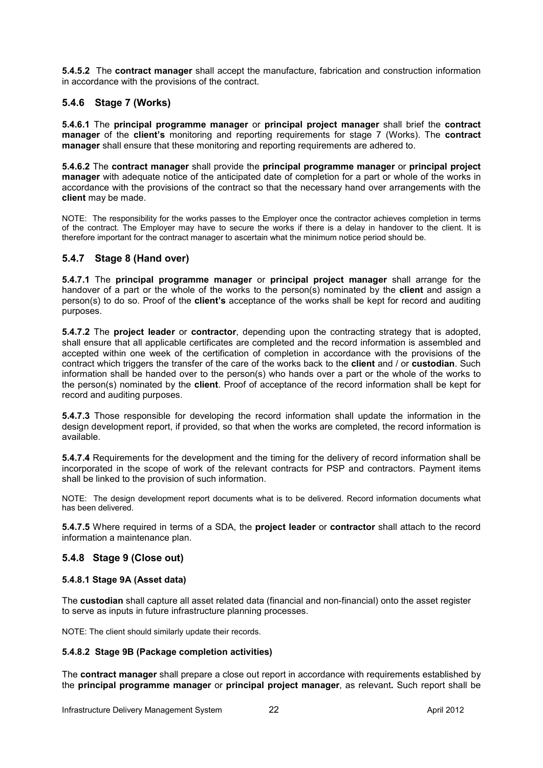**5.4.5.2** The **contract manager** shall accept the manufacture, fabrication and construction information in accordance with the provisions of the contract.

### 5.4.6 Stage 7 (Works)

**5.4.6.1** The **principal programme manager** or **principal project manager** shall brief the **contract manager** of the **client's** monitoring and reporting requirements for stage 7 (Works). The **contract manager** shall ensure that these monitoring and reporting requirements are adhered to.

**5.4.6.2** The **contract manager** shall provide the **principal programme manager** or **principal project manager** with adequate notice of the anticipated date of completion for a part or whole of the works in accordance with the provisions of the contract so that the necessary hand over arrangements with the **client** may be made.

NOTE: The responsibility for the works passes to the Employer once the contractor achieves completion in terms of the contract. The Employer may have to secure the works if there is a delay in handover to the client. It is therefore important for the contract manager to ascertain what the minimum notice period should be.

### 5.4.7 Stage 8 (Hand over)

**5.4.7.1** The **principal programme manager** or **principal project manager** shall arrange for the handover of a part or the whole of the works to the person(s) nominated by the **client** and assign a person(s) to do so. Proof of the **client's** acceptance of the works shall be kept for record and auditing purposes.

**5.4.7.2** The **project leader** or **contractor**, depending upon the contracting strategy that is adopted, shall ensure that all applicable certificates are completed and the record information is assembled and accepted within one week of the certification of completion in accordance with the provisions of the contract which triggers the transfer of the care of the works back to the **client** and / or **custodian**. Such information shall be handed over to the person(s) who hands over a part or the whole of the works to the person(s) nominated by the **client**. Proof of acceptance of the record information shall be kept for record and auditing purposes.

**5.4.7.3** Those responsible for developing the record information shall update the information in the design development report, if provided, so that when the works are completed, the record information is available.

**5.4.7.4** Requirements for the development and the timing for the delivery of record information shall be incorporated in the scope of work of the relevant contracts for PSP and contractors. Payment items shall be linked to the provision of such information.

NOTE: The design development report documents what is to be delivered. Record information documents what has been delivered.

**5.4.7.5** Where required in terms of a SDA, the **project leader** or **contractor** shall attach to the record information a maintenance plan.

### 5.4.8 Stage 9 (Close out)

#### 5.4.8.1 Stage 9A (Asset data)

The **custodian** shall capture all asset related data (financial and non-financial) onto the asset register to serve as inputs in future infrastructure planning processes.

NOTE: The client should similarly update their records.

#### 5.4.8.2 Stage 9B (Package completion activities)

The **contract manager** shall prepare a close out report in accordance with requirements established by the **principal programme manager** or **principal project manager**, as relevant**.** Such report shall be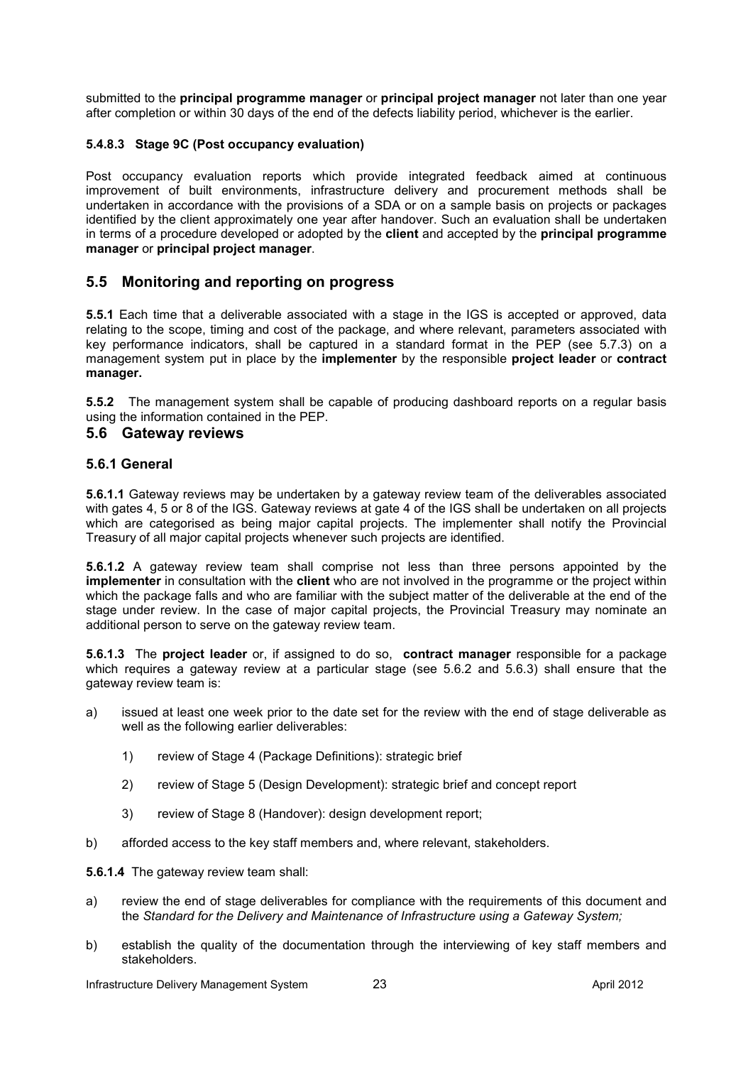submitted to the **principal programme manager** or **principal project manager** not later than one year after completion or within 30 days of the end of the defects liability period, whichever is the earlier.

#### 5.4.8.3 Stage 9C (Post occupancy evaluation)

Post occupancy evaluation reports which provide integrated feedback aimed at continuous improvement of built environments, infrastructure delivery and procurement methods shall be undertaken in accordance with the provisions of a SDA or on a sample basis on projects or packages identified by the client approximately one year after handover. Such an evaluation shall be undertaken in terms of a procedure developed or adopted by the **client** and accepted by the **principal programme manager** or **principal project manager**.

## 5.5 Monitoring and reporting on progress

**5.5.1** Each time that a deliverable associated with a stage in the IGS is accepted or approved, data relating to the scope, timing and cost of the package, and where relevant, parameters associated with key performance indicators, shall be captured in a standard format in the PEP (see 5.7.3) on a management system put in place by the **implementer** by the responsible **project leader** or **contract manager.**

**5.5.2** The management system shall be capable of producing dashboard reports on a regular basis using the information contained in the PEP.

## 5.6 Gateway reviews

### 5.6.1 General

**5.6.1.1** Gateway reviews may be undertaken by a gateway review team of the deliverables associated with gates 4, 5 or 8 of the IGS. Gateway reviews at gate 4 of the IGS shall be undertaken on all projects which are categorised as being major capital projects. The implementer shall notify the Provincial Treasury of all major capital projects whenever such projects are identified.

**5.6.1.2** A gateway review team shall comprise not less than three persons appointed by the **implementer** in consultation with the **client** who are not involved in the programme or the project within which the package falls and who are familiar with the subject matter of the deliverable at the end of the stage under review. In the case of major capital projects, the Provincial Treasury may nominate an additional person to serve on the gateway review team.

**5.6.1.3** The **project leader** or, if assigned to do so, **contract manager** responsible for a package which requires a gateway review at a particular stage (see 5.6.2 and 5.6.3) shall ensure that the gateway review team is:

a) issued at least one week prior to the date set for the review with the end of stage deliverable as well as the following earlier deliverables:

    1) review of Stage 4 (Package Definitions): strategic brief

    2) review of Stage 5 (Design Development): strategic brief and concept report

    3) review of Stage 8 (Handover): design development report;

b) afforded access to the key staff members and, where relevant, stakeholders.

**5.6.1.4** The gateway review team shall:

a) review the end of stage deliverables for compliance with the requirements of this document and the *Standard for the Delivery and Maintenance of Infrastructure using a Gateway System;*

b) establish the quality of the documentation through the interviewing of key staff members and stakeholders.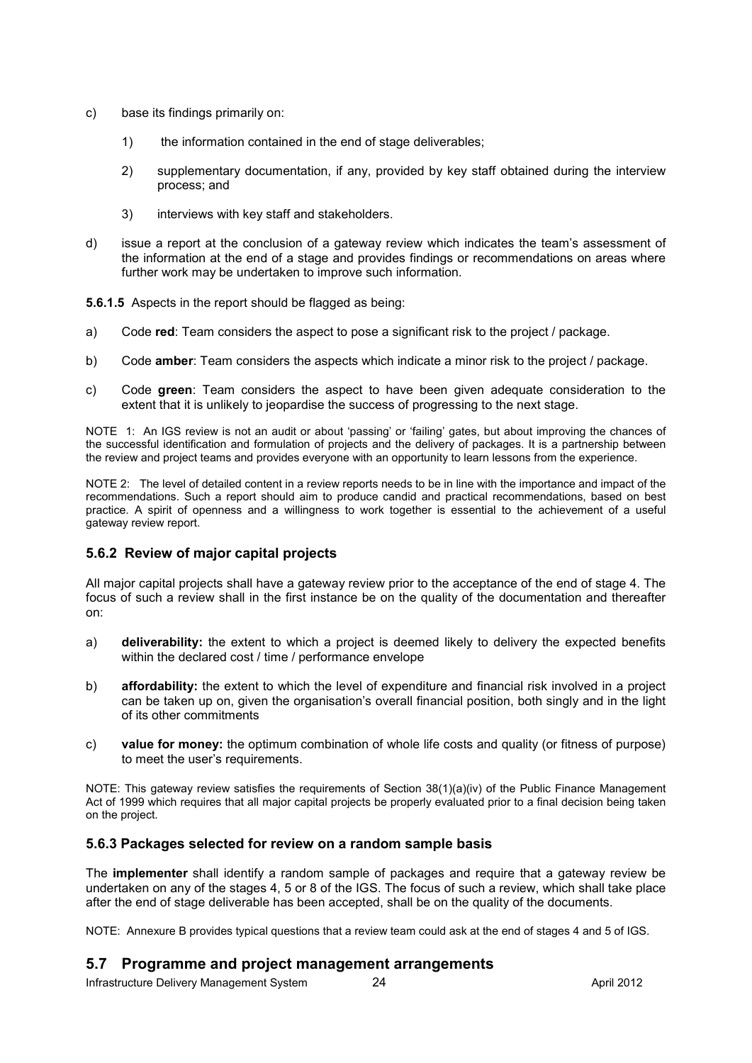c) base its findings primarily on:

   1) the information contained in the end of stage deliverables;

   2) supplementary documentation, if any, provided by key staff obtained during the interview process; and

   3) interviews with key staff and stakeholders.

d) issue a report at the conclusion of a gateway review which indicates the team's assessment of the information at the end of a stage and provides findings or recommendations on areas where further work may be undertaken to improve such information.

**5.6.1.5** Aspects in the report should be flagged as being:

a) Code **red**: Team considers the aspect to pose a significant risk to the project / package.

b) Code **amber**: Team considers the aspects which indicate a minor risk to the project / package.

c) Code **green**: Team considers the aspect to have been given adequate consideration to the extent that it is unlikely to jeopardise the success of progressing to the next stage.

NOTE 1: An IGS review is not an audit or about 'passing' or 'failing' gates, but about improving the chances of the successful identification and formulation of projects and the delivery of packages. It is a partnership between the review and project teams and provides everyone with an opportunity to learn lessons from the experience.

NOTE 2: The level of detailed content in a review reports needs to be in line with the importance and impact of the recommendations. Such a report should aim to produce candid and practical recommendations, based on best practice. A spirit of openness and a willingness to work together is essential to the achievement of a useful gateway review report.

### 5.6.2 Review of major capital projects

All major capital projects shall have a gateway review prior to the acceptance of the end of stage 4. The focus of such a review shall in the first instance be on the quality of the documentation and thereafter on:

a) **deliverability:** the extent to which a project is deemed likely to delivery the expected benefits within the declared cost / time / performance envelope

b) **affordability:** the extent to which the level of expenditure and financial risk involved in a project can be taken up on, given the organisation's overall financial position, both singly and in the light of its other commitments

c) **value for money:** the optimum combination of whole life costs and quality (or fitness of purpose) to meet the user's requirements.

NOTE: This gateway review satisfies the requirements of Section 38(1)(a)(iv) of the Public Finance Management Act of 1999 which requires that all major capital projects be properly evaluated prior to a final decision being taken on the project.

### 5.6.3 Packages selected for review on a random sample basis

The **implementer** shall identify a random sample of packages and require that a gateway review be undertaken on any of the stages 4, 5 or 8 of the IGS. The focus of such a review, which shall take place after the end of stage deliverable has been accepted, shall be on the quality of the documents.

NOTE: Annexure B provides typical questions that a review team could ask at the end of stages 4 and 5 of IGS.

## 5.7 Programme and project management arrangements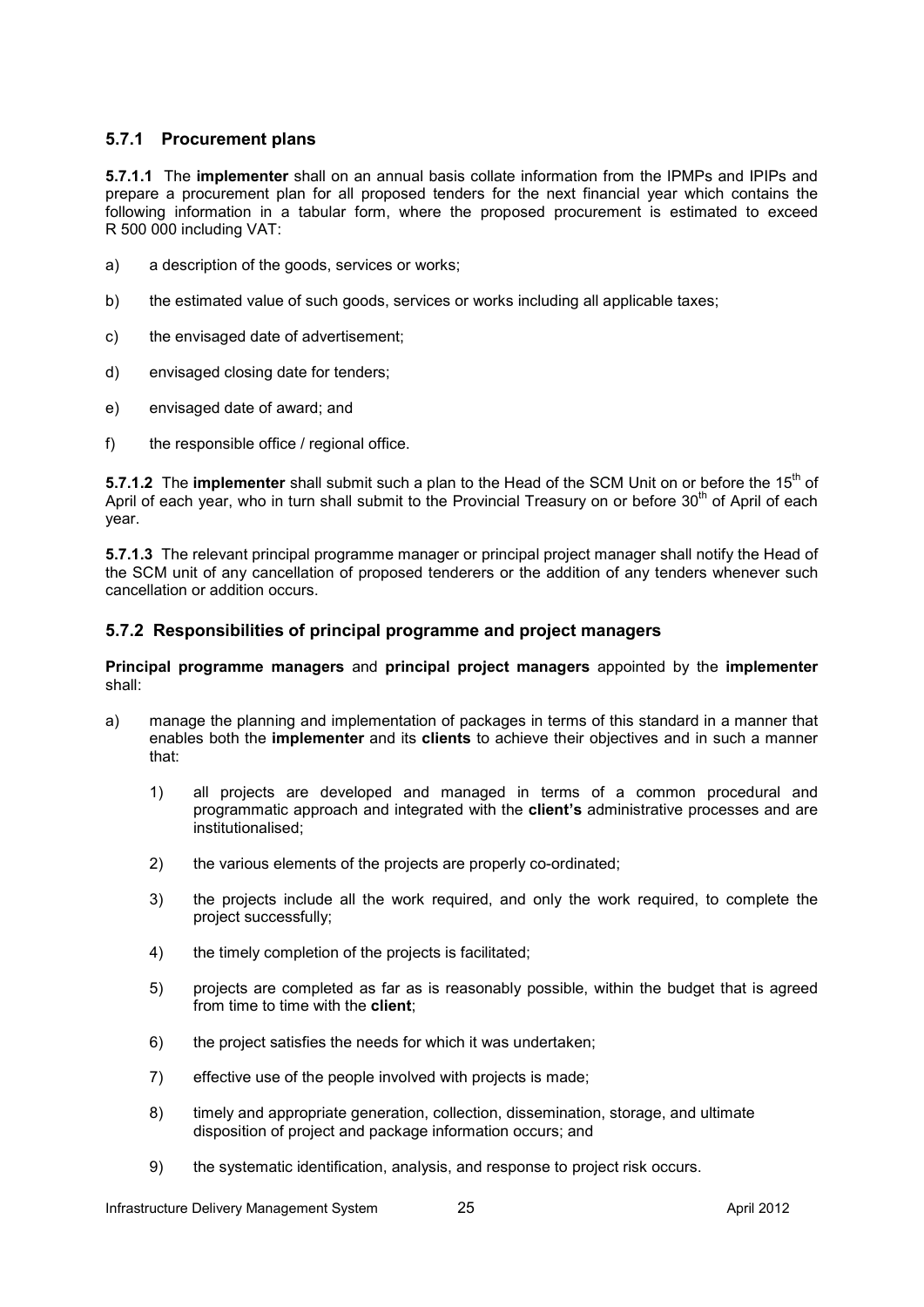### 5.7.1 Procurement plans

**5.7.1.1** The **implementer** shall on an annual basis collate information from the IPMPs and IPIPs and prepare a procurement plan for all proposed tenders for the next financial year which contains the following information in a tabular form, where the proposed procurement is estimated to exceed R 500 000 including VAT:

a) a description of the goods, services or works;

b) the estimated value of such goods, services or works including all applicable taxes;

c) the envisaged date of advertisement;

d) envisaged closing date for tenders;

e) envisaged date of award; and

f) the responsible office / regional office.

**5.7.1.2** The **implementer** shall submit such a plan to the Head of the SCM Unit on or before the 15th of April of each year, who in turn shall submit to the Provincial Treasury on or before 30th of April of each year.

**5.7.1.3** The relevant principal programme manager or principal project manager shall notify the Head of the SCM unit of any cancellation of proposed tenderers or the addition of any tenders whenever such cancellation or addition occurs.

### 5.7.2 Responsibilities of principal programme and project managers

**Principal programme managers** and **principal project managers** appointed by the **implementer** shall:

a) manage the planning and implementation of packages in terms of this standard in a manner that enables both the **implementer** and its **clients** to achieve their objectives and in such a manner that:

   1) all projects are developed and managed in terms of a common procedural and programmatic approach and integrated with the **client's** administrative processes and are institutionalised;

   2) the various elements of the projects are properly co-ordinated;

   3) the projects include all the work required, and only the work required, to complete the project successfully;

   4) the timely completion of the projects is facilitated;

   5) projects are completed as far as is reasonably possible, within the budget that is agreed from time to time with the **client**;

   6) the project satisfies the needs for which it was undertaken;

   7) effective use of the people involved with projects is made;

   8) timely and appropriate generation, collection, dissemination, storage, and ultimate disposition of project and package information occurs; and

   9) the systematic identification, analysis, and response to project risk occurs.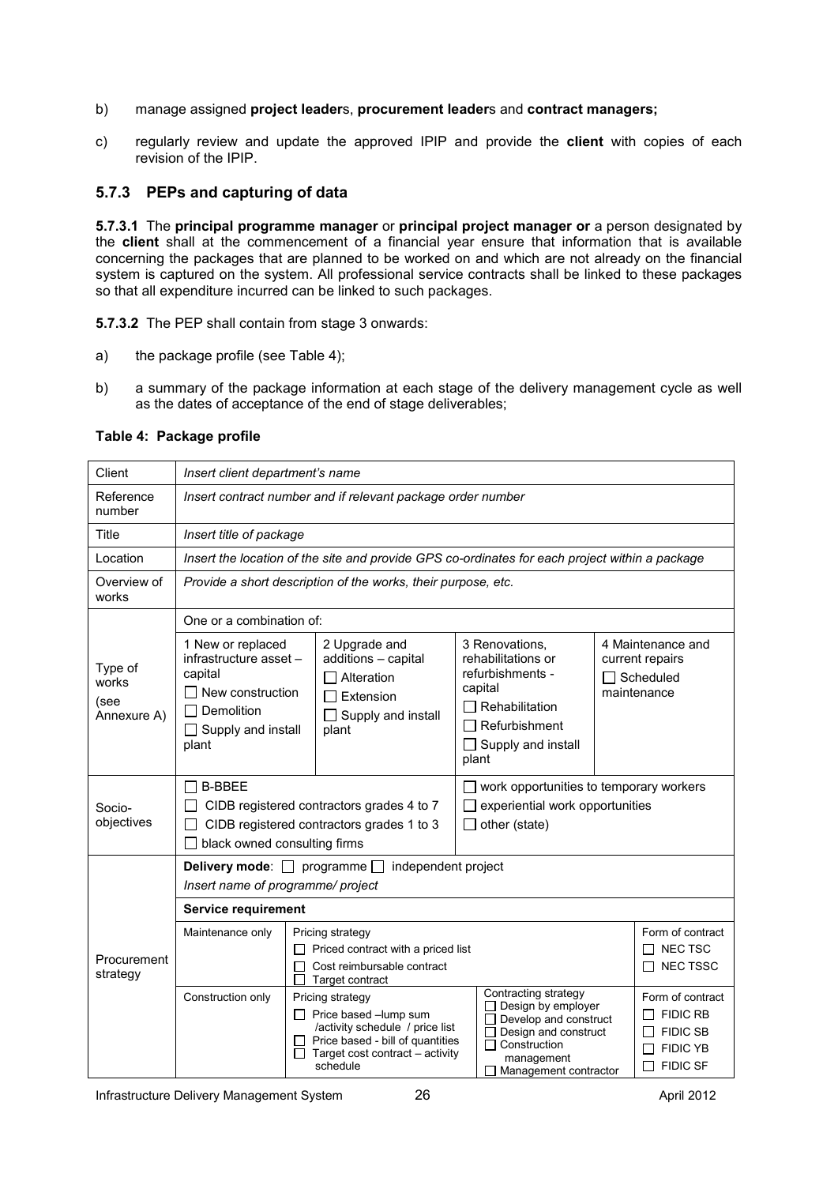b) manage assigned **project leader**s, **procurement leader**s and **contract managers;**

c) regularly review and update the approved IPIP and provide the **client** with copies of each revision of the IPIP.

### 5.7.3 PEPs and capturing of data

**5.7.3.1** The **principal programme manager** or **principal project manager or** a person designated by the **client** shall at the commencement of a financial year ensure that information that is available concerning the packages that are planned to be worked on and which are not already on the financial system is captured on the system. All professional service contracts shall be linked to these packages so that all expenditure incurred can be linked to such packages.

**5.7.3.2** The PEP shall contain from stage 3 onwards:

a) the package profile (see Table 4);

b) a summary of the package information at each stage of the delivery management cycle as well as the dates of acceptance of the end of stage deliverables;

**Table 4: Package profile**

| | | | | |
|---|---|---|---|---|
| Client | *Insert client department's name* | | | |
| Reference number | *Insert contract number and if relevant package order number* | | | |
| Title | *Insert title of package* | | | |
| Location | *Insert the location of the site and provide GPS co-ordinates for each project within a package* | | | |
| Overview of works | *Provide a short description of the works, their purpose, etc.* | | | |
| Type of works (see Annexure A) | One or a combination of: | | | |
| | 1 New or replaced infrastructure asset – capital<br>☐ New construction<br>☐ Demolition<br>☐ Supply and install plant | 2 Upgrade and additions – capital<br>☐ Alteration<br>☐ Extension<br>☐ Supply and install plant | 3 Renovations, rehabilitations or refurbishments - capital<br>☐ Rehabilitation<br>☐ Refurbishment<br>☐ Supply and install plant | 4 Maintenance and current repairs<br>☐ Scheduled maintenance |
| Socio-objectives | ☐ B-BBEE<br>☐ CIDB registered contractors grades 4 to 7<br>☐ CIDB registered contractors grades 1 to 3<br>☐ black owned consulting firms | | ☐ work opportunities to temporary workers<br>☐ experiential work opportunities<br>☐ other (state) | |
| Procurement strategy | **Delivery mode**: ☐ programme ☐ independent project<br>*Insert name of programme/ project* | | | |
| | **Service requirement** | | | |
| | Maintenance only | Pricing strategy<br>☐ Priced contract with a priced list<br>☐ Cost reimbursable contract<br>☐ Target contract | | Form of contract<br>☐ NEC TSC<br>☐ NEC TSSC |
| | Construction only | Pricing strategy<br>☐ Price based –lump sum /activity schedule / price list<br>☐ Price based - bill of quantities<br>☐ Target cost contract – activity schedule | Contracting strategy<br>☐ Design by employer<br>☐ Develop and construct<br>☐ Design and construct<br>☐ Construction management<br>☐ Management contractor | Form of contract<br>☐ FIDIC RB<br>☐ FIDIC SB<br>☐ FIDIC YB<br>☐ FIDIC SF |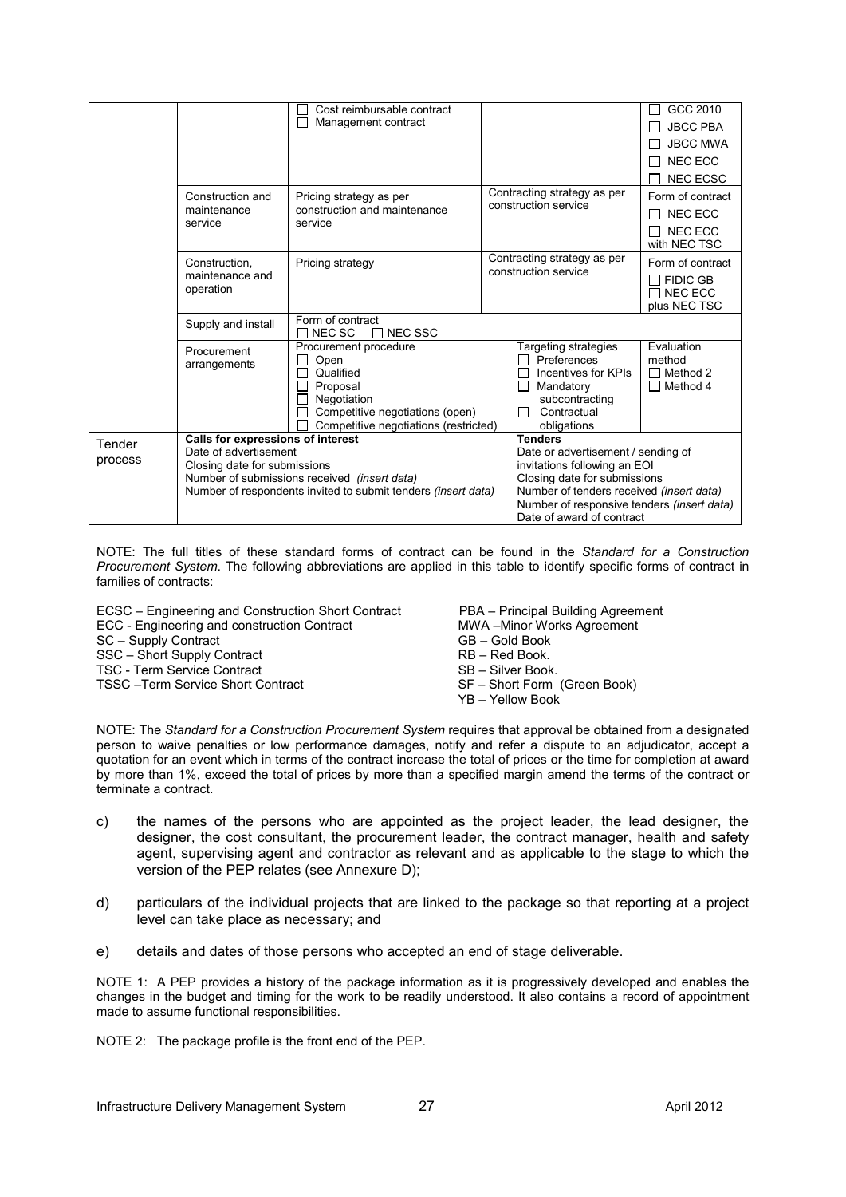| | | | | | |
|---|---|---|---|---|---|
| | | ☐ Cost reimbursable contract<br>☐ Management contract | | | ☐ GCC 2010<br>☐ JBCC PBA<br>☐ JBCC MWA<br>☐ NEC ECC<br>☐ NEC ECSC |
| | Construction and maintenance service | Pricing strategy as per construction and maintenance service | Contracting strategy as per construction service | | Form of contract<br>☐ NEC ECC<br>☐ NEC ECC with NEC TSC |
| | Construction, maintenance and operation | Pricing strategy | Contracting strategy as per construction service | | Form of contract<br>☐ FIDIC GB<br>☐ NEC ECC plus NEC TSC |
| | Supply and install | Form of contract<br>☐ NEC SC ☐ NEC SSC | | | |
| | Procurement arrangements | Procurement procedure<br>☐ Open<br>☐ Qualified<br>☐ Proposal<br>☐ Negotiation<br>☐ Competitive negotiations (open)<br>☐ Competitive negotiations (restricted) | | Targeting strategies<br>☐ Preferences<br>☐ Incentives for KPIs<br>☐ Mandatory subcontracting<br>☐ Contractual obligations | Evaluation method<br>☐ Method 2<br>☐ Method 4 |
| Tender process | **Calls for expressions of interest**<br>Date of advertisement<br>Closing date for submissions<br>Number of submissions received *(insert data)*<br>Number of respondents invited to submit tenders *(insert data)* | | | **Tenders**<br>Date or advertisement / sending of invitations following an EOI<br>Closing date for submissions<br>Number of tenders received *(insert data)*<br>Number of responsive tenders *(insert data)*<br>Date of award of contract | |

NOTE: The full titles of these standard forms of contract can be found in the *Standard for a Construction Procurement System*. The following abbreviations are applied in this table to identify specific forms of contract in families of contracts:

ECSC – Engineering and Construction Short Contract
ECC - Engineering and construction Contract
SC – Supply Contract
SSC – Short Supply Contract
TSC - Term Service Contract
TSSC –Term Service Short Contract

PBA – Principal Building Agreement
MWA –Minor Works Agreement
GB – Gold Book
RB – Red Book.
SB – Silver Book.
SF – Short Form (Green Book)
YB – Yellow Book

NOTE: The *Standard for a Construction Procurement System* requires that approval be obtained from a designated person to waive penalties or low performance damages, notify and refer a dispute to an adjudicator, accept a quotation for an event which in terms of the contract increase the total of prices or the time for completion at award by more than 1%, exceed the total of prices by more than a specified margin amend the terms of the contract or terminate a contract.

c) the names of the persons who are appointed as the project leader, the lead designer, the designer, the cost consultant, the procurement leader, the contract manager, health and safety agent, supervising agent and contractor as relevant and as applicable to the stage to which the version of the PEP relates (see Annexure D);

d) particulars of the individual projects that are linked to the package so that reporting at a project level can take place as necessary; and

e) details and dates of those persons who accepted an end of stage deliverable.

NOTE 1: A PEP provides a history of the package information as it is progressively developed and enables the changes in the budget and timing for the work to be readily understood. It also contains a record of appointment made to assume functional responsibilities.

NOTE 2: The package profile is the front end of the PEP.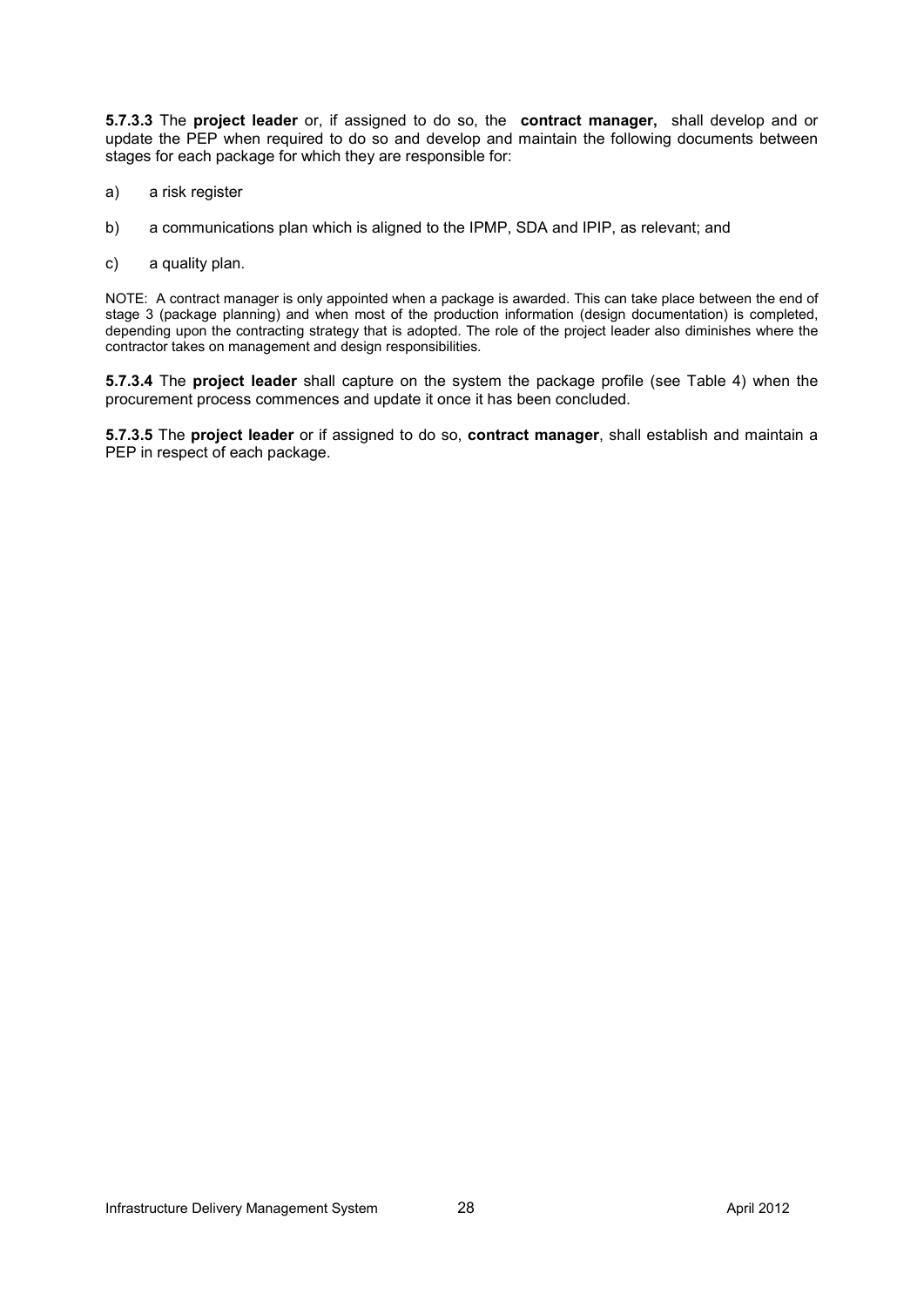**5.7.3.3** The **project leader** or, if assigned to do so, the **contract manager,** shall develop and or update the PEP when required to do so and develop and maintain the following documents between stages for each package for which they are responsible for:

a) a risk register

b) a communications plan which is aligned to the IPMP, SDA and IPIP, as relevant; and

c) a quality plan.

NOTE: A contract manager is only appointed when a package is awarded. This can take place between the end of stage 3 (package planning) and when most of the production information (design documentation) is completed, depending upon the contracting strategy that is adopted. The role of the project leader also diminishes where the contractor takes on management and design responsibilities.

**5.7.3.4** The **project leader** shall capture on the system the package profile (see Table 4) when the procurement process commences and update it once it has been concluded.

**5.7.3.5** The **project leader** or if assigned to do so, **contract manager**, shall establish and maintain a PEP in respect of each package.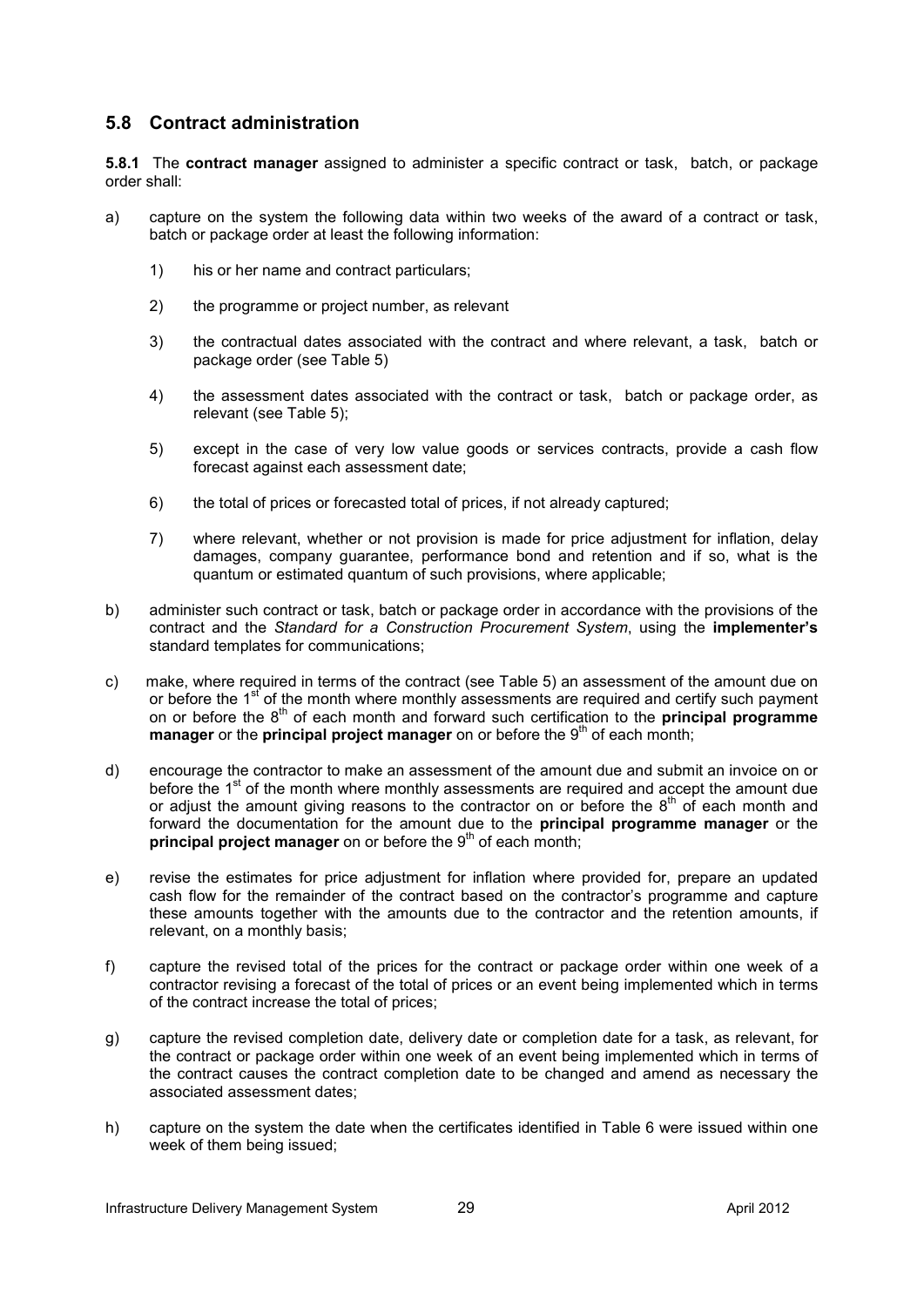## 5.8 Contract administration

**5.8.1** The **contract manager** assigned to administer a specific contract or task, batch, or package order shall:

a) capture on the system the following data within two weeks of the award of a contract or task, batch or package order at least the following information:

   1) his or her name and contract particulars;

   2) the programme or project number, as relevant

   3) the contractual dates associated with the contract and where relevant, a task, batch or package order (see Table 5)

   4) the assessment dates associated with the contract or task, batch or package order, as relevant (see Table 5);

   5) except in the case of very low value goods or services contracts, provide a cash flow forecast against each assessment date;

   6) the total of prices or forecasted total of prices, if not already captured;

   7) where relevant, whether or not provision is made for price adjustment for inflation, delay damages, company guarantee, performance bond and retention and if so, what is the quantum or estimated quantum of such provisions, where applicable;

b) administer such contract or task, batch or package order in accordance with the provisions of the contract and the *Standard for a Construction Procurement System*, using the **implementer's** standard templates for communications;

c) make, where required in terms of the contract (see Table 5) an assessment of the amount due on or before the 1st of the month where monthly assessments are required and certify such payment on or before the 8th of each month and forward such certification to the **principal programme manager** or the **principal project manager** on or before the 9th of each month;

d) encourage the contractor to make an assessment of the amount due and submit an invoice on or before the 1st of the month where monthly assessments are required and accept the amount due or adjust the amount giving reasons to the contractor on or before the 8th of each month and forward the documentation for the amount due to the **principal programme manager** or the **principal project manager** on or before the 9th of each month;

e) revise the estimates for price adjustment for inflation where provided for, prepare an updated cash flow for the remainder of the contract based on the contractor's programme and capture these amounts together with the amounts due to the contractor and the retention amounts, if relevant, on a monthly basis;

f) capture the revised total of the prices for the contract or package order within one week of a contractor revising a forecast of the total of prices or an event being implemented which in terms of the contract increase the total of prices;

g) capture the revised completion date, delivery date or completion date for a task, as relevant, for the contract or package order within one week of an event being implemented which in terms of the contract causes the contract completion date to be changed and amend as necessary the associated assessment dates;

h) capture on the system the date when the certificates identified in Table 6 were issued within one week of them being issued;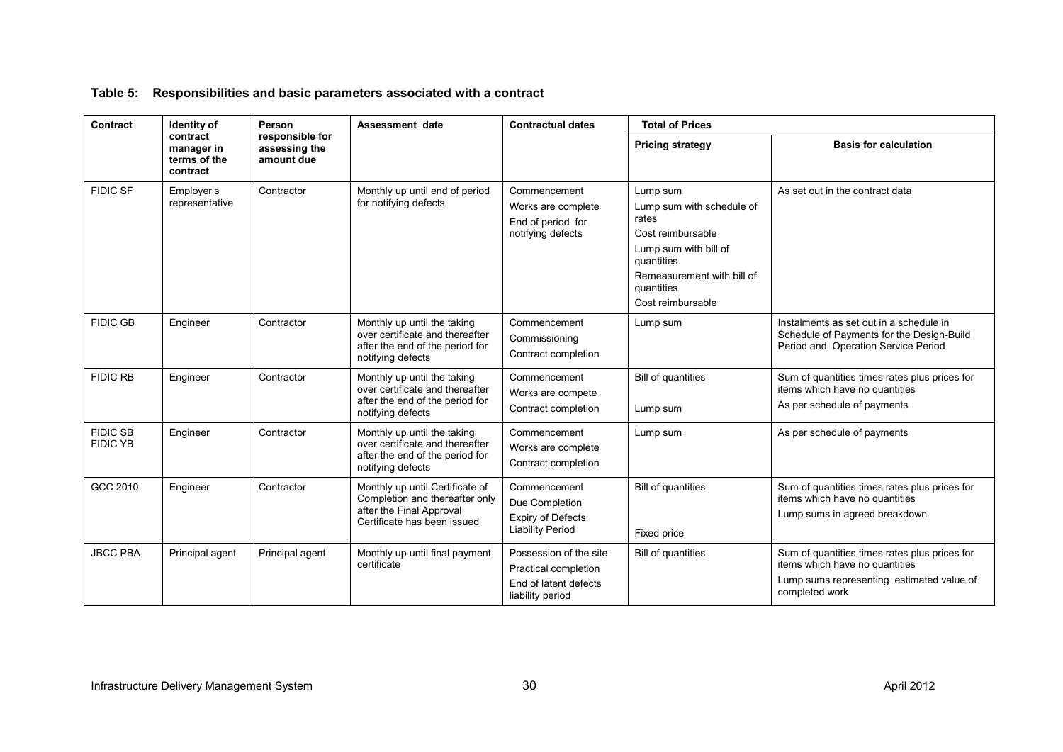**Table 5: Responsibilities and basic parameters associated with a contract**

| Contract | Identity of contract manager in terms of the contract | Person responsible for assessing the amount due | Assessment date | Contractual dates | Total of Prices | |
|---|---|---|---|---|---|---|
| | | | | | **Pricing strategy** | **Basis for calculation** |
| FIDIC SF | Employer's representative | Contractor | Monthly up until end of period for notifying defects | Commencement<br>Works are complete<br>End of period for notifying defects | Lump sum<br>Lump sum with schedule of rates<br>Cost reimbursable<br>Lump sum with bill of quantities<br>Remeasurement with bill of quantities<br>Cost reimbursable | As set out in the contract data |
| FIDIC GB | Engineer | Contractor | Monthly up until the taking over certificate and thereafter after the end of the period for notifying defects | Commencement<br>Commissioning<br>Contract completion | Lump sum | Instalments as set out in a schedule in Schedule of Payments for the Design-Build Period and Operation Service Period |
| FIDIC RB | Engineer | Contractor | Monthly up until the taking over certificate and thereafter after the end of the period for notifying defects | Commencement<br>Works are compete<br>Contract completion | Bill of quantities<br><br>Lump sum | Sum of quantities times rates plus prices for items which have no quantities<br>As per schedule of payments |
| FIDIC SB<br>FIDIC YB | Engineer | Contractor | Monthly up until the taking over certificate and thereafter after the end of the period for notifying defects | Commencement<br>Works are complete<br>Contract completion | Lump sum | As per schedule of payments |
| GCC 2010 | Engineer | Contractor | Monthly up until Certificate of Completion and thereafter only after the Final Approval Certificate has been issued | Commencement<br>Due Completion<br>Expiry of Defects Liability Period | Bill of quantities<br><br>Fixed price | Sum of quantities times rates plus prices for items which have no quantities<br>Lump sums in agreed breakdown |
| JBCC PBA | Principal agent | Principal agent | Monthly up until final payment certificate | Possession of the site<br>Practical completion<br>End of latent defects liability period | Bill of quantities | Sum of quantities times rates plus prices for items which have no quantities<br>Lump sums representing estimated value of completed work |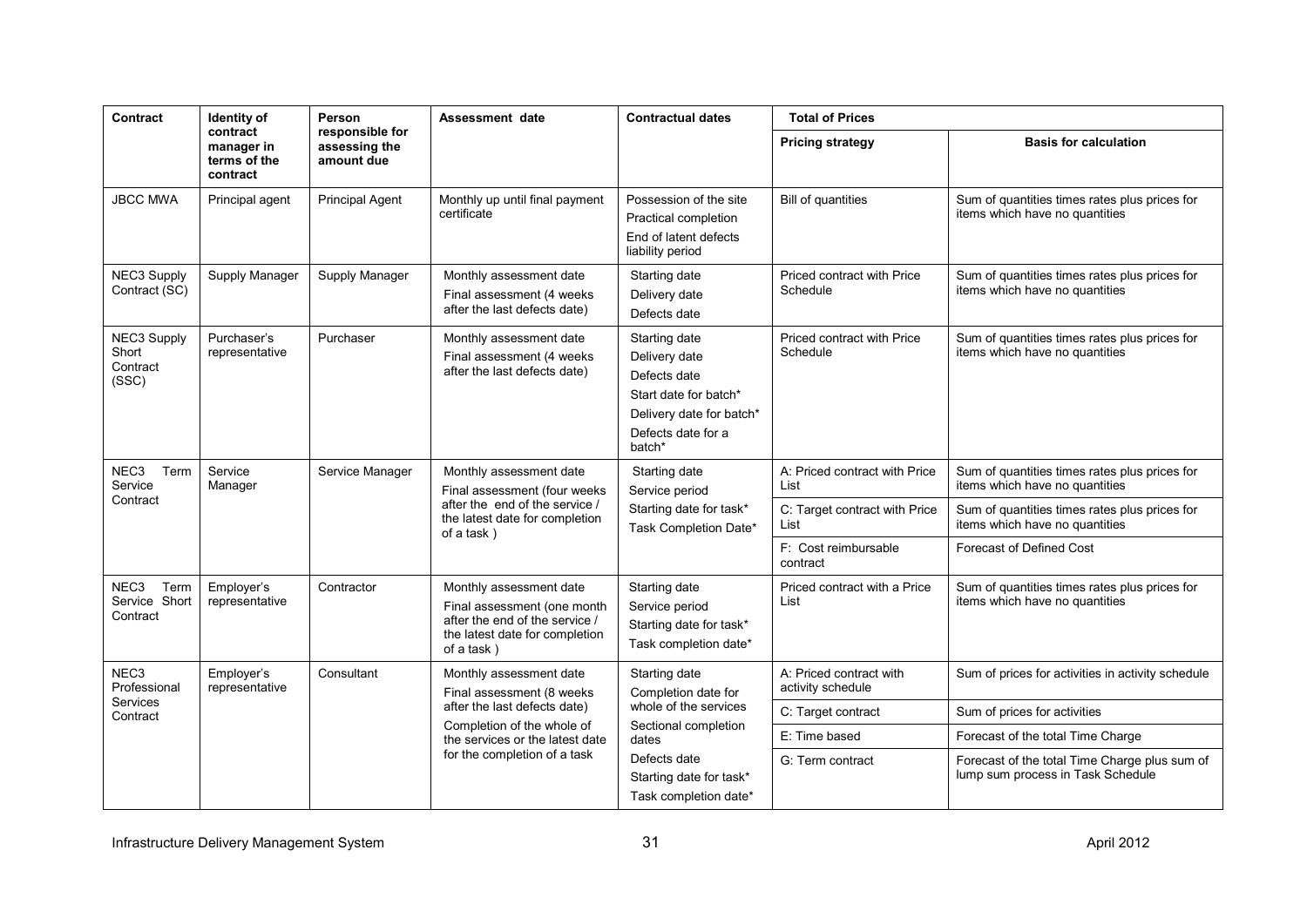| Contract | Identity of contract manager in terms of the contract | Person responsible for assessing the amount due | Assessment date | Contractual dates | Total of Prices | |
|---|---|---|---|---|---|---|
| | | | | | **Pricing strategy** | **Basis for calculation** |
| JBCC MWA | Principal agent | Principal Agent | Monthly up until final payment certificate | Possession of the site<br>Practical completion<br>End of latent defects liability period | Bill of quantities | Sum of quantities times rates plus prices for items which have no quantities |
| NEC3 Supply Contract (SC) | Supply Manager | Supply Manager | Monthly assessment date<br>Final assessment (4 weeks after the last defects date) | Starting date<br>Delivery date<br>Defects date | Priced contract with Price Schedule | Sum of quantities times rates plus prices for items which have no quantities |
| NEC3 Supply Short Contract (SSC) | Purchaser's representative | Purchaser | Monthly assessment date<br>Final assessment (4 weeks after the last defects date) | Starting date<br>Delivery date<br>Defects date<br>Start date for batch*<br>Delivery date for batch*<br>Defects date for a batch* | Priced contract with Price Schedule | Sum of quantities times rates plus prices for items which have no quantities |
| NEC3 Term Service Contract | Service Manager | Service Manager | Monthly assessment date<br>Final assessment (four weeks after the end of the service / the latest date for completion of a task ) | Starting date<br>Service period<br>Starting date for task*<br>Task Completion Date* | A: Priced contract with Price List | Sum of quantities times rates plus prices for items which have no quantities |
| | | | | | C: Target contract with Price List | Sum of quantities times rates plus prices for items which have no quantities |
| | | | | | F: Cost reimbursable contract | Forecast of Defined Cost |
| NEC3 Term Service Short Contract | Employer's representative | Contractor | Monthly assessment date<br>Final assessment (one month after the end of the service / the latest date for completion of a task ) | Starting date<br>Service period<br>Starting date for task*<br>Task completion date* | Priced contract with a Price List | Sum of quantities times rates plus prices for items which have no quantities |
| NEC3 Professional Services Contract | Employer's representative | Consultant | Monthly assessment date<br>Final assessment (8 weeks after the last defects date)<br>Completion of the whole of the services or the latest date for the completion of a task | Starting date<br>Completion date for whole of the services<br>Sectional completion dates<br>Defects date<br>Starting date for task*<br>Task completion date* | A: Priced contract with activity schedule | Sum of prices for activities in activity schedule |
| | | | | | C: Target contract | Sum of prices for activities |
| | | | | | E: Time based | Forecast of the total Time Charge |
| | | | | | G: Term contract | Forecast of the total Time Charge plus sum of lump sum process in Task Schedule |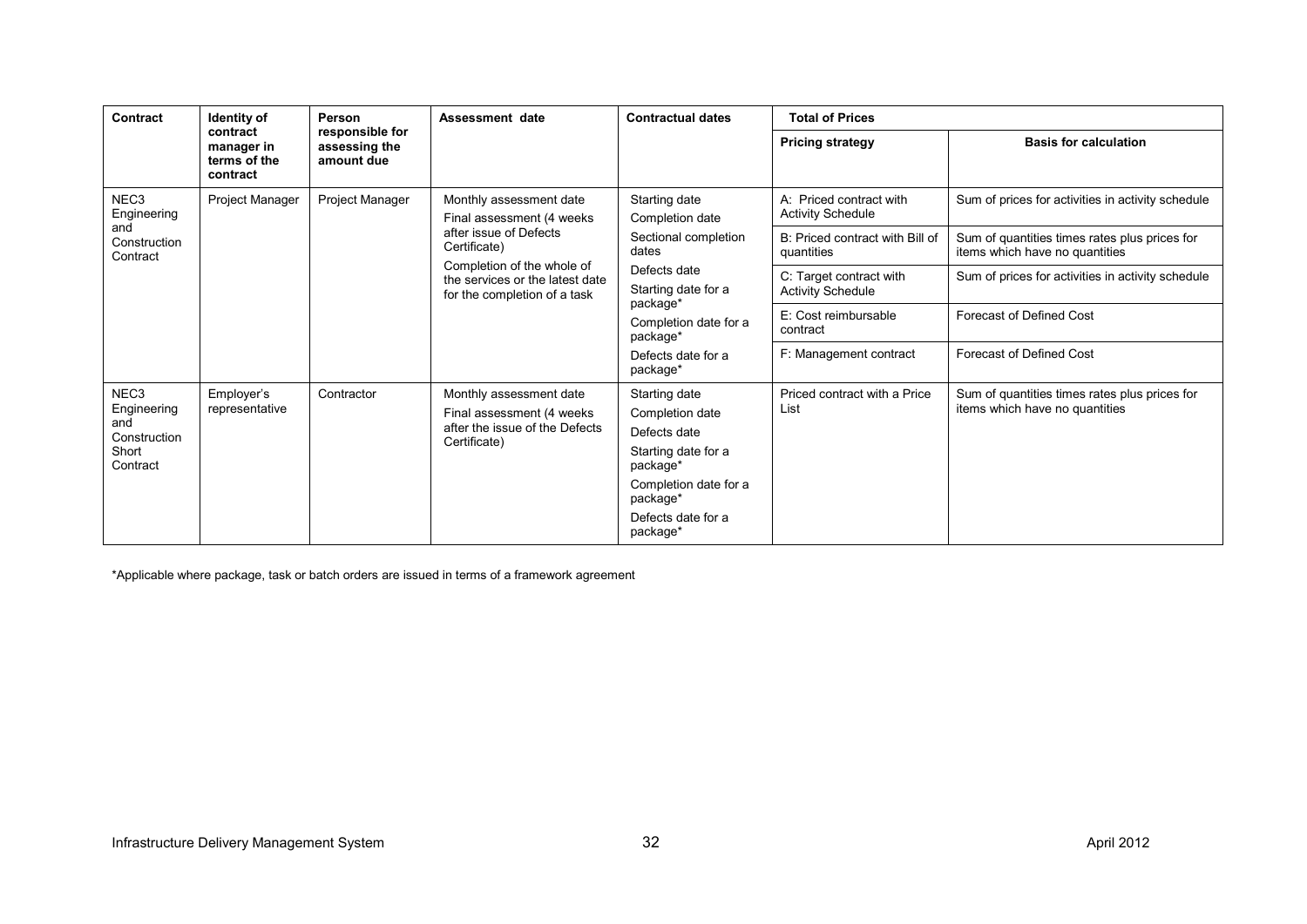| Contract | Identity of contract manager in terms of the contract | Person responsible for assessing the amount due | Assessment date | Contractual dates | Total of Prices | |
|---|---|---|---|---|---|---|
| | | | | | Pricing strategy | Basis for calculation |
| NEC3 Engineering and Construction Contract | Project Manager | Project Manager | Monthly assessment date<br>Final assessment (4 weeks after issue of Defects Certificate)<br>Completion of the whole of the services or the latest date for the completion of a task | Starting date<br>Completion date<br>Sectional completion dates<br>Defects date<br>Starting date for a package*<br>Completion date for a package*<br>Defects date for a package* | A: Priced contract with Activity Schedule | Sum of prices for activities in activity schedule |
| | | | | | B: Priced contract with Bill of quantities | Sum of quantities times rates plus prices for items which have no quantities |
| | | | | | C: Target contract with Activity Schedule | Sum of prices for activities in activity schedule |
| | | | | | E: Cost reimbursable contract | Forecast of Defined Cost |
| | | | | | F: Management contract | Forecast of Defined Cost |
| NEC3 Engineering and Construction Short Contract | Employer's representative | Contractor | Monthly assessment date<br>Final assessment (4 weeks after the issue of the Defects Certificate) | Starting date<br>Completion date<br>Defects date<br>Starting date for a package*<br>Completion date for a package*<br>Defects date for a package* | Priced contract with a Price List | Sum of quantities times rates plus prices for items which have no quantities |

*Applicable where package, task or batch orders are issued in terms of a framework agreement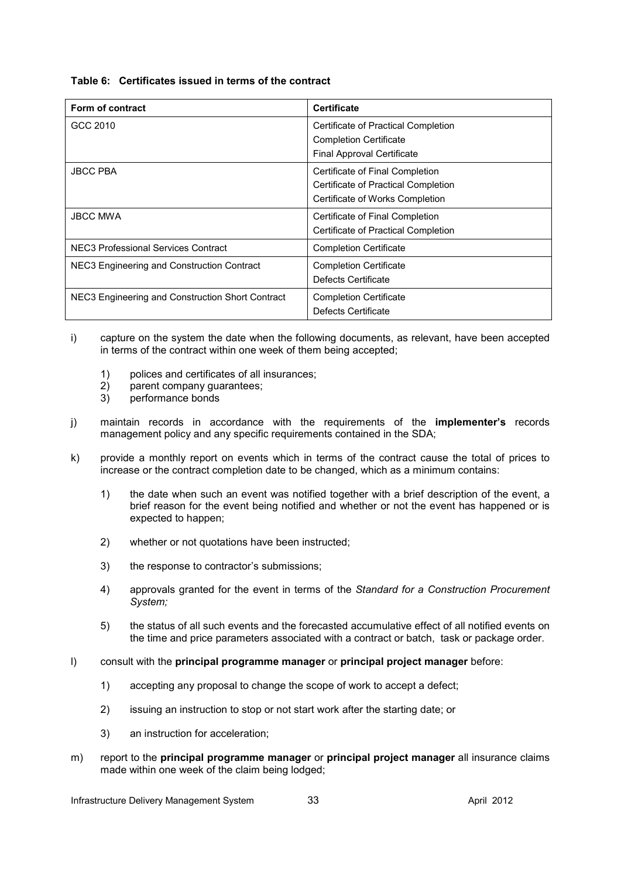**Table 6: Certificates issued in terms of the contract**

| Form of contract | Certificate |
|---|---|
| GCC 2010 | Certificate of Practical Completion<br>Completion Certificate<br>Final Approval Certificate |
| JBCC PBA | Certificate of Final Completion<br>Certificate of Practical Completion<br>Certificate of Works Completion |
| JBCC MWA | Certificate of Final Completion<br>Certificate of Practical Completion |
| NEC3 Professional Services Contract | Completion Certificate |
| NEC3 Engineering and Construction Contract | Completion Certificate<br>Defects Certificate |
| NEC3 Engineering and Construction Short Contract | Completion Certificate<br>Defects Certificate |

i) capture on the system the date when the following documents, as relevant, have been accepted in terms of the contract within one week of them being accepted;

   1) polices and certificates of all insurances;
   2) parent company guarantees;
   3) performance bonds

j) maintain records in accordance with the requirements of the **implementer's** records management policy and any specific requirements contained in the SDA;

k) provide a monthly report on events which in terms of the contract cause the total of prices to increase or the contract completion date to be changed, which as a minimum contains:

   1) the date when such an event was notified together with a brief description of the event, a brief reason for the event being notified and whether or not the event has happened or is expected to happen;

   2) whether or not quotations have been instructed;

   3) the response to contractor's submissions;

   4) approvals granted for the event in terms of the *Standard for a Construction Procurement System;*

   5) the status of all such events and the forecasted accumulative effect of all notified events on the time and price parameters associated with a contract or batch, task or package order.

l) consult with the **principal programme manager** or **principal project manager** before:

   1) accepting any proposal to change the scope of work to accept a defect;

   2) issuing an instruction to stop or not start work after the starting date; or

   3) an instruction for acceleration;

m) report to the **principal programme manager** or **principal project manager** all insurance claims made within one week of the claim being lodged;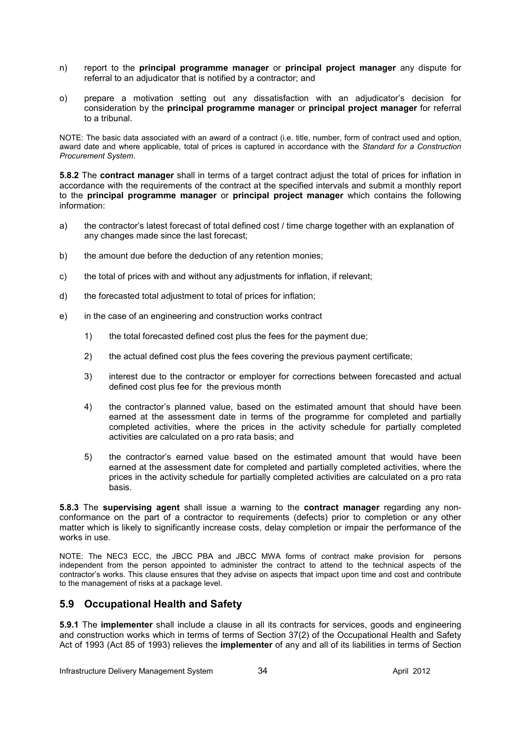n) report to the **principal programme manager** or **principal project manager** any dispute for referral to an adjudicator that is notified by a contractor; and

o) prepare a motivation setting out any dissatisfaction with an adjudicator's decision for consideration by the **principal programme manager** or **principal project manager** for referral to a tribunal.

NOTE: The basic data associated with an award of a contract (i.e. title, number, form of contract used and option, award date and where applicable, total of prices is captured in accordance with the *Standard for a Construction Procurement System*.

**5.8.2** The **contract manager** shall in terms of a target contract adjust the total of prices for inflation in accordance with the requirements of the contract at the specified intervals and submit a monthly report to the **principal programme manager** or **principal project manager** which contains the following information:

a) the contractor's latest forecast of total defined cost / time charge together with an explanation of any changes made since the last forecast;

b) the amount due before the deduction of any retention monies;

c) the total of prices with and without any adjustments for inflation, if relevant;

d) the forecasted total adjustment to total of prices for inflation;

e) in the case of an engineering and construction works contract

   1) the total forecasted defined cost plus the fees for the payment due;

   2) the actual defined cost plus the fees covering the previous payment certificate;

   3) interest due to the contractor or employer for corrections between forecasted and actual defined cost plus fee for the previous month

   4) the contractor's planned value, based on the estimated amount that should have been earned at the assessment date in terms of the programme for completed and partially completed activities, where the prices in the activity schedule for partially completed activities are calculated on a pro rata basis; and

   5) the contractor's earned value based on the estimated amount that would have been earned at the assessment date for completed and partially completed activities, where the prices in the activity schedule for partially completed activities are calculated on a pro rata basis.

**5.8.3** The **supervising agent** shall issue a warning to the **contract manager** regarding any non-conformance on the part of a contractor to requirements (defects) prior to completion or any other matter which is likely to significantly increase costs, delay completion or impair the performance of the works in use.

NOTE: The NEC3 ECC, the JBCC PBA and JBCC MWA forms of contract make provision for persons independent from the person appointed to administer the contract to attend to the technical aspects of the contractor's works. This clause ensures that they advise on aspects that impact upon time and cost and contribute to the management of risks at a package level.

## 5.9 Occupational Health and Safety

**5.9.1** The **implementer** shall include a clause in all its contracts for services, goods and engineering and construction works which in terms of terms of Section 37(2) of the Occupational Health and Safety Act of 1993 (Act 85 of 1993) relieves the **implementer** of any and all of its liabilities in terms of Section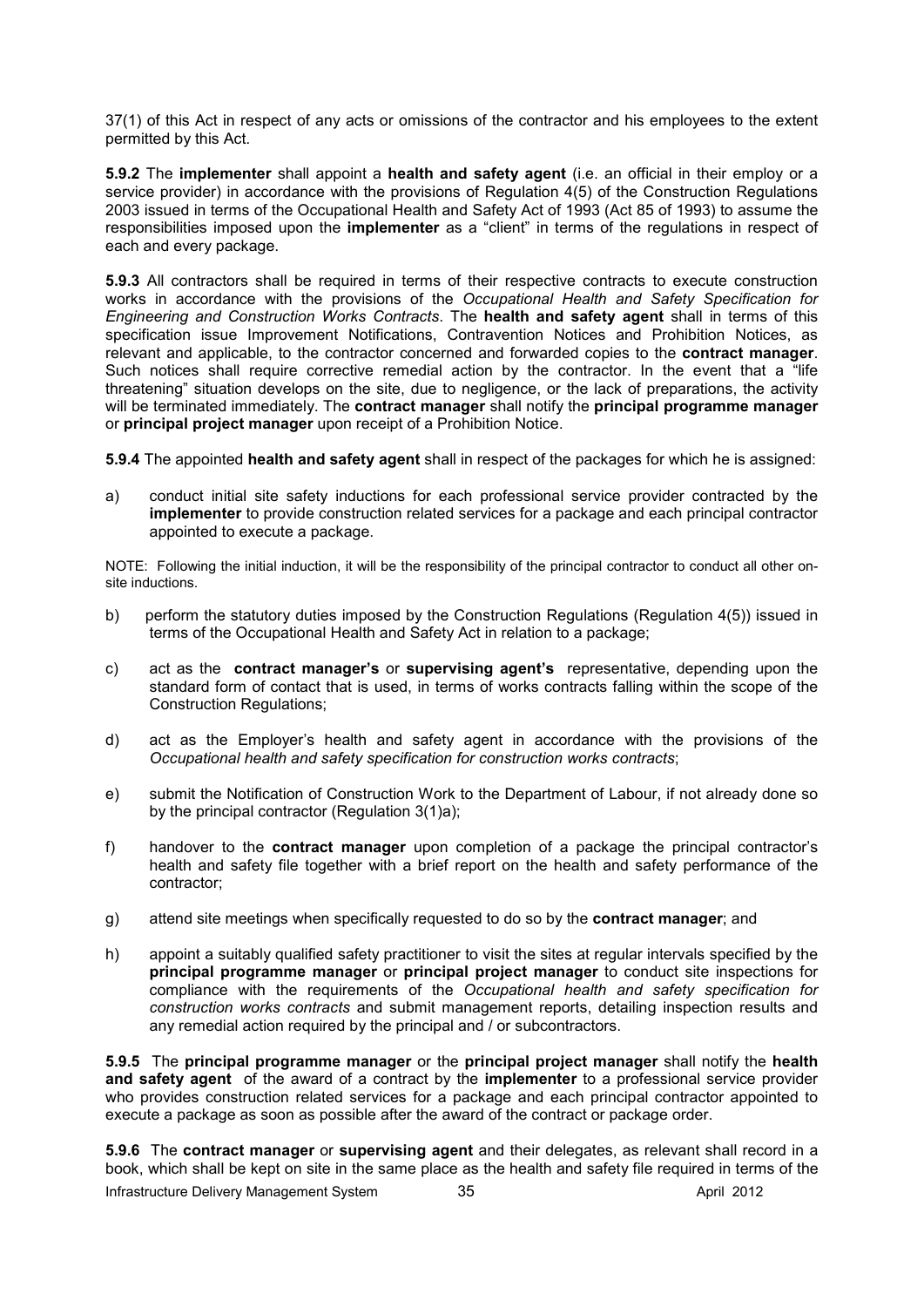37(1) of this Act in respect of any acts or omissions of the contractor and his employees to the extent permitted by this Act.

**5.9.2** The **implementer** shall appoint a **health and safety agent** (i.e. an official in their employ or a service provider) in accordance with the provisions of Regulation 4(5) of the Construction Regulations 2003 issued in terms of the Occupational Health and Safety Act of 1993 (Act 85 of 1993) to assume the responsibilities imposed upon the **implementer** as a "client" in terms of the regulations in respect of each and every package.

**5.9.3** All contractors shall be required in terms of their respective contracts to execute construction works in accordance with the provisions of the *Occupational Health and Safety Specification for Engineering and Construction Works Contracts*. The **health and safety agent** shall in terms of this specification issue Improvement Notifications, Contravention Notices and Prohibition Notices, as relevant and applicable, to the contractor concerned and forwarded copies to the **contract manager**. Such notices shall require corrective remedial action by the contractor. In the event that a "life threatening" situation develops on the site, due to negligence, or the lack of preparations, the activity will be terminated immediately. The **contract manager** shall notify the **principal programme manager** or **principal project manager** upon receipt of a Prohibition Notice.

**5.9.4** The appointed **health and safety agent** shall in respect of the packages for which he is assigned:

a) conduct initial site safety inductions for each professional service provider contracted by the **implementer** to provide construction related services for a package and each principal contractor appointed to execute a package.

NOTE: Following the initial induction, it will be the responsibility of the principal contractor to conduct all other on-site inductions.

b) perform the statutory duties imposed by the Construction Regulations (Regulation 4(5)) issued in terms of the Occupational Health and Safety Act in relation to a package;

c) act as the **contract manager's** or **supervising agent's** representative, depending upon the standard form of contact that is used, in terms of works contracts falling within the scope of the Construction Regulations;

d) act as the Employer's health and safety agent in accordance with the provisions of the *Occupational health and safety specification for construction works contracts*;

e) submit the Notification of Construction Work to the Department of Labour, if not already done so by the principal contractor (Regulation 3(1)a);

f) handover to the **contract manager** upon completion of a package the principal contractor's health and safety file together with a brief report on the health and safety performance of the contractor;

g) attend site meetings when specifically requested to do so by the **contract manager**; and

h) appoint a suitably qualified safety practitioner to visit the sites at regular intervals specified by the **principal programme manager** or **principal project manager** to conduct site inspections for compliance with the requirements of the *Occupational health and safety specification for construction works contracts* and submit management reports, detailing inspection results and any remedial action required by the principal and / or subcontractors.

**5.9.5** The **principal programme manager** or the **principal project manager** shall notify the **health and safety agent** of the award of a contract by the **implementer** to a professional service provider who provides construction related services for a package and each principal contractor appointed to execute a package as soon as possible after the award of the contract or package order.

**5.9.6** The **contract manager** or **supervising agent** and their delegates, as relevant shall record in a book, which shall be kept on site in the same place as the health and safety file required in terms of the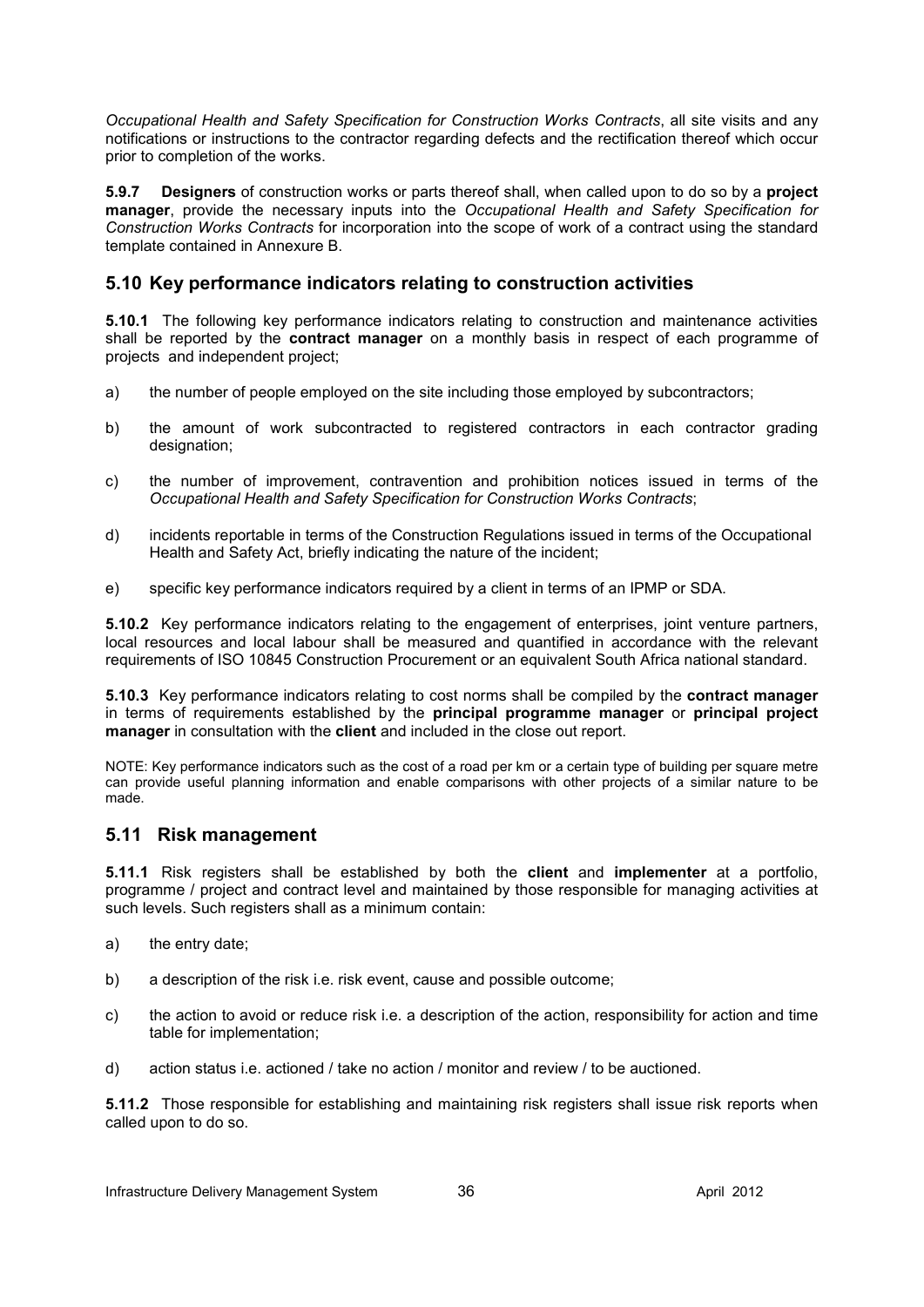*Occupational Health and Safety Specification for Construction Works Contracts*, all site visits and any notifications or instructions to the contractor regarding defects and the rectification thereof which occur prior to completion of the works.

**5.9.7 Designers** of construction works or parts thereof shall, when called upon to do so by a **project manager**, provide the necessary inputs into the *Occupational Health and Safety Specification for Construction Works Contracts* for incorporation into the scope of work of a contract using the standard template contained in Annexure B.

## 5.10 Key performance indicators relating to construction activities

**5.10.1** The following key performance indicators relating to construction and maintenance activities shall be reported by the **contract manager** on a monthly basis in respect of each programme of projects and independent project;

a) the number of people employed on the site including those employed by subcontractors;

b) the amount of work subcontracted to registered contractors in each contractor grading designation;

c) the number of improvement, contravention and prohibition notices issued in terms of the *Occupational Health and Safety Specification for Construction Works Contracts*;

d) incidents reportable in terms of the Construction Regulations issued in terms of the Occupational Health and Safety Act, briefly indicating the nature of the incident;

e) specific key performance indicators required by a client in terms of an IPMP or SDA.

**5.10.2** Key performance indicators relating to the engagement of enterprises, joint venture partners, local resources and local labour shall be measured and quantified in accordance with the relevant requirements of ISO 10845 Construction Procurement or an equivalent South Africa national standard.

**5.10.3** Key performance indicators relating to cost norms shall be compiled by the **contract manager** in terms of requirements established by the **principal programme manager** or **principal project manager** in consultation with the **client** and included in the close out report.

NOTE: Key performance indicators such as the cost of a road per km or a certain type of building per square metre can provide useful planning information and enable comparisons with other projects of a similar nature to be made.

## 5.11 Risk management

**5.11.1** Risk registers shall be established by both the **client** and **implementer** at a portfolio, programme / project and contract level and maintained by those responsible for managing activities at such levels. Such registers shall as a minimum contain:

a) the entry date;

b) a description of the risk i.e. risk event, cause and possible outcome;

c) the action to avoid or reduce risk i.e. a description of the action, responsibility for action and time table for implementation;

d) action status i.e. actioned / take no action / monitor and review / to be auctioned.

**5.11.2** Those responsible for establishing and maintaining risk registers shall issue risk reports when called upon to do so.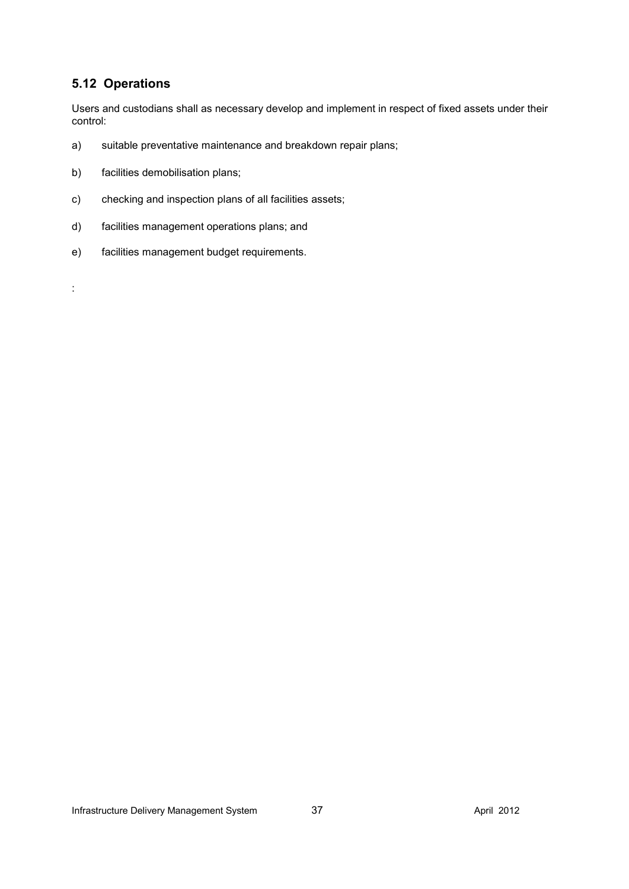## 5.12 Operations

Users and custodians shall as necessary develop and implement in respect of fixed assets under their control:

a) suitable preventative maintenance and breakdown repair plans;

b) facilities demobilisation plans;

c) checking and inspection plans of all facilities assets;

d) facilities management operations plans; and

e) facilities management budget requirements.

: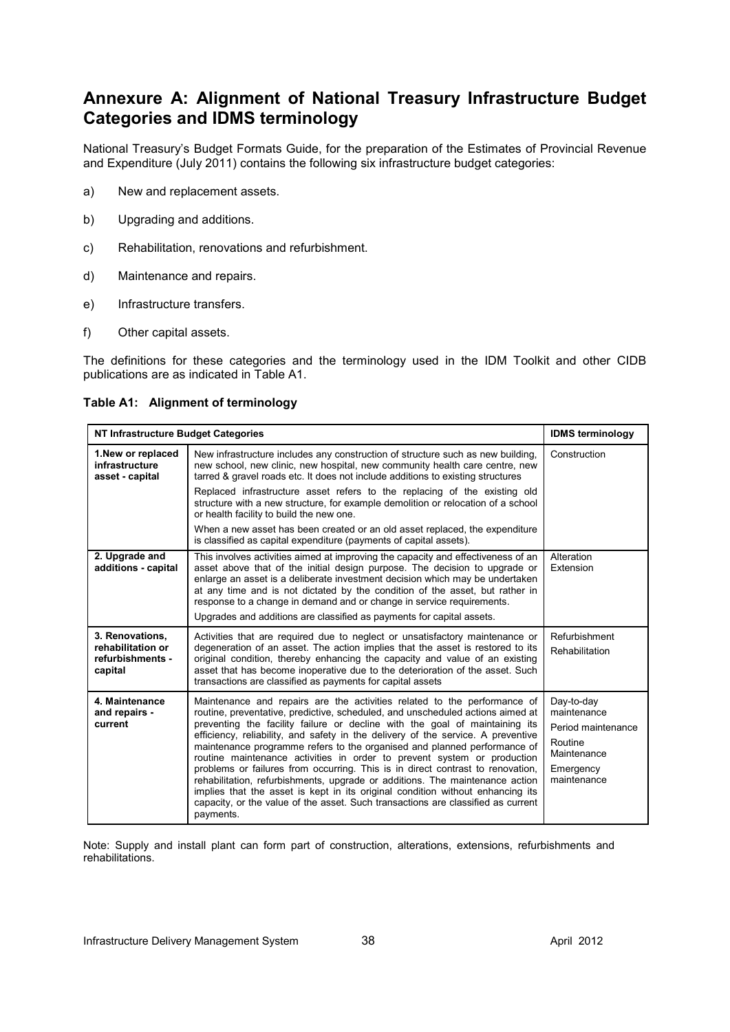# Annexure A: Alignment of National Treasury Infrastructure Budget Categories and IDMS terminology

National Treasury's Budget Formats Guide, for the preparation of the Estimates of Provincial Revenue and Expenditure (July 2011) contains the following six infrastructure budget categories:

a) New and replacement assets.

b) Upgrading and additions.

c) Rehabilitation, renovations and refurbishment.

d) Maintenance and repairs.

e) Infrastructure transfers.

f) Other capital assets.

The definitions for these categories and the terminology used in the IDM Toolkit and other CIDB publications are as indicated in Table A1.

**Table A1: Alignment of terminology**

| NT Infrastructure Budget Categories | | IDMS terminology |
|---|---|---|
| **1.New or replaced infrastructure asset - capital** | New infrastructure includes any construction of structure such as new building, new school, new clinic, new hospital, new community health care centre, new tarred & gravel roads etc. It does not include additions to existing structures<br><br>Replaced infrastructure asset refers to the replacing of the existing old structure with a new structure, for example demolition or relocation of a school or health facility to build the new one.<br><br>When a new asset has been created or an old asset replaced, the expenditure is classified as capital expenditure (payments of capital assets). | Construction |
| **2. Upgrade and additions - capital** | This involves activities aimed at improving the capacity and effectiveness of an asset above that of the initial design purpose. The decision to upgrade or enlarge an asset is a deliberate investment decision which may be undertaken at any time and is not dictated by the condition of the asset, but rather in response to a change in demand and or change in service requirements.<br><br>Upgrades and additions are classified as payments for capital assets. | Alteration<br>Extension |
| **3. Renovations, rehabilitation or refurbishments - capital** | Activities that are required due to neglect or unsatisfactory maintenance or degeneration of an asset. The action implies that the asset is restored to its original condition, thereby enhancing the capacity and value of an existing asset that has become inoperative due to the deterioration of the asset. Such transactions are classified as payments for capital assets | Refurbishment<br>Rehabilitation |
| **4. Maintenance and repairs - current** | Maintenance and repairs are the activities related to the performance of routine, preventative, predictive, scheduled, and unscheduled actions aimed at preventing the facility failure or decline with the goal of maintaining its efficiency, reliability, and safety in the delivery of the service. A preventive maintenance programme refers to the organised and planned performance of routine maintenance activities in order to prevent system or production problems or failures from occurring. This is in direct contrast to renovation, rehabilitation, refurbishments, upgrade or additions. The maintenance action implies that the asset is kept in its original condition without enhancing its capacity, or the value of the asset. Such transactions are classified as current payments. | Day-to-day maintenance<br>Period maintenance<br>Routine Maintenance<br>Emergency maintenance |

Note: Supply and install plant can form part of construction, alterations, extensions, refurbishments and rehabilitations.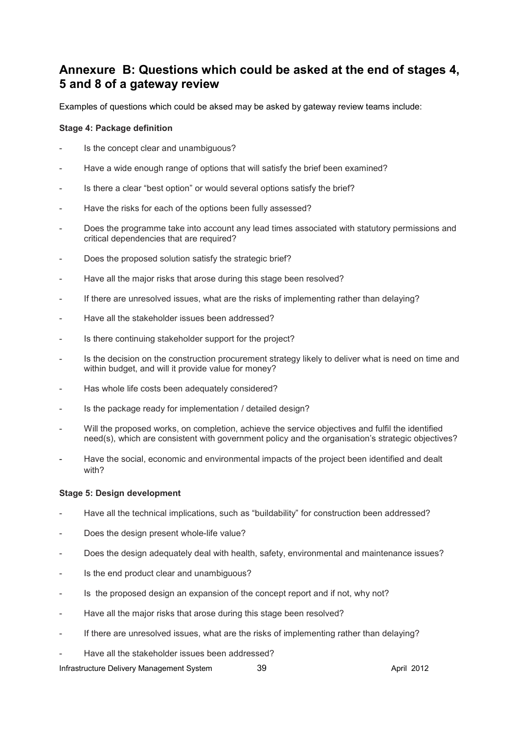## Annexure B: Questions which could be asked at the end of stages 4, 5 and 8 of a gateway review

Examples of questions which could be aksed may be asked by gateway review teams include:

**Stage 4: Package definition**

- Is the concept clear and unambiguous?
- Have a wide enough range of options that will satisfy the brief been examined?
- Is there a clear "best option" or would several options satisfy the brief?
- Have the risks for each of the options been fully assessed?
- Does the programme take into account any lead times associated with statutory permissions and critical dependencies that are required?
- Does the proposed solution satisfy the strategic brief?
- Have all the major risks that arose during this stage been resolved?
- If there are unresolved issues, what are the risks of implementing rather than delaying?
- Have all the stakeholder issues been addressed?
- Is there continuing stakeholder support for the project?
- Is the decision on the construction procurement strategy likely to deliver what is need on time and within budget, and will it provide value for money?
- Has whole life costs been adequately considered?
- Is the package ready for implementation / detailed design?
- Will the proposed works, on completion, achieve the service objectives and fulfil the identified need(s), which are consistent with government policy and the organisation's strategic objectives?
- Have the social, economic and environmental impacts of the project been identified and dealt with?

**Stage 5: Design development**

- Have all the technical implications, such as "buildability" for construction been addressed?
- Does the design present whole-life value?
- Does the design adequately deal with health, safety, environmental and maintenance issues?
- Is the end product clear and unambiguous?
- Is the proposed design an expansion of the concept report and if not, why not?
- Have all the major risks that arose during this stage been resolved?
- If there are unresolved issues, what are the risks of implementing rather than delaying?
- Have all the stakeholder issues been addressed?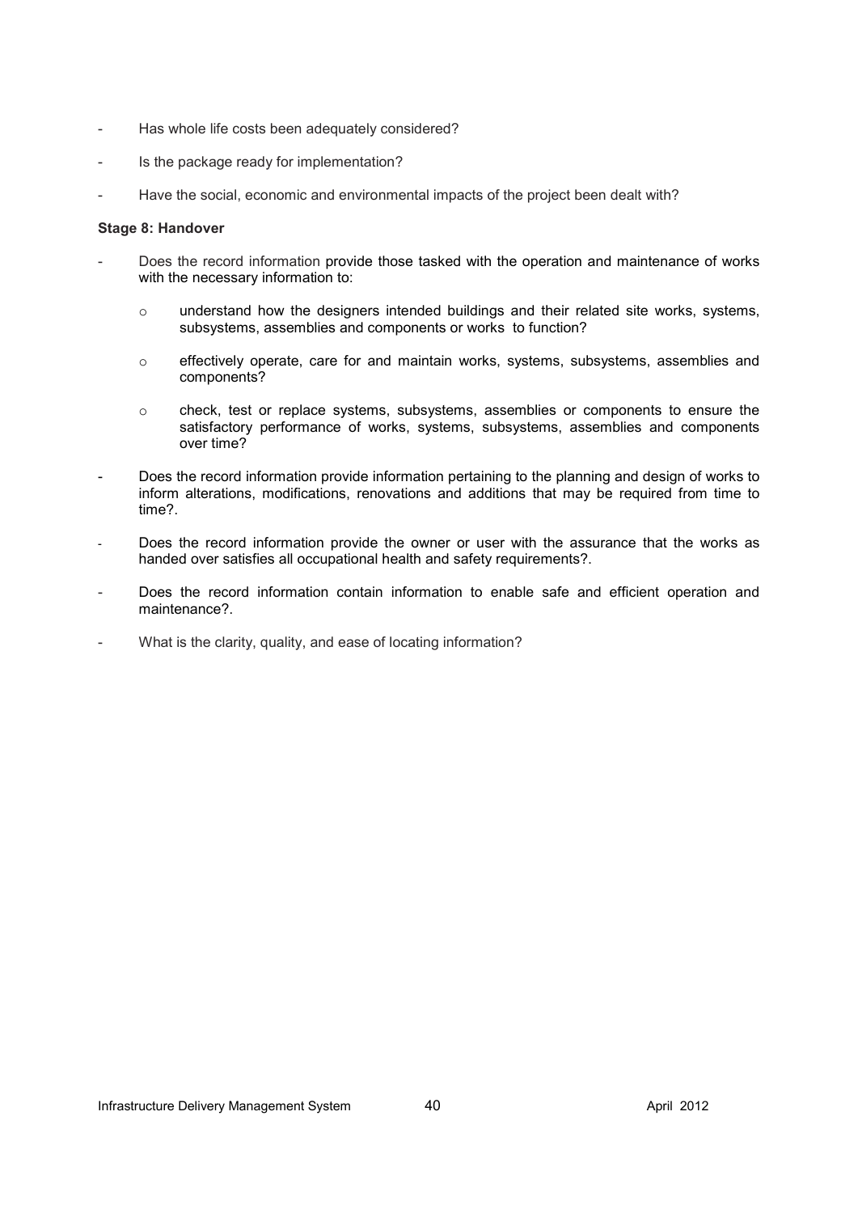- Has whole life costs been adequately considered?
- Is the package ready for implementation?
- Have the social, economic and environmental impacts of the project been dealt with?

**Stage 8: Handover**

- Does the record information provide those tasked with the operation and maintenance of works with the necessary information to:
  - understand how the designers intended buildings and their related site works, systems, subsystems, assemblies and components or works to function?
  - effectively operate, care for and maintain works, systems, subsystems, assemblies and components?
  - check, test or replace systems, subsystems, assemblies or components to ensure the satisfactory performance of works, systems, subsystems, assemblies and components over time?
- Does the record information provide information pertaining to the planning and design of works to inform alterations, modifications, renovations and additions that may be required from time to time?.
- Does the record information provide the owner or user with the assurance that the works as handed over satisfies all occupational health and safety requirements?.
- Does the record information contain information to enable safe and efficient operation and maintenance?.
- What is the clarity, quality, and ease of locating information?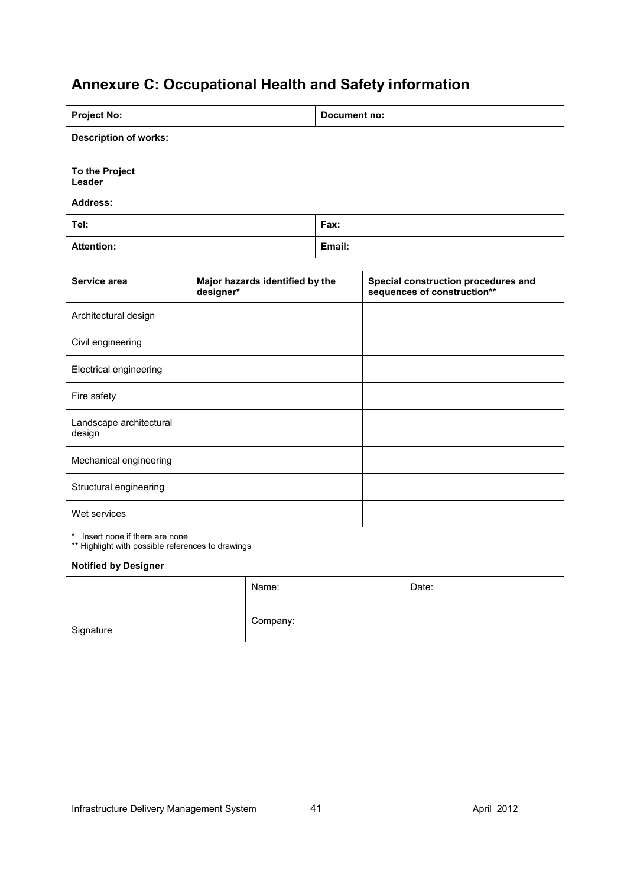# Annexure C: Occupational Health and Safety information

| **Project No:** | **Document no:** |
|---|---|
| **Description of works:** | |
| | |
| **To the Project Leader** | |
| **Address:** | |
| **Tel:** | **Fax:** |
| **Attention:** | **Email:** |

| **Service area** | **Major hazards identified by the designer*** | **Special construction procedures and sequences of construction**** |
|---|---|---|
| Architectural design | | |
| Civil engineering | | |
| Electrical engineering | | |
| Fire safety | | |
| Landscape architectural design | | |
| Mechanical engineering | | |
| Structural engineering | | |
| Wet services | | |

\* Insert none if there are none
** Highlight with possible references to drawings

| **Notified by Designer** | | |
|---|---|---|
| Signature | Name:<br>Company: | Date: |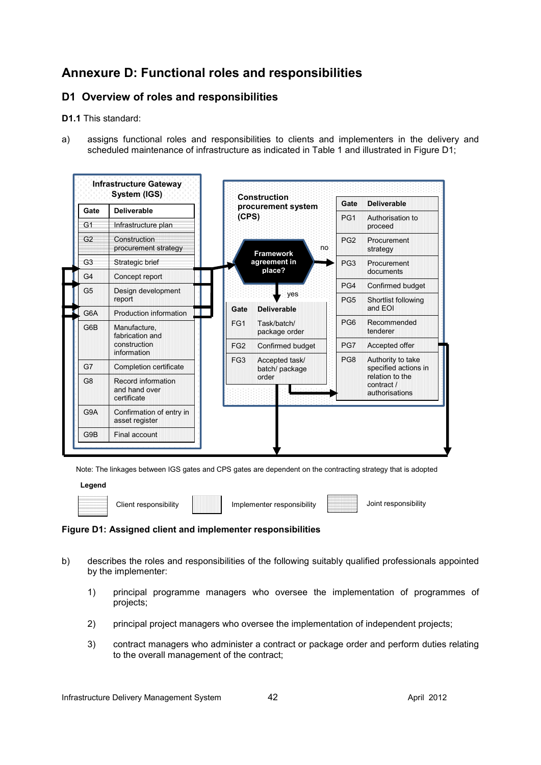# Annexure D: Functional roles and responsibilities

## D1 Overview of roles and responsibilities

**D1.1** This standard:

a) assigns functional roles and responsibilities to clients and implementers in the delivery and scheduled maintenance of infrastructure as indicated in Table 1 and illustrated in Figure D1;

**Infrastructure Gateway System (IGS)**

| Gate | Deliverable |
|---|---|
| G1 | Infrastructure plan |
| G2 | Construction procurement strategy |
| G3 | Strategic brief |
| G4 | Concept report |
| G5 | Design development report |
| G6A | Production information |
| G6B | Manufacture, fabrication and construction information |
| G7 | Completion certificate |
| G8 | Record information and hand over certificate |
| G9A | Confirmation of entry in asset register |
| G9B | Final account |

**Construction procurement system (CPS)**

Framework agreement in place? (yes / no)

| Gate | Deliverable |
|---|---|
| FG1 | Task/batch/ package order |
| FG2 | Confirmed budget |
| FG3 | Accepted task/ batch/ package order |

| Gate | Deliverable |
|---|---|
| PG1 | Authorisation to proceed |
| PG2 | Procurement strategy |
| PG3 | Procurement documents |
| PG4 | Confirmed budget |
| PG5 | Shortlist following and EOI |
| PG6 | Recommended tenderer |
| PG7 | Accepted offer |
| PG8 | Authority to take specified actions in relation to the contract / authorisations |

Note: The linkages between IGS gates and CPS gates are dependent on the contracting strategy that is adopted

**Legend**

Client responsibility | Implementer responsibility | Joint responsibility

**Figure D1: Assigned client and implementer responsibilities**

b) describes the roles and responsibilities of the following suitably qualified professionals appointed by the implementer:

1) principal programme managers who oversee the implementation of programmes of projects;

2) principal project managers who oversee the implementation of independent projects;

3) contract managers who administer a contract or package order and perform duties relating to the overall management of the contract;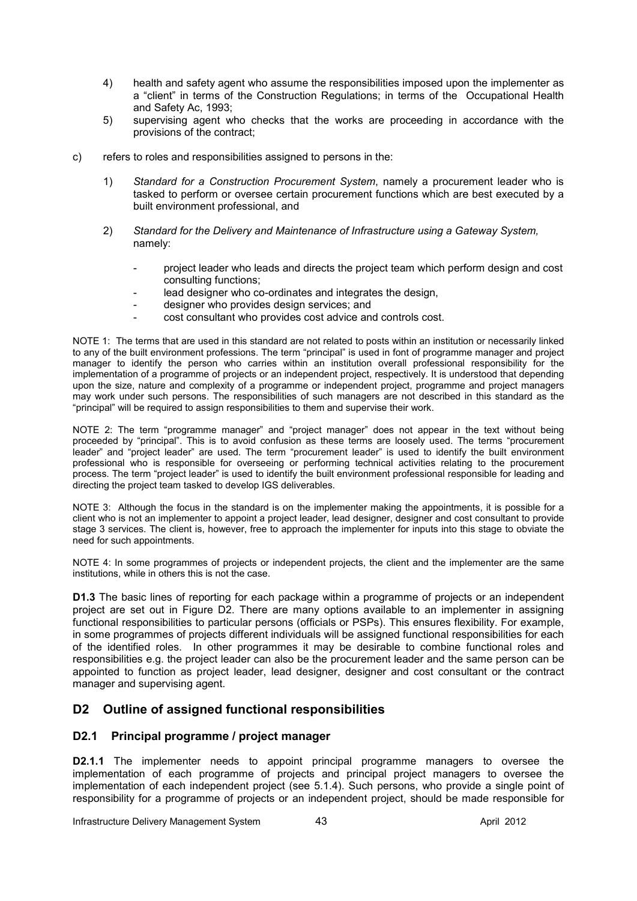4) health and safety agent who assume the responsibilities imposed upon the implementer as a "client" in terms of the Construction Regulations; in terms of the Occupational Health and Safety Ac, 1993;
5) supervising agent who checks that the works are proceeding in accordance with the provisions of the contract;

c) refers to roles and responsibilities assigned to persons in the:

1) *Standard for a Construction Procurement System*, namely a procurement leader who is tasked to perform or oversee certain procurement functions which are best executed by a built environment professional, and

2) *Standard for the Delivery and Maintenance of Infrastructure using a Gateway System,* namely:

- project leader who leads and directs the project team which perform design and cost consulting functions;
- lead designer who co-ordinates and integrates the design,
- designer who provides design services; and
- cost consultant who provides cost advice and controls cost.

NOTE 1: The terms that are used in this standard are not related to posts within an institution or necessarily linked to any of the built environment professions. The term "principal" is used in font of programme manager and project manager to identify the person who carries within an institution overall professional responsibility for the implementation of a programme of projects or an independent project, respectively. It is understood that depending upon the size, nature and complexity of a programme or independent project, programme and project managers may work under such persons. The responsibilities of such managers are not described in this standard as the "principal" will be required to assign responsibilities to them and supervise their work.

NOTE 2: The term "programme manager" and "project manager" does not appear in the text without being proceeded by "principal". This is to avoid confusion as these terms are loosely used. The terms "procurement leader" and "project leader" are used. The term "procurement leader" is used to identify the built environment professional who is responsible for overseeing or performing technical activities relating to the procurement process. The term "project leader" is used to identify the built environment professional responsible for leading and directing the project team tasked to develop IGS deliverables.

NOTE 3: Although the focus in the standard is on the implementer making the appointments, it is possible for a client who is not an implementer to appoint a project leader, lead designer, designer and cost consultant to provide stage 3 services. The client is, however, free to approach the implementer for inputs into this stage to obviate the need for such appointments.

NOTE 4: In some programmes of projects or independent projects, the client and the implementer are the same institutions, while in others this is not the case.

**D1.3** The basic lines of reporting for each package within a programme of projects or an independent project are set out in Figure D2. There are many options available to an implementer in assigning functional responsibilities to particular persons (officials or PSPs). This ensures flexibility. For example, in some programmes of projects different individuals will be assigned functional responsibilities for each of the identified roles. In other programmes it may be desirable to combine functional roles and responsibilities e.g. the project leader can also be the procurement leader and the same person can be appointed to function as project leader, lead designer, designer and cost consultant or the contract manager and supervising agent.

## D2 Outline of assigned functional responsibilities

### D2.1 Principal programme / project manager

**D2.1.1** The implementer needs to appoint principal programme managers to oversee the implementation of each programme of projects and principal project managers to oversee the implementation of each independent project (see 5.1.4). Such persons, who provide a single point of responsibility for a programme of projects or an independent project, should be made responsible for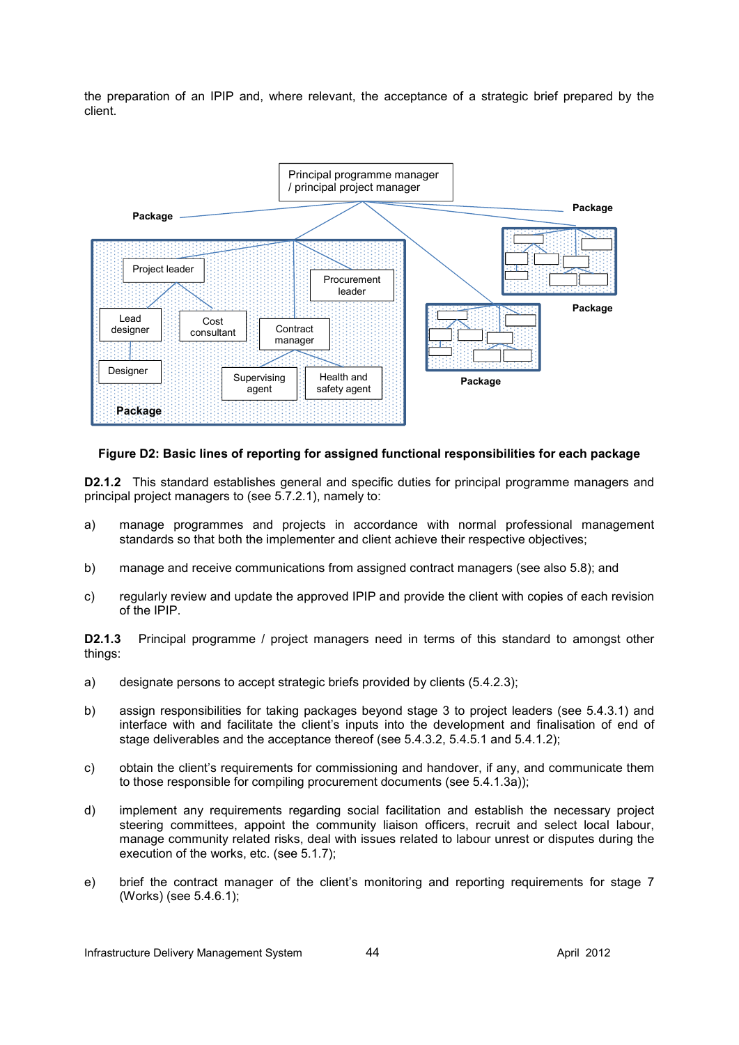the preparation of an IPIP and, where relevant, the acceptance of a strategic brief prepared by the client.

**Figure D2: Basic lines of reporting for assigned functional responsibilities for each package**

**D2.1.2** This standard establishes general and specific duties for principal programme managers and principal project managers to (see 5.7.2.1), namely to:

a) manage programmes and projects in accordance with normal professional management standards so that both the implementer and client achieve their respective objectives;

b) manage and receive communications from assigned contract managers (see also 5.8); and

c) regularly review and update the approved IPIP and provide the client with copies of each revision of the IPIP.

**D2.1.3** Principal programme / project managers need in terms of this standard to amongst other things:

a) designate persons to accept strategic briefs provided by clients (5.4.2.3);

b) assign responsibilities for taking packages beyond stage 3 to project leaders (see 5.4.3.1) and interface with and facilitate the client's inputs into the development and finalisation of end of stage deliverables and the acceptance thereof (see 5.4.3.2, 5.4.5.1 and 5.4.1.2);

c) obtain the client's requirements for commissioning and handover, if any, and communicate them to those responsible for compiling procurement documents (see 5.4.1.3a));

d) implement any requirements regarding social facilitation and establish the necessary project steering committees, appoint the community liaison officers, recruit and select local labour, manage community related risks, deal with issues related to labour unrest or disputes during the execution of the works, etc. (see 5.1.7);

e) brief the contract manager of the client's monitoring and reporting requirements for stage 7 (Works) (see 5.4.6.1);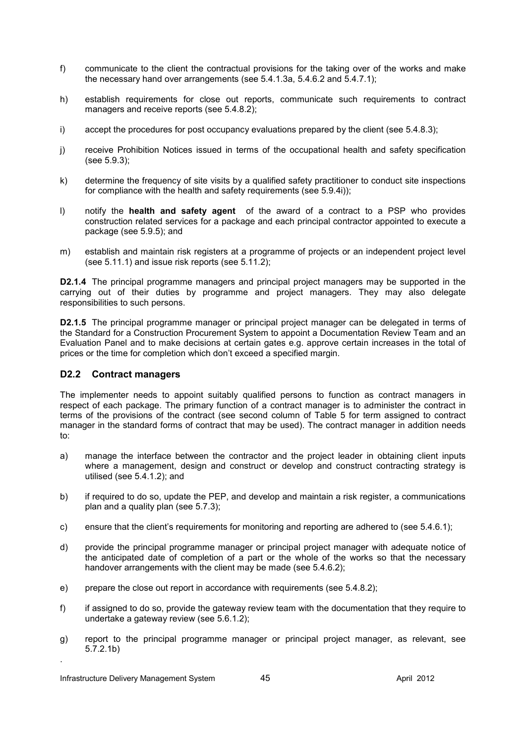f) communicate to the client the contractual provisions for the taking over of the works and make the necessary hand over arrangements (see 5.4.1.3a, 5.4.6.2 and 5.4.7.1);

h) establish requirements for close out reports, communicate such requirements to contract managers and receive reports (see 5.4.8.2);

i) accept the procedures for post occupancy evaluations prepared by the client (see 5.4.8.3);

j) receive Prohibition Notices issued in terms of the occupational health and safety specification (see 5.9.3);

k) determine the frequency of site visits by a qualified safety practitioner to conduct site inspections for compliance with the health and safety requirements (see 5.9.4i));

l) notify the **health and safety agent** of the award of a contract to a PSP who provides construction related services for a package and each principal contractor appointed to execute a package (see 5.9.5); and

m) establish and maintain risk registers at a programme of projects or an independent project level (see 5.11.1) and issue risk reports (see 5.11.2);

**D2.1.4** The principal programme managers and principal project managers may be supported in the carrying out of their duties by programme and project managers. They may also delegate responsibilities to such persons.

**D2.1.5** The principal programme manager or principal project manager can be delegated in terms of the Standard for a Construction Procurement System to appoint a Documentation Review Team and an Evaluation Panel and to make decisions at certain gates e.g. approve certain increases in the total of prices or the time for completion which don't exceed a specified margin.

## D2.2 Contract managers

The implementer needs to appoint suitably qualified persons to function as contract managers in respect of each package. The primary function of a contract manager is to administer the contract in terms of the provisions of the contract (see second column of Table 5 for term assigned to contract manager in the standard forms of contract that may be used). The contract manager in addition needs to:

a) manage the interface between the contractor and the project leader in obtaining client inputs where a management, design and construct or develop and construct contracting strategy is utilised (see 5.4.1.2); and

b) if required to do so, update the PEP, and develop and maintain a risk register, a communications plan and a quality plan (see 5.7.3);

c) ensure that the client's requirements for monitoring and reporting are adhered to (see 5.4.6.1);

d) provide the principal programme manager or principal project manager with adequate notice of the anticipated date of completion of a part or the whole of the works so that the necessary handover arrangements with the client may be made (see 5.4.6.2);

e) prepare the close out report in accordance with requirements (see 5.4.8.2);

f) if assigned to do so, provide the gateway review team with the documentation that they require to undertake a gateway review (see 5.6.1.2);

g) report to the principal programme manager or principal project manager, as relevant, see 5.7.2.1b)

.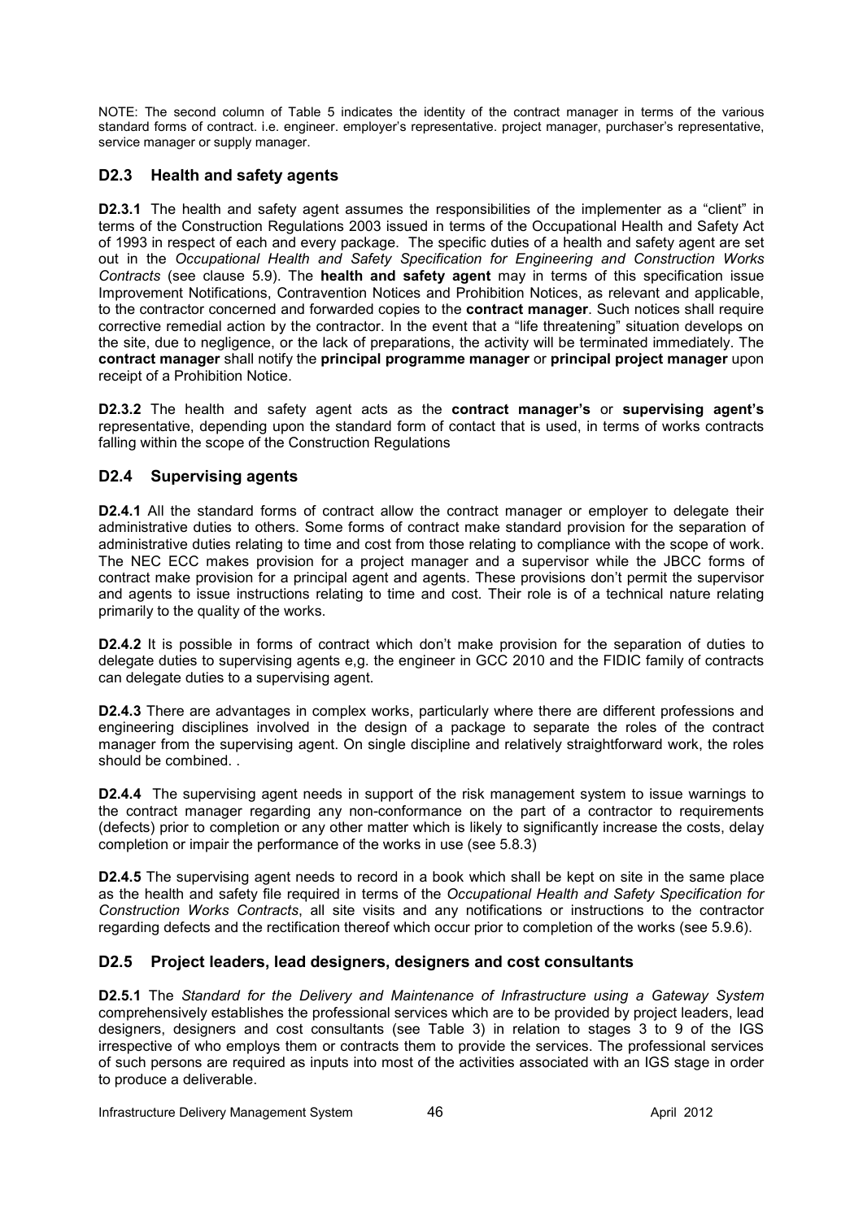NOTE: The second column of Table 5 indicates the identity of the contract manager in terms of the various standard forms of contract. i.e. engineer. employer's representative. project manager, purchaser's representative, service manager or supply manager.

### D2.3 Health and safety agents

**D2.3.1** The health and safety agent assumes the responsibilities of the implementer as a "client" in terms of the Construction Regulations 2003 issued in terms of the Occupational Health and Safety Act of 1993 in respect of each and every package. The specific duties of a health and safety agent are set out in the *Occupational Health and Safety Specification for Engineering and Construction Works Contracts* (see clause 5.9). The **health and safety agent** may in terms of this specification issue Improvement Notifications, Contravention Notices and Prohibition Notices, as relevant and applicable, to the contractor concerned and forwarded copies to the **contract manager**. Such notices shall require corrective remedial action by the contractor. In the event that a "life threatening" situation develops on the site, due to negligence, or the lack of preparations, the activity will be terminated immediately. The **contract manager** shall notify the **principal programme manager** or **principal project manager** upon receipt of a Prohibition Notice.

**D2.3.2** The health and safety agent acts as the **contract manager's** or **supervising agent's** representative, depending upon the standard form of contact that is used, in terms of works contracts falling within the scope of the Construction Regulations

### D2.4 Supervising agents

**D2.4.1** All the standard forms of contract allow the contract manager or employer to delegate their administrative duties to others. Some forms of contract make standard provision for the separation of administrative duties relating to time and cost from those relating to compliance with the scope of work. The NEC ECC makes provision for a project manager and a supervisor while the JBCC forms of contract make provision for a principal agent and agents. These provisions don't permit the supervisor and agents to issue instructions relating to time and cost. Their role is of a technical nature relating primarily to the quality of the works.

**D2.4.2** It is possible in forms of contract which don't make provision for the separation of duties to delegate duties to supervising agents e,g. the engineer in GCC 2010 and the FIDIC family of contracts can delegate duties to a supervising agent.

**D2.4.3** There are advantages in complex works, particularly where there are different professions and engineering disciplines involved in the design of a package to separate the roles of the contract manager from the supervising agent. On single discipline and relatively straightforward work, the roles should be combined. .

**D2.4.4** The supervising agent needs in support of the risk management system to issue warnings to the contract manager regarding any non-conformance on the part of a contractor to requirements (defects) prior to completion or any other matter which is likely to significantly increase the costs, delay completion or impair the performance of the works in use (see 5.8.3)

**D2.4.5** The supervising agent needs to record in a book which shall be kept on site in the same place as the health and safety file required in terms of the *Occupational Health and Safety Specification for Construction Works Contracts*, all site visits and any notifications or instructions to the contractor regarding defects and the rectification thereof which occur prior to completion of the works (see 5.9.6).

### D2.5 Project leaders, lead designers, designers and cost consultants

**D2.5.1** The *Standard for the Delivery and Maintenance of Infrastructure using a Gateway System* comprehensively establishes the professional services which are to be provided by project leaders, lead designers, designers and cost consultants (see Table 3) in relation to stages 3 to 9 of the IGS irrespective of who employs them or contracts them to provide the services. The professional services of such persons are required as inputs into most of the activities associated with an IGS stage in order to produce a deliverable.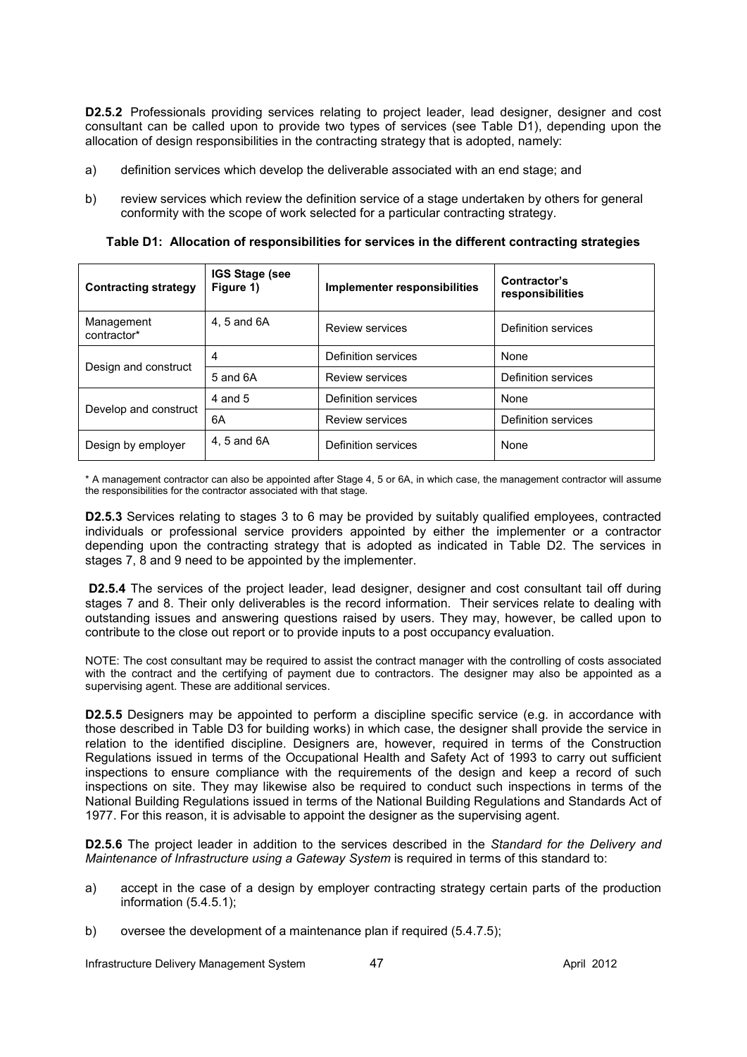**D2.5.2** Professionals providing services relating to project leader, lead designer, designer and cost consultant can be called upon to provide two types of services (see Table D1), depending upon the allocation of design responsibilities in the contracting strategy that is adopted, namely:

a) definition services which develop the deliverable associated with an end stage; and

b) review services which review the definition service of a stage undertaken by others for general conformity with the scope of work selected for a particular contracting strategy.

**Table D1: Allocation of responsibilities for services in the different contracting strategies**

| Contracting strategy | IGS Stage (see Figure 1) | Implementer responsibilities | Contractor's responsibilities |
|---|---|---|---|
| Management contractor* | 4, 5 and 6A | Review services | Definition services |
| Design and construct | 4 | Definition services | None |
| | 5 and 6A | Review services | Definition services |
| Develop and construct | 4 and 5 | Definition services | None |
| | 6A | Review services | Definition services |
| Design by employer | 4, 5 and 6A | Definition services | None |

* A management contractor can also be appointed after Stage 4, 5 or 6A, in which case, the management contractor will assume the responsibilities for the contractor associated with that stage.

**D2.5.3** Services relating to stages 3 to 6 may be provided by suitably qualified employees, contracted individuals or professional service providers appointed by either the implementer or a contractor depending upon the contracting strategy that is adopted as indicated in Table D2. The services in stages 7, 8 and 9 need to be appointed by the implementer.

**D2.5.4** The services of the project leader, lead designer, designer and cost consultant tail off during stages 7 and 8. Their only deliverables is the record information. Their services relate to dealing with outstanding issues and answering questions raised by users. They may, however, be called upon to contribute to the close out report or to provide inputs to a post occupancy evaluation.

NOTE: The cost consultant may be required to assist the contract manager with the controlling of costs associated with the contract and the certifying of payment due to contractors. The designer may also be appointed as a supervising agent. These are additional services.

**D2.5.5** Designers may be appointed to perform a discipline specific service (e.g. in accordance with those described in Table D3 for building works) in which case, the designer shall provide the service in relation to the identified discipline. Designers are, however, required in terms of the Construction Regulations issued in terms of the Occupational Health and Safety Act of 1993 to carry out sufficient inspections to ensure compliance with the requirements of the design and keep a record of such inspections on site. They may likewise also be required to conduct such inspections in terms of the National Building Regulations issued in terms of the National Building Regulations and Standards Act of 1977. For this reason, it is advisable to appoint the designer as the supervising agent.

**D2.5.6** The project leader in addition to the services described in the *Standard for the Delivery and Maintenance of Infrastructure using a Gateway System* is required in terms of this standard to:

a) accept in the case of a design by employer contracting strategy certain parts of the production information (5.4.5.1);

b) oversee the development of a maintenance plan if required (5.4.7.5);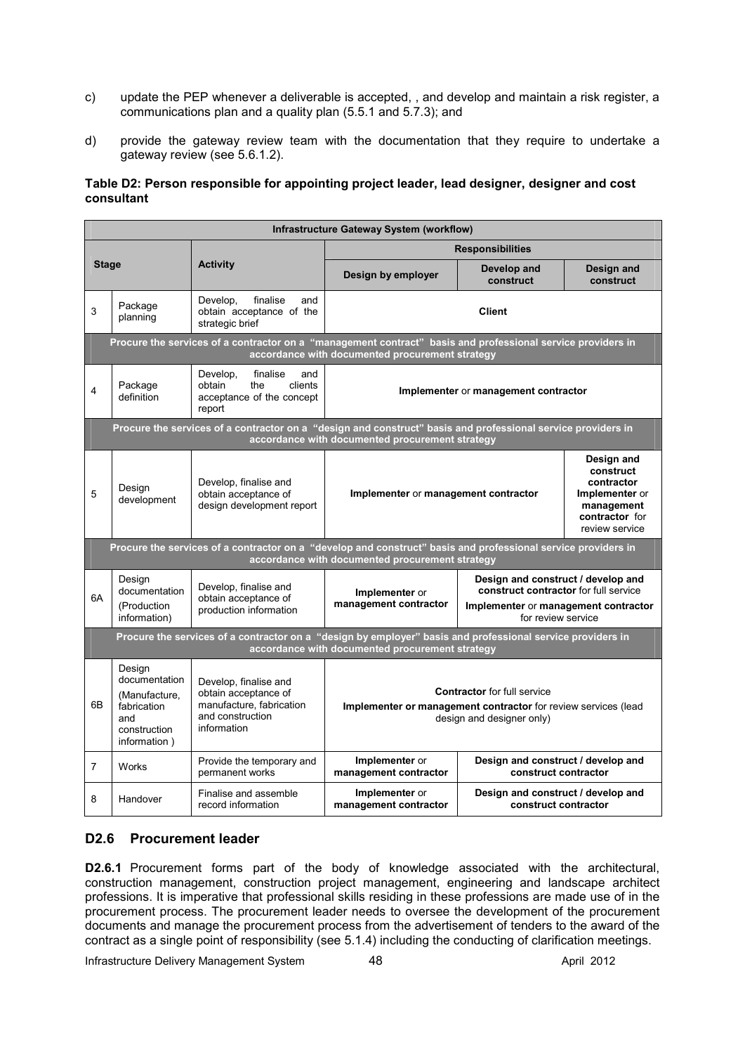c) update the PEP whenever a deliverable is accepted, , and develop and maintain a risk register, a communications plan and a quality plan (5.5.1 and 5.7.3); and

d) provide the gateway review team with the documentation that they require to undertake a gateway review (see 5.6.1.2).

**Table D2: Person responsible for appointing project leader, lead designer, designer and cost consultant**

| **Infrastructure Gateway System (workflow)** | | | | | |
|---|---|---|---|---|---|
| **Stage** | | **Activity** | **Responsibilities** | | |
| | | | **Design by employer** | **Develop and construct** | **Design and construct** |
| 3 | Package planning | Develop, finalise and obtain acceptance of the strategic brief | **Client** | | |
| **Procure the services of a contractor on a "management contract" basis and professional service providers in accordance with documented procurement strategy** | | | | | |
| 4 | Package definition | Develop, finalise and obtain the clients acceptance of the concept report | **Implementer** or **management contractor** | | |
| **Procure the services of a contractor on a "design and construct" basis and professional service providers in accordance with documented procurement strategy** | | | | | |
| 5 | Design development | Develop, finalise and obtain acceptance of design development report | **Implementer** or **management contractor** | | **Design and construct contractor** **Implementer** or **management contractor** for review service |
| **Procure the services of a contractor on a "develop and construct" basis and professional service providers in accordance with documented procurement strategy** | | | | | |
| 6A | Design documentation (Production information) | Develop, finalise and obtain acceptance of production information | **Implementer** or **management contractor** | **Design and construct / develop and construct contractor** for full service **Implementer** or **management contractor** for review service | |
| **Procure the services of a contractor on a "design by employer" basis and professional service providers in accordance with documented procurement strategy** | | | | | |
| 6B | Design documentation (Manufacture, fabrication and construction information ) | Develop, finalise and obtain acceptance of manufacture, fabrication and construction information | **Contractor** for full service **Implementer or management contractor** for review services (lead design and designer only) | | |
| 7 | Works | Provide the temporary and permanent works | **Implementer** or **management contractor** | **Design and construct / develop and construct contractor** | |
| 8 | Handover | Finalise and assemble record information | **Implementer** or **management contractor** | **Design and construct / develop and construct contractor** | |

## D2.6 Procurement leader

**D2.6.1** Procurement forms part of the body of knowledge associated with the architectural, construction management, construction project management, engineering and landscape architect professions. It is imperative that professional skills residing in these professions are made use of in the procurement process. The procurement leader needs to oversee the development of the procurement documents and manage the procurement process from the advertisement of tenders to the award of the contract as a single point of responsibility (see 5.1.4) including the conducting of clarification meetings.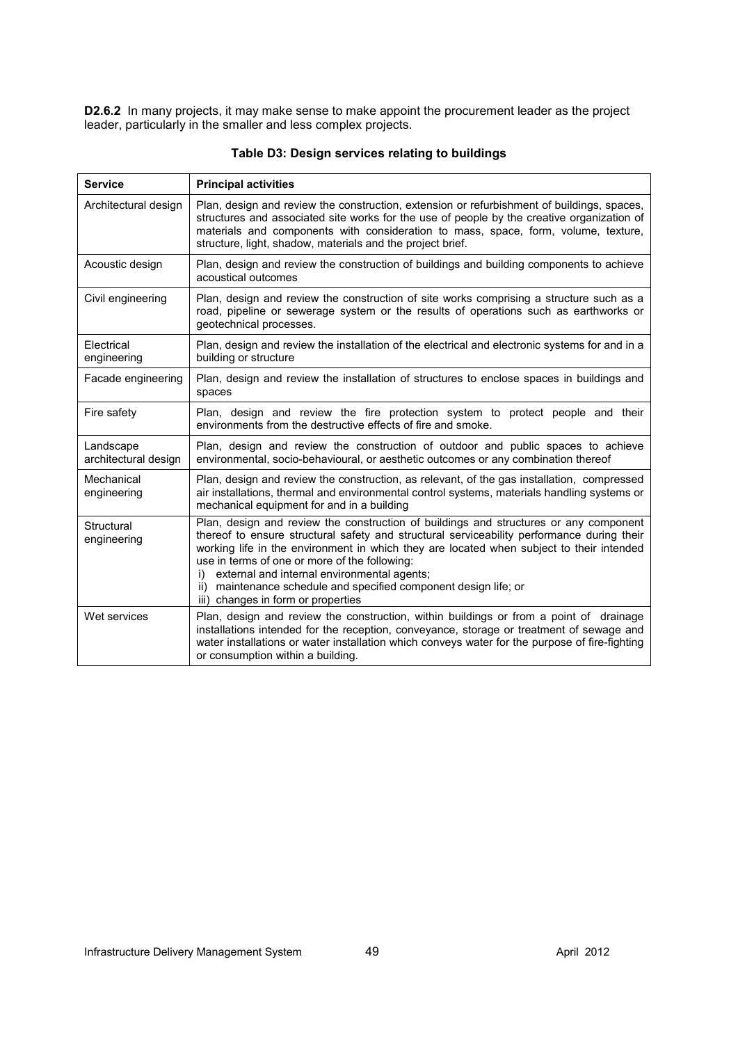**D2.6.2** In many projects, it may make sense to make appoint the procurement leader as the project leader, particularly in the smaller and less complex projects.

**Table D3: Design services relating to buildings**

| Service | Principal activities |
|---|---|
| Architectural design | Plan, design and review the construction, extension or refurbishment of buildings, spaces, structures and associated site works for the use of people by the creative organization of materials and components with consideration to mass, space, form, volume, texture, structure, light, shadow, materials and the project brief. |
| Acoustic design | Plan, design and review the construction of buildings and building components to achieve acoustical outcomes |
| Civil engineering | Plan, design and review the construction of site works comprising a structure such as a road, pipeline or sewerage system or the results of operations such as earthworks or geotechnical processes. |
| Electrical engineering | Plan, design and review the installation of the electrical and electronic systems for and in a building or structure |
| Facade engineering | Plan, design and review the installation of structures to enclose spaces in buildings and spaces |
| Fire safety | Plan, design and review the fire protection system to protect people and their environments from the destructive effects of fire and smoke. |
| Landscape architectural design | Plan, design and review the construction of outdoor and public spaces to achieve environmental, socio-behavioural, or aesthetic outcomes or any combination thereof |
| Mechanical engineering | Plan, design and review the construction, as relevant, of the gas installation, compressed air installations, thermal and environmental control systems, materials handling systems or mechanical equipment for and in a building |
| Structural engineering | Plan, design and review the construction of buildings and structures or any component thereof to ensure structural safety and structural serviceability performance during their working life in the environment in which they are located when subject to their intended use in terms of one or more of the following:<br>i) external and internal environmental agents;<br>ii) maintenance schedule and specified component design life; or<br>iii) changes in form or properties |
| Wet services | Plan, design and review the construction, within buildings or from a point of drainage installations intended for the reception, conveyance, storage or treatment of sewage and water installations or water installation which conveys water for the purpose of fire-fighting or consumption within a building. |